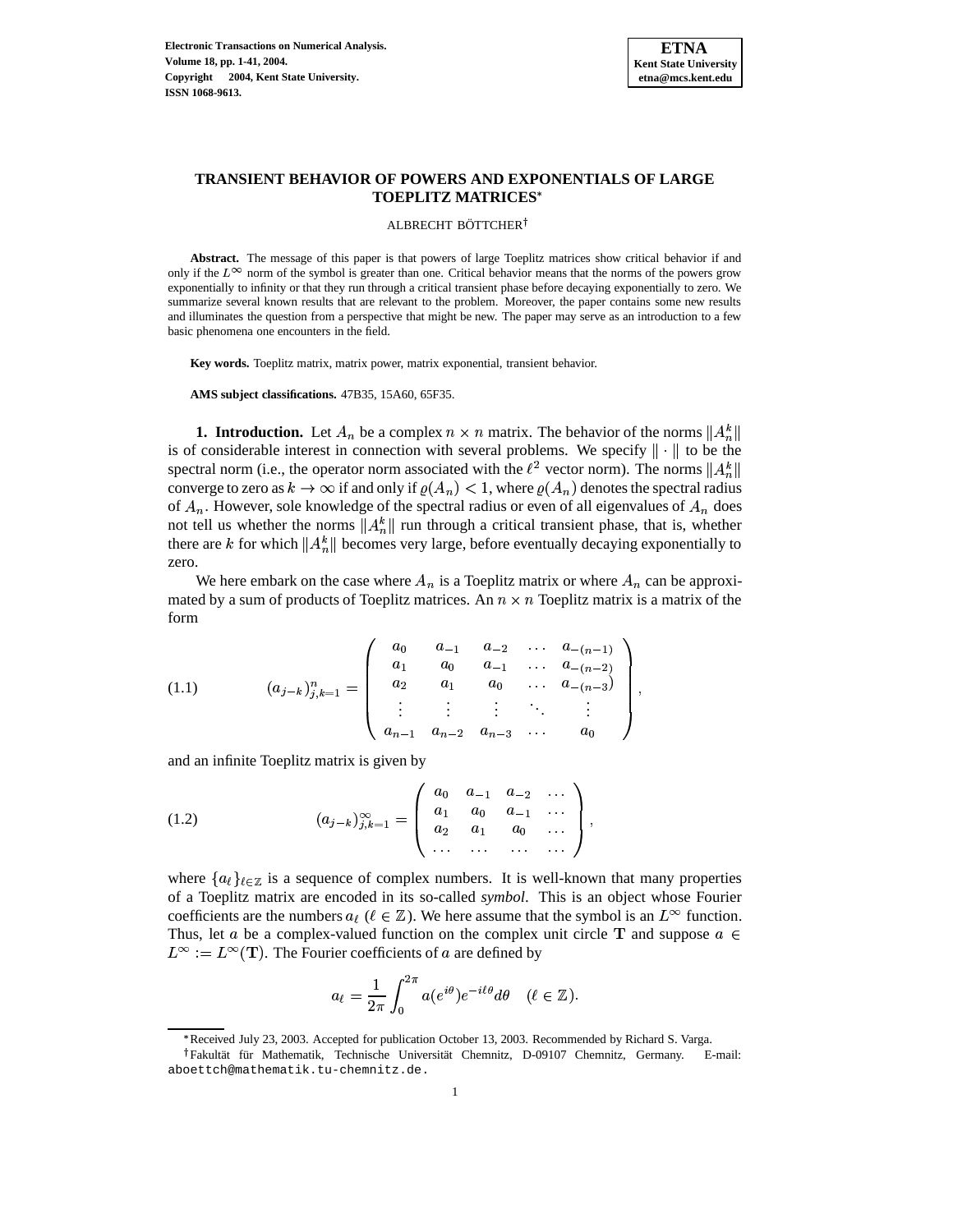# TRANSIENT BEHAVIOR OF POWERS AND EXPONENTIALS OF LARGE TOEPLITZ MATRICES*

ALBRECHT BÖTTCHER†

**Abstract.** The message of this paper is that powers of large Toeplitz matrices show critical behavior if and only if the $L^\infty$ norm of the symbol is greater than one. Critical behavior means that the norms of the powers grow exponentially to infinity or that they run through a critical transient phase before decaying exponentially to zero. We summarize several known results that are relevant to the problem. Moreover, the paper contains some new results and illuminates the question from a perspective that might be new. The paper may serve as an introduction to a few basic phenomena one encounters in the field.

**Key words.** Toeplitz matrix, matrix power, matrix exponential, transient behavior.

**AMS subject classifications.** 47B35, 15A60, 65F35.

## 1. Introduction.

Let $A_n$ be a complex $n \times n$ matrix. The behavior of the norms $\|A_n^k\|$ is of considerable interest in connection with several problems. We specify $\|\cdot\|$ to be the spectral norm (i.e., the operator norm associated with the $\ell^2$ vector norm). The norms $\|A_n^k\|$ converge to zero as $k \to \infty$ if and only if $\varrho(A_n) < 1$, where $\varrho(A_n)$ denotes the spectral radius of $A_n$. However, sole knowledge of the spectral radius or even of all eigenvalues of $A_n$ does not tell us whether the norms $\|A_n^k\|$ run through a critical transient phase, that is, whether there are $k$ for which $\|A_n^k\|$ becomes very large, before eventually decaying exponentially to zero.

We here embark on the case where $A_n$ is a Toeplitz matrix or where $A_n$ can be approximated by a sum of products of Toeplitz matrices. An $n \times n$ Toeplitz matrix is a matrix of the form

$$(a_{j-k})_{j,k=1}^n = \begin{pmatrix} a_0 & a_{-1} & a_{-2} & \dots & a_{-(n-1)} \\ a_1 & a_0 & a_{-1} & \dots & a_{-(n-2)} \\ a_2 & a_1 & a_0 & \dots & a_{-(n-3)} \\ \vdots & \vdots & \vdots & \ddots & \vdots \\ a_{n-1} & a_{n-2} & a_{n-3} & \dots & a_0 \end{pmatrix}, \tag{1.1}$$

and an infinite Toeplitz matrix is given by

$$(a_{j-k})_{j,k=1}^\infty = \begin{pmatrix} a_0 & a_{-1} & a_{-2} & \dots \\ a_1 & a_0 & a_{-1} & \dots \\ a_2 & a_1 & a_0 & \dots \\ \dots & \dots & \dots & \dots \end{pmatrix}, \tag{1.2}$$

where $\{a_\ell\}_{\ell \in \mathbb{Z}}$ is a sequence of complex numbers. It is well-known that many properties of a Toeplitz matrix are encoded in its so-called *symbol*. This is an object whose Fourier coefficients are the numbers $a_\ell$ ($\ell \in \mathbb{Z}$). We here assume that the symbol is an $L^\infty$ function. Thus, let $a$ be a complex-valued function on the complex unit circle $\mathbf{T}$ and suppose $a \in L^\infty := L^\infty(\mathbf{T})$. The Fourier coefficients of $a$ are defined by

$$a_\ell = \frac{1}{2\pi}\int_0^{2\pi} a(e^{i\theta})e^{-i\ell\theta}d\theta \quad (\ell \in \mathbb{Z}).$$

*Received July 23, 2003. Accepted for publication October 13, 2003. Recommended by Richard S. Varga.

†Fakultät für Mathematik, Technische Universität Chemnitz, D-09107 Chemnitz, Germany. E-mail: aboettch@mathematik.tu-chemnitz.de.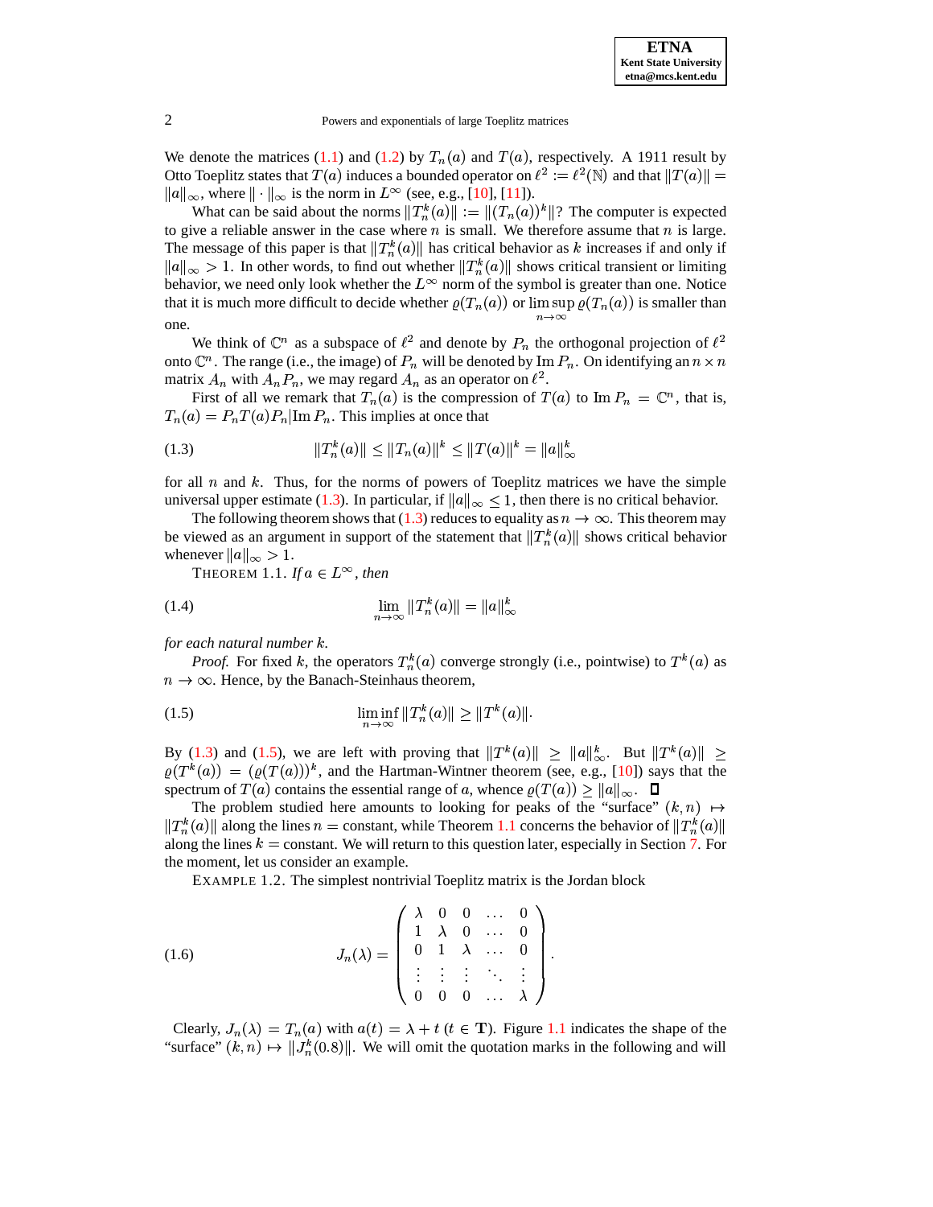We denote the matrices (1.1) and (1.2) by $T_n(a)$ and $T(a)$, respectively. A 1911 result by Otto Toeplitz states that $T(a)$ induces a bounded operator on $\ell^2 := \ell^2(\mathbb{N})$ and that $\|T(a)\| = \|a\|_\infty$, where $\|\cdot\|_\infty$ is the norm in $L^\infty$ (see, e.g., [10], [11]).

What can be said about the norms $\|T_n^k(a)\| := \|(T_n(a))^k\|$? The computer is expected to give a reliable answer in the case where $n$ is small. We therefore assume that $n$ is large. The message of this paper is that $\|T_n^k(a)\|$ has critical behavior as $k$ increases if and only if $\|a\|_\infty > 1$. In other words, to find out whether $\|T_n^k(a)\|$ shows critical transient or limiting behavior, we need only look whether the $L^\infty$ norm of the symbol is greater than one. Notice that it is much more difficult to decide whether $\varrho(T_n(a))$ or $\limsup\limits_{n\to\infty} \varrho(T_n(a))$ is smaller than one.

We think of $\mathbb{C}^n$ as a subspace of $\ell^2$ and denote by $P_n$ the orthogonal projection of $\ell^2$ onto $\mathbb{C}^n$. The range (i.e., the image) of $P_n$ will be denoted by $\operatorname{Im} P_n$. On identifying an $n \times n$ matrix $A_n$ with $A_n P_n$, we may regard $A_n$ as an operator on $\ell^2$.

First of all we remark that $T_n(a)$ is the compression of $T(a)$ to $\operatorname{Im} P_n = \mathbb{C}^n$, that is, $T_n(a) = P_n T(a) P_n | \operatorname{Im} P_n$. This implies at once that

$$\|T_n^k(a)\| \le \|T_n(a)\|^k \le \|T(a)\|^k = \|a\|_\infty^k \tag{1.3}$$

for all $n$ and $k$. Thus, for the norms of powers of Toeplitz matrices we have the simple universal upper estimate (1.3). In particular, if $\|a\|_\infty \le 1$, then there is no critical behavior.

The following theorem shows that (1.3) reduces to equality as $n \to \infty$. This theorem may be viewed as an argument in support of the statement that $\|T_n^k(a)\|$ shows critical behavior whenever $\|a\|_\infty > 1$.

THEOREM 1.1. *If $a \in L^\infty$, then*

$$\lim_{n\to\infty} \|T_n^k(a)\| = \|a\|_\infty^k \tag{1.4}$$

*for each natural number $k$.*

*Proof.* For fixed $k$, the operators $T_n^k(a)$ converge strongly (i.e., pointwise) to $T^k(a)$ as $n \to \infty$. Hence, by the Banach-Steinhaus theorem,

$$\liminf_{n\to\infty} \|T_n^k(a)\| \ge \|T^k(a)\|. \tag{1.5}$$

By (1.3) and (1.5), we are left with proving that $\|T^k(a)\| \ge \|a\|_\infty^k$. But $\|T^k(a)\| \ge \varrho(T^k(a)) = (\varrho(T(a)))^k$, and the Hartman-Wintner theorem (see, e.g., [10]) says that the spectrum of $T(a)$ contains the essential range of $a$, whence $\varrho(T(a)) \ge \|a\|_\infty$. ∎

The problem studied here amounts to looking for peaks of the "surface" $(k, n) \mapsto \|T_n^k(a)\|$ along the lines $n = \text{constant}$, while Theorem 1.1 concerns the behavior of $\|T_n^k(a)\|$ along the lines $k = \text{constant}$. We will return to this question later, especially in Section 7. For the moment, let us consider an example.

EXAMPLE 1.2. The simplest nontrivial Toeplitz matrix is the Jordan block

$$J_n(\lambda) = \begin{pmatrix} \lambda & 0 & 0 & \dots & 0 \\ 1 & \lambda & 0 & \dots & 0 \\ 0 & 1 & \lambda & \dots & 0 \\ \vdots & \vdots & \vdots & \ddots & \vdots \\ 0 & 0 & 0 & \dots & \lambda \end{pmatrix}. \tag{1.6}$$

Clearly, $J_n(\lambda) = T_n(a)$ with $a(t) = \lambda + t$ $(t \in \mathbf{T})$. Figure 1.1 indicates the shape of the "surface" $(k, n) \mapsto \|J_n^k(0.8)\|$. We will omit the quotation marks in the following and will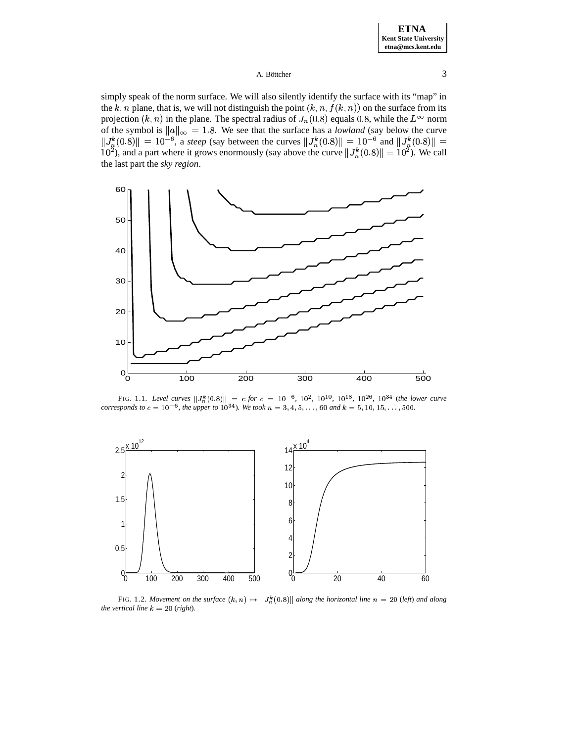simply speak of the norm surface. We will also silently identify the surface with its "map" in the $k, n$ plane, that is, we will not distinguish the point $(k, n, f(k, n))$ on the surface from its projection $(k, n)$ in the plane. The spectral radius of $J_n(0.8)$ equals $0.8$, while the $L^\infty$ norm of the symbol is $\|a\|_\infty = 1.8$. We see that the surface has a *lowland* (say below the curve $\|J_n^k(0.8)\| = 10^{-6}$, a *steep* (say between the curves $\|J_n^k(0.8)\| = 10^{-6}$ and $\|J_n^k(0.8)\| = 10^2$), and a part where it grows enormously (say above the curve $\|J_n^k(0.8)\| = 10^2$). We call the last part the *sky region*.

FIG. 1.1. *Level curves $\|J_n^k(0.8)\| = c$ for $c = 10^{-6}$, $10^2$, $10^{10}$, $10^{18}$, $10^{26}$, $10^{34}$ (the lower curve corresponds to $c = 10^{-6}$, the upper to $10^{34}$). We took $n = 3, 4, 5, \ldots, 60$ and $k = 5, 10, 15, \ldots, 500$.*

FIG. 1.2. *Movement on the surface $(k, n) \mapsto \|J_n^k(0.8)\|$ along the horizontal line $n = 20$ (left) and along the vertical line $k = 20$ (right).*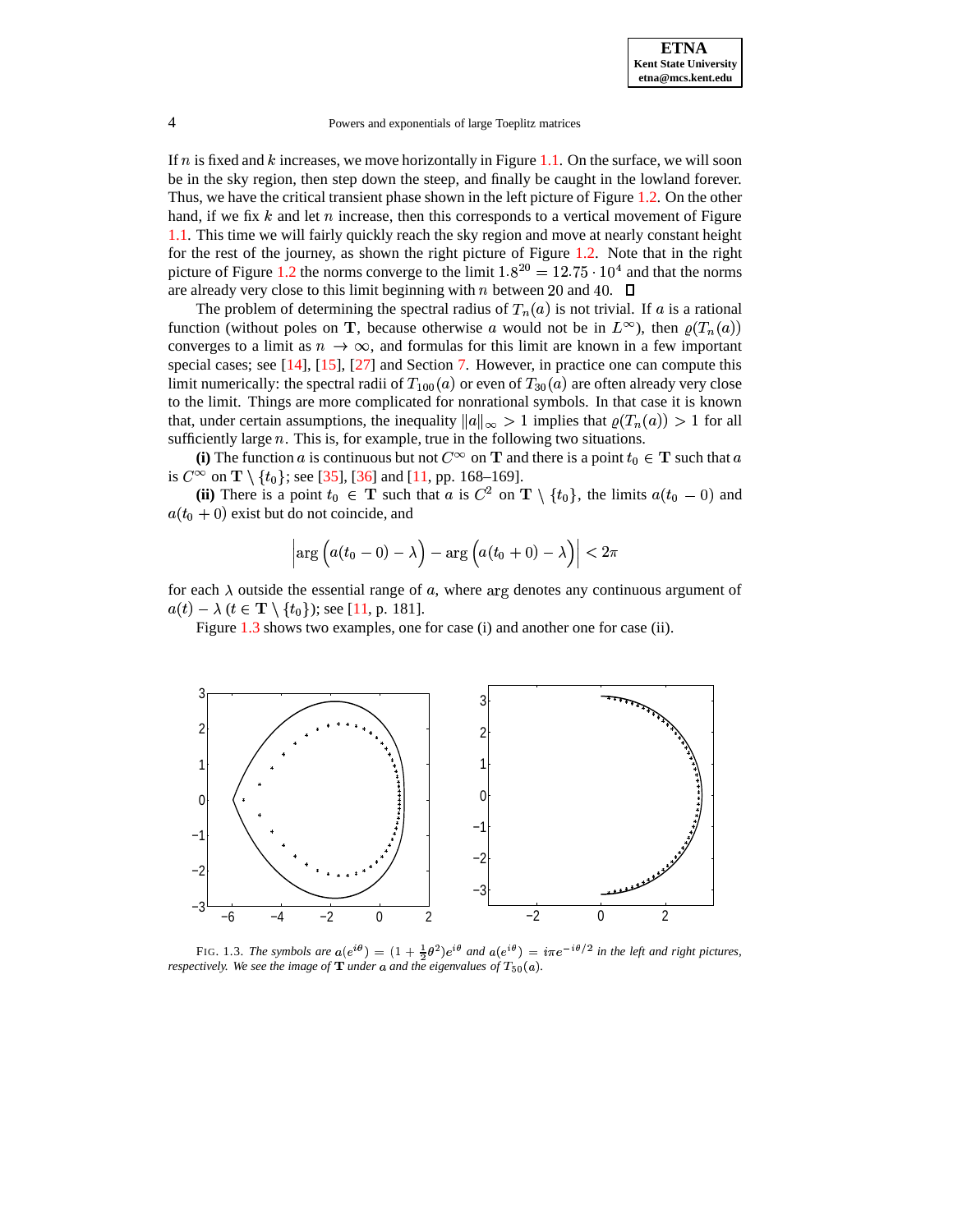If $n$ is fixed and $k$ increases, we move horizontally in Figure 1.1. On the surface, we will soon be in the sky region, then step down the steep, and finally be caught in the lowland forever. Thus, we have the critical transient phase shown in the left picture of Figure 1.2. On the other hand, if we fix $k$ and let $n$ increase, then this corresponds to a vertical movement of Figure 1.1. This time we will fairly quickly reach the sky region and move at nearly constant height for the rest of the journey, as shown the right picture of Figure 1.2. Note that in the right picture of Figure 1.2 the norms converge to the limit $1.8^{20} = 12.75 \cdot 10^4$ and that the norms are already very close to this limit beginning with $n$ between 20 and 40. □

The problem of determining the spectral radius of $T_n(a)$ is not trivial. If $a$ is a rational function (without poles on $\mathbf{T}$, because otherwise $a$ would not be in $L^\infty$), then $\varrho(T_n(a))$ converges to a limit as $n \to \infty$, and formulas for this limit are known in a few important special cases; see [14], [15], [27] and Section 7. However, in practice one can compute this limit numerically: the spectral radii of $T_{100}(a)$ or even of $T_{30}(a)$ are often already very close to the limit. Things are more complicated for nonrational symbols. In that case it is known that, under certain assumptions, the inequality $\|a\|_\infty > 1$ implies that $\varrho(T_n(a)) > 1$ for all sufficiently large $n$. This is, for example, true in the following two situations.

**(i)** The function $a$ is continuous but not $C^\infty$ on $\mathbf{T}$ and there is a point $t_0 \in \mathbf{T}$ such that $a$ is $C^\infty$ on $\mathbf{T} \setminus \{t_0\}$; see [35], [36] and [11, pp. 168–169].

**(ii)** There is a point $t_0 \in \mathbf{T}$ such that $a$ is $C^2$ on $\mathbf{T} \setminus \{t_0\}$, the limits $a(t_0 - 0)$ and $a(t_0 + 0)$ exist but do not coincide, and

$$\left| \arg \Big( a(t_0 - 0) - \lambda \Big) - \arg \Big( a(t_0 + 0) - \lambda \Big) \right| < 2\pi$$

for each $\lambda$ outside the essential range of $a$, where arg denotes any continuous argument of $a(t) - \lambda$ ($t \in \mathbf{T} \setminus \{t_0\}$); see [11, p. 181].

Figure 1.3 shows two examples, one for case (i) and another one for case (ii).

FIG. 1.3. *The symbols are $a(e^{i\theta}) = (1 + \frac{1}{2}\theta^2)e^{i\theta}$ and $a(e^{i\theta}) = i\pi e^{-i\theta/2}$ in the left and right pictures, respectively. We see the image of $\mathbf{T}$ under $a$ and the eigenvalues of $T_{50}(a)$.*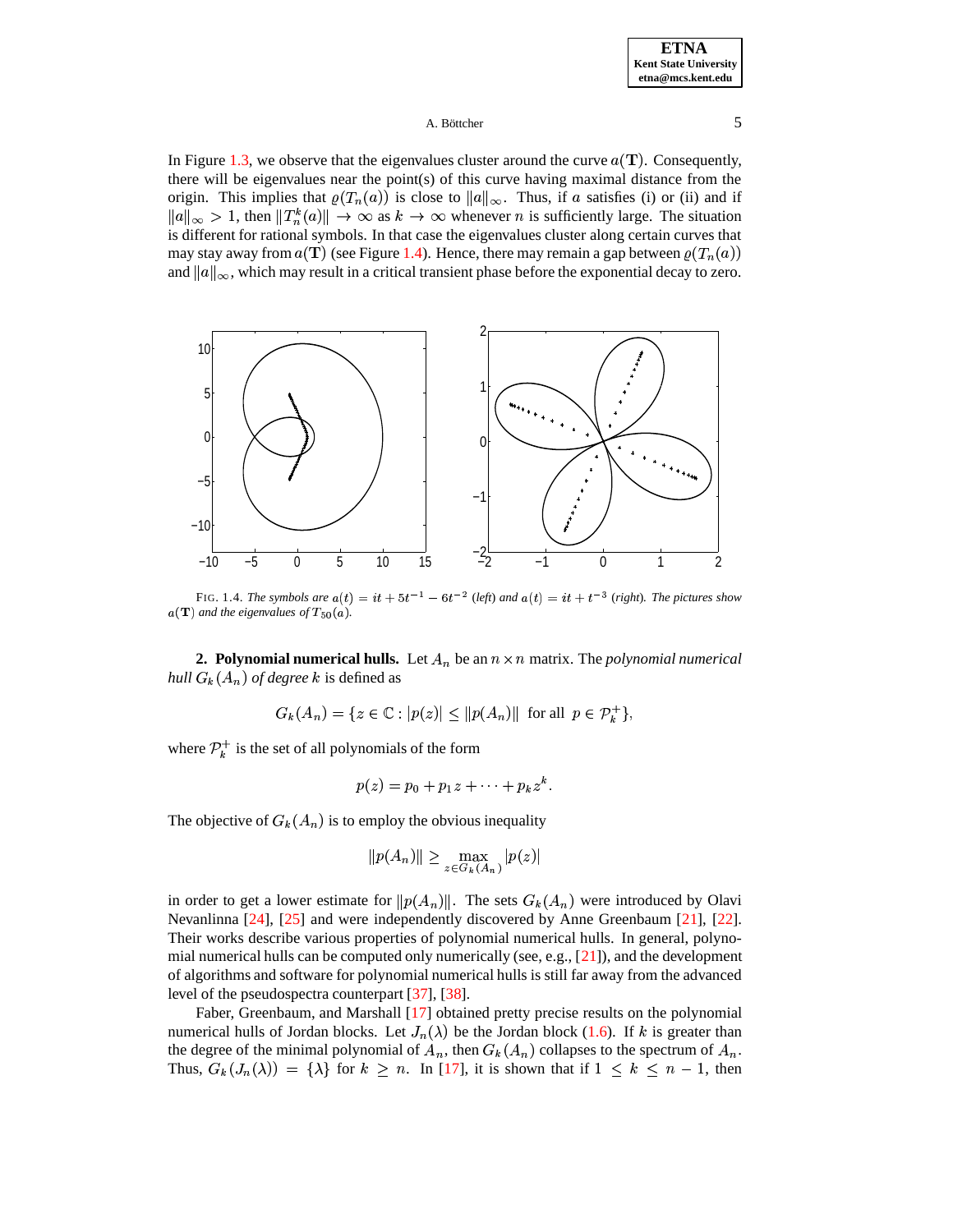In Figure 1.3, we observe that the eigenvalues cluster around the curve $a(\mathbf{T})$. Consequently, there will be eigenvalues near the point(s) of this curve having maximal distance from the origin. This implies that $\varrho(T_n(a))$ is close to $\|a\|_\infty$. Thus, if $a$ satisfies (i) or (ii) and if $\|a\|_\infty > 1$, then $\|T_n^k(a)\| \to \infty$ as $k \to \infty$ whenever $n$ is sufficiently large. The situation is different for rational symbols. In that case the eigenvalues cluster along certain curves that may stay away from $a(\mathbf{T})$ (see Figure 1.4). Hence, there may remain a gap between $\varrho(T_n(a))$ and $\|a\|_\infty$, which may result in a critical transient phase before the exponential decay to zero.

FIG. 1.4. *The symbols are* $a(t) = it + 5t^{-1} - 6t^{-2}$ *(left) and* $a(t) = it + t^{-3}$ *(right). The pictures show* $a(\mathbf{T})$ *and the eigenvalues of* $T_{50}(a)$*.*

**2. Polynomial numerical hulls.** Let $A_n$ be an $n \times n$ matrix. The *polynomial numerical hull* $G_k(A_n)$ *of degree* $k$ is defined as

$$G_k(A_n) = \{z \in \mathbb{C} : |p(z)| \le \|p(A_n)\| \text{ for all } p \in \mathcal{P}_k^+\},$$

where $\mathcal{P}_k^+$ is the set of all polynomials of the form

$$p(z) = p_0 + p_1 z + \cdots + p_k z^k.$$

The objective of $G_k(A_n)$ is to employ the obvious inequality

$$\|p(A_n)\| \ge \max_{z \in G_k(A_n)} |p(z)|$$

in order to get a lower estimate for $\|p(A_n)\|$. The sets $G_k(A_n)$ were introduced by Olavi Nevanlinna [24], [25] and were independently discovered by Anne Greenbaum [21], [22]. Their works describe various properties of polynomial numerical hulls. In general, polynomial numerical hulls can be computed only numerically (see, e.g., [21]), and the development of algorithms and software for polynomial numerical hulls is still far away from the advanced level of the pseudospectra counterpart [37], [38].

Faber, Greenbaum, and Marshall [17] obtained pretty precise results on the polynomial numerical hulls of Jordan blocks. Let $J_n(\lambda)$ be the Jordan block (1.6). If $k$ is greater than the degree of the minimal polynomial of $A_n$, then $G_k(A_n)$ collapses to the spectrum of $A_n$. Thus, $G_k(J_n(\lambda)) = \{\lambda\}$ for $k \ge n$. In [17], it is shown that if $1 \le k \le n-1$, then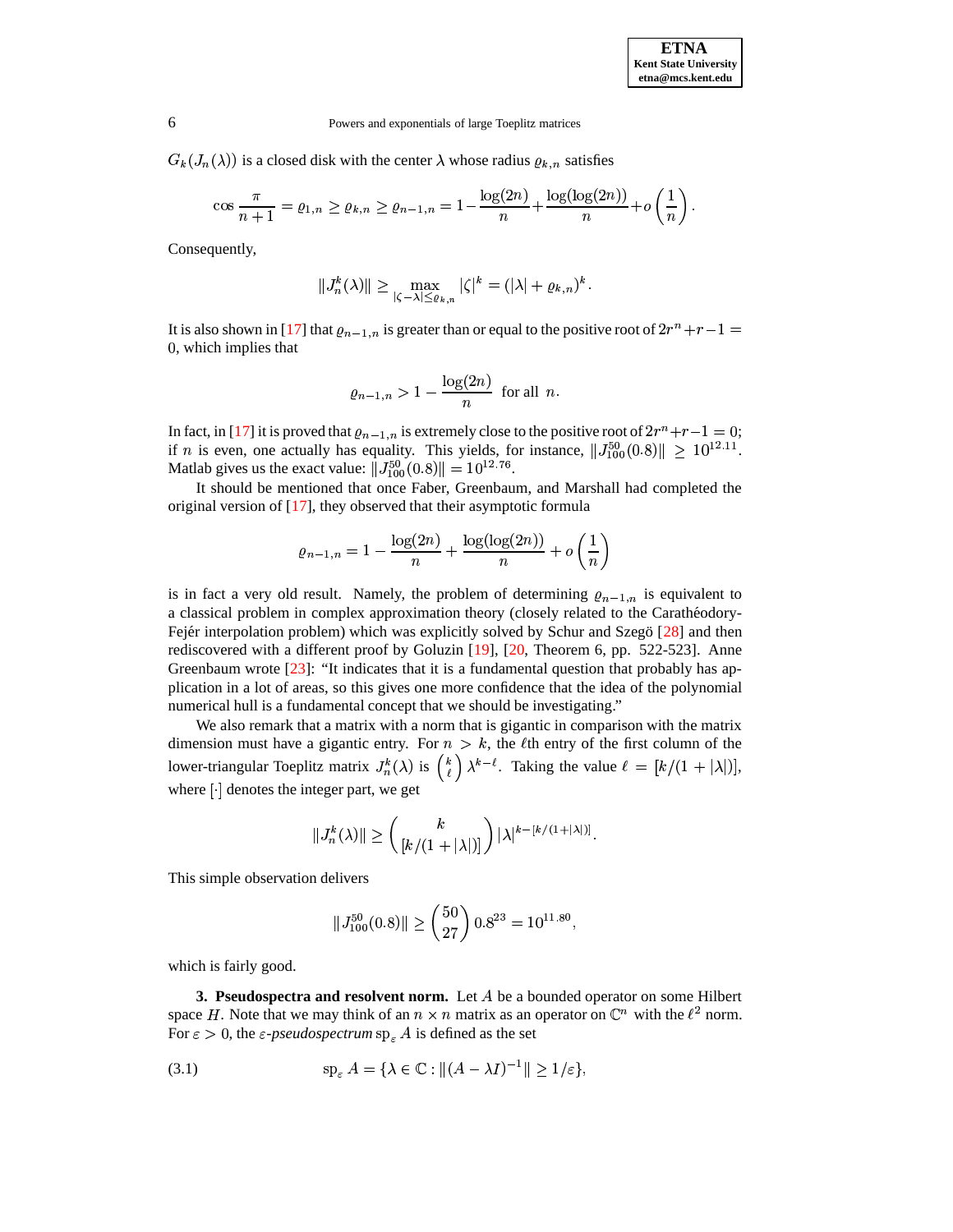$G_k(J_n(\lambda))$ is a closed disk with the center $\lambda$ whose radius $\varrho_{k,n}$ satisfies

$$\cos\frac{\pi}{n+1} = \varrho_{1,n} \geq \varrho_{k,n} \geq \varrho_{n-1,n} = 1 - \frac{\log(2n)}{n} + \frac{\log(\log(2n))}{n} + o\left(\frac{1}{n}\right).$$

Consequently,

$$\|J_n^k(\lambda)\| \geq \max_{|\zeta-\lambda|\leq\varrho_{k,n}} |\zeta|^k = (|\lambda| + \varrho_{k,n})^k.$$

It is also shown in [17] that $\varrho_{n-1,n}$ is greater than or equal to the positive root of $2r^n + r - 1 = 0$, which implies that

$$\varrho_{n-1,n} > 1 - \frac{\log(2n)}{n} \text{ for all } n.$$

In fact, in [17] it is proved that $\varrho_{n-1,n}$ is extremely close to the positive root of $2r^n + r - 1 = 0$; if $n$ is even, one actually has equality. This yields, for instance, $\|J_{100}^{50}(0.8)\| \geq 10^{12.11}$. Matlab gives us the exact value: $\|J_{100}^{50}(0.8)\| = 10^{12.76}$.

It should be mentioned that once Faber, Greenbaum, and Marshall had completed the original version of [17], they observed that their asymptotic formula

$$\varrho_{n-1,n} = 1 - \frac{\log(2n)}{n} + \frac{\log(\log(2n))}{n} + o\left(\frac{1}{n}\right)$$

is in fact a very old result. Namely, the problem of determining $\varrho_{n-1,n}$ is equivalent to a classical problem in complex approximation theory (closely related to the Carathéodory-Fejér interpolation problem) which was explicitly solved by Schur and Szegö [28] and then rediscovered with a different proof by Goluzin [19], [20, Theorem 6, pp. 522-523]. Anne Greenbaum wrote [23]: "It indicates that it is a fundamental question that probably has application in a lot of areas, so this gives one more confidence that the idea of the polynomial numerical hull is a fundamental concept that we should be investigating."

We also remark that a matrix with a norm that is gigantic in comparison with the matrix dimension must have a gigantic entry. For $n > k$, the $\ell$th entry of the first column of the lower-triangular Toeplitz matrix $J_n^k(\lambda)$ is $\binom{k}{\ell}\lambda^{k-\ell}$. Taking the value $\ell = [k/(1+|\lambda|)]$, where $[\cdot]$ denotes the integer part, we get

$$\|J_n^k(\lambda)\| \geq \binom{k}{[k/(1+|\lambda|)]} |\lambda|^{k-[k/(1+|\lambda|)]}.$$

This simple observation delivers

$$\|J_{100}^{50}(0.8)\| \geq \binom{50}{27} 0.8^{23} = 10^{11.80},$$

which is fairly good.

**3. Pseudospectra and resolvent norm.** Let $A$ be a bounded operator on some Hilbert space $H$. Note that we may think of an $n \times n$ matrix as an operator on $\mathbb{C}^n$ with the $\ell^2$ norm. For $\varepsilon > 0$, the $\varepsilon$-*pseudospectrum* $\mathrm{sp}_\varepsilon A$ is defined as the set

$$\mathrm{sp}_\varepsilon A = \{\lambda \in \mathbb{C} : \|(A - \lambda I)^{-1}\| \geq 1/\varepsilon\}, \tag{3.1}$$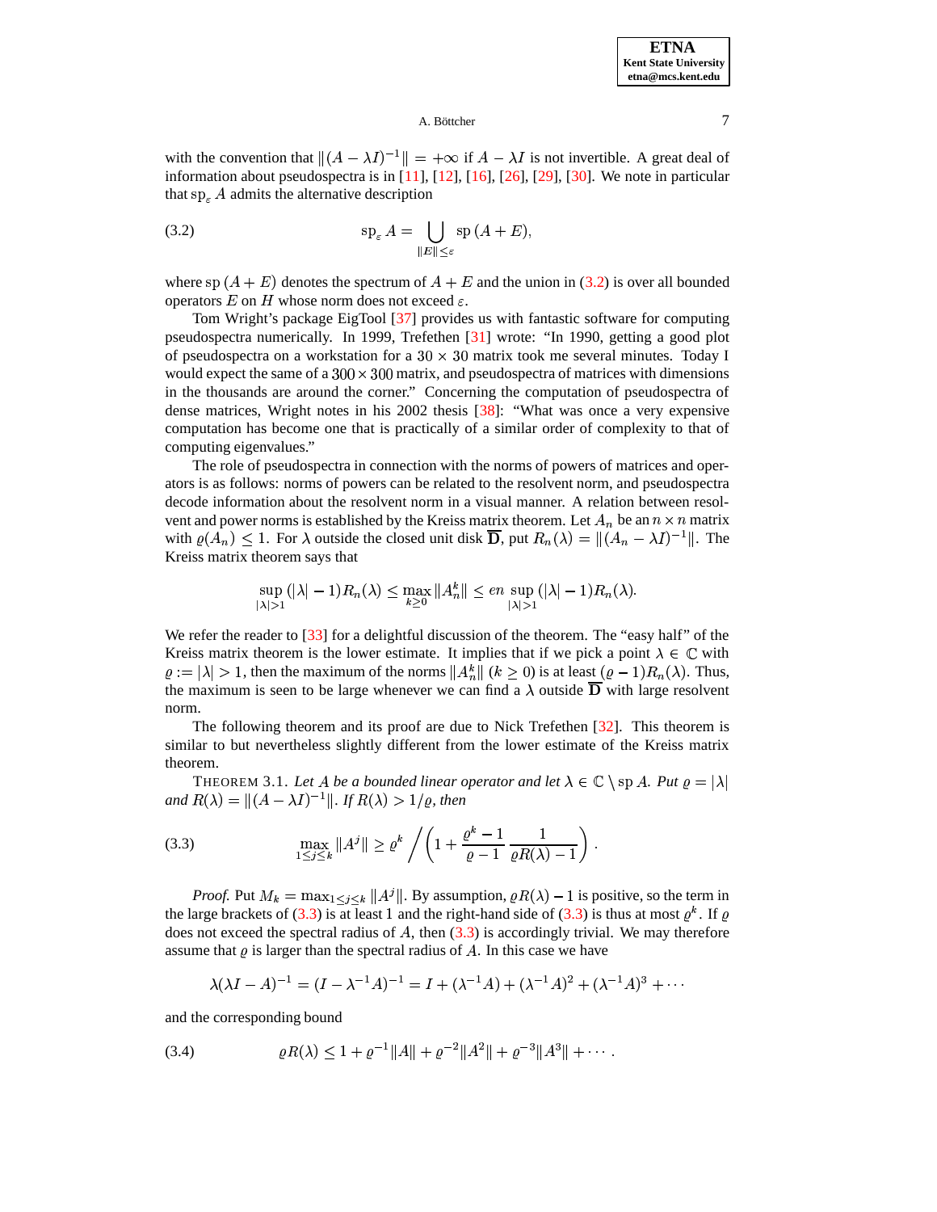with the convention that $\|(A - \lambda I)^{-1}\| = +\infty$ if $A - \lambda I$ is not invertible. A great deal of information about pseudospectra is in [11], [12], [16], [26], [29], [30]. We note in particular that $\text{sp}_\varepsilon A$ admits the alternative description

$$\text{sp}_\varepsilon A = \bigcup_{\|E\| \le \varepsilon} \text{sp}\,(A + E), \tag{3.2}$$

where $\text{sp}\,(A + E)$ denotes the spectrum of $A + E$ and the union in (3.2) is over all bounded operators $E$ on $H$ whose norm does not exceed $\varepsilon$.

Tom Wright's package EigTool [37] provides us with fantastic software for computing pseudospectra numerically. In 1999, Trefethen [31] wrote: "In 1990, getting a good plot of pseudospectra on a workstation for a $30 \times 30$ matrix took me several minutes. Today I would expect the same of a $300 \times 300$ matrix, and pseudospectra of matrices with dimensions in the thousands are around the corner." Concerning the computation of pseudospectra of dense matrices, Wright notes in his 2002 thesis [38]: "What was once a very expensive computation has become one that is practically of a similar order of complexity to that of computing eigenvalues."

The role of pseudospectra in connection with the norms of powers of matrices and operators is as follows: norms of powers can be related to the resolvent norm, and pseudospectra decode information about the resolvent norm in a visual manner. A relation between resolvent and power norms is established by the Kreiss matrix theorem. Let $A_n$ be an $n \times n$ matrix with $\varrho(A_n) \le 1$. For $\lambda$ outside the closed unit disk $\overline{\mathbf{D}}$, put $R_n(\lambda) = \|(A_n - \lambda I)^{-1}\|$. The Kreiss matrix theorem says that

$$\sup_{|\lambda|>1} (|\lambda| - 1) R_n(\lambda) \le \max_{k \ge 0} \|A_n^k\| \le en \sup_{|\lambda|>1} (|\lambda| - 1) R_n(\lambda).$$

We refer the reader to [33] for a delightful discussion of the theorem. The "easy half" of the Kreiss matrix theorem is the lower estimate. It implies that if we pick a point $\lambda \in \mathbb{C}$ with $\varrho := |\lambda| > 1$, then the maximum of the norms $\|A_n^k\|$ ($k \ge 0$) is at least $(\varrho - 1)R_n(\lambda)$. Thus, the maximum is seen to be large whenever we can find a $\lambda$ outside $\overline{\mathbf{D}}$ with large resolvent norm.

The following theorem and its proof are due to Nick Trefethen [32]. This theorem is similar to but nevertheless slightly different from the lower estimate of the Kreiss matrix theorem.

THEOREM 3.1. *Let $A$ be a bounded linear operator and let $\lambda \in \mathbb{C} \setminus \text{sp}\, A$. Put $\varrho = |\lambda|$ and $R(\lambda) = \|(A - \lambda I)^{-1}\|$. If $R(\lambda) > 1/\varrho$, then*

$$\max_{1 \le j \le k} \|A^j\| \ge \varrho^k \bigg/ \left(1 + \frac{\varrho^k - 1}{\varrho - 1} \, \frac{1}{\varrho R(\lambda) - 1}\right). \tag{3.3}$$

*Proof.* Put $M_k = \max_{1 \le j \le k} \|A^j\|$. By assumption, $\varrho R(\lambda) - 1$ is positive, so the term in the large brackets of (3.3) is at least 1 and the right-hand side of (3.3) is thus at most $\varrho^k$. If $\varrho$ does not exceed the spectral radius of $A$, then (3.3) is accordingly trivial. We may therefore assume that $\varrho$ is larger than the spectral radius of $A$. In this case we have

$$\lambda(\lambda I - A)^{-1} = (I - \lambda^{-1}A)^{-1} = I + (\lambda^{-1}A) + (\lambda^{-1}A)^2 + (\lambda^{-1}A)^3 + \cdots$$

and the corresponding bound

$$\varrho R(\lambda) \le 1 + \varrho^{-1}\|A\| + \varrho^{-2}\|A^2\| + \varrho^{-3}\|A^3\| + \cdots . \tag{3.4}$$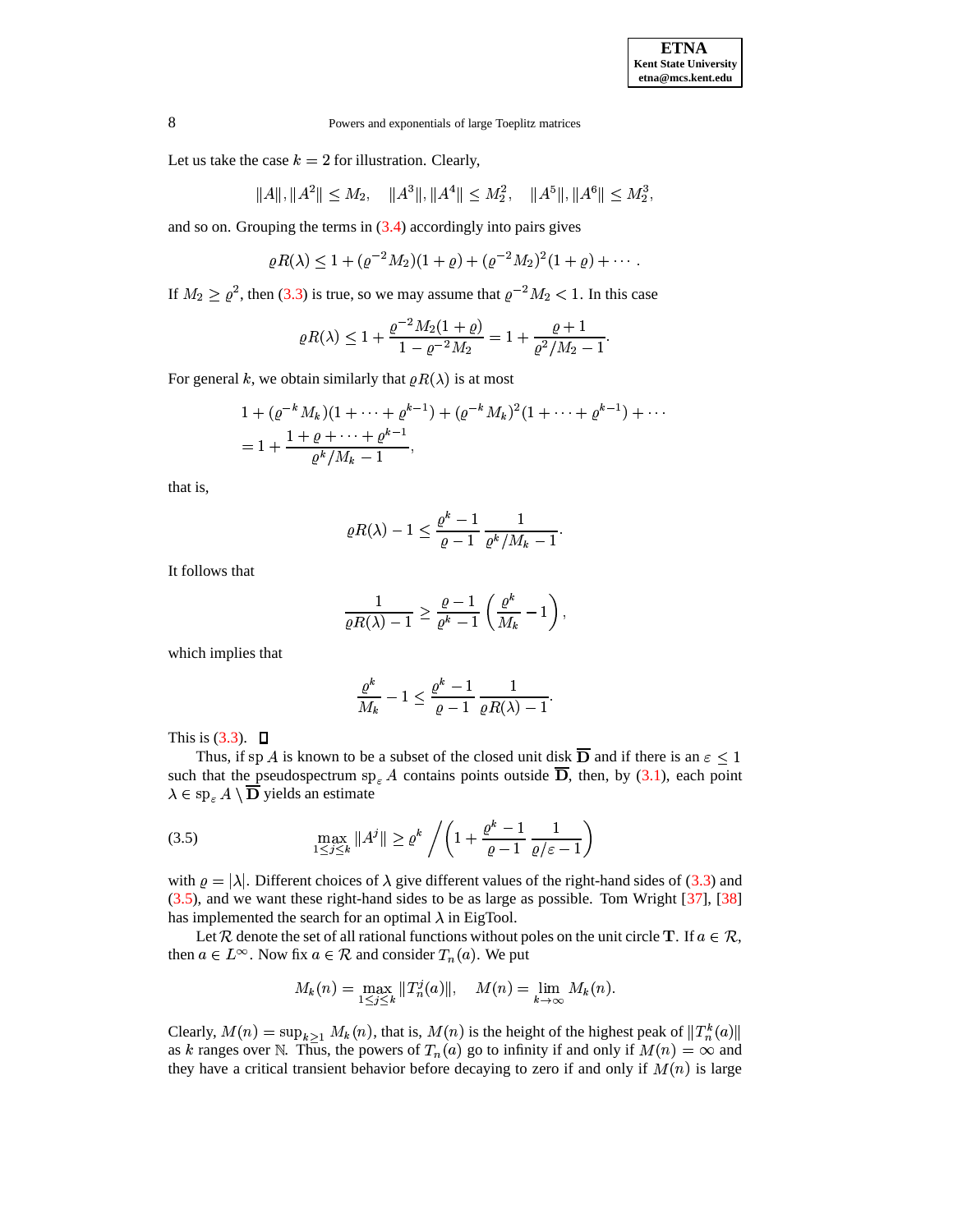Let us take the case $k = 2$ for illustration. Clearly,

$$\|A\|, \|A^2\| \leq M_2, \quad \|A^3\|, \|A^4\| \leq M_2^2, \quad \|A^5\|, \|A^6\| \leq M_2^3,$$

and so on. Grouping the terms in (3.4) accordingly into pairs gives

$$\varrho R(\lambda) \leq 1 + (\varrho^{-2} M_2)(1+\varrho) + (\varrho^{-2} M_2)^2 (1+\varrho) + \cdots .$$

If $M_2 \geq \varrho^2$, then (3.3) is true, so we may assume that $\varrho^{-2} M_2 < 1$. In this case

$$\varrho R(\lambda) \leq 1 + \frac{\varrho^{-2} M_2 (1+\varrho)}{1 - \varrho^{-2} M_2} = 1 + \frac{\varrho + 1}{\varrho^2 / M_2 - 1}.$$

For general $k$, we obtain similarly that $\varrho R(\lambda)$ is at most

$$\begin{aligned} &1 + (\varrho^{-k} M_k)(1 + \cdots + \varrho^{k-1}) + (\varrho^{-k} M_k)^2 (1 + \cdots + \varrho^{k-1}) + \cdots \\ &= 1 + \frac{1 + \varrho + \cdots + \varrho^{k-1}}{\varrho^k / M_k - 1}, \end{aligned}$$

that is,

$$\varrho R(\lambda) - 1 \leq \frac{\varrho^k - 1}{\varrho - 1} \, \frac{1}{\varrho^k / M_k - 1}.$$

It follows that

$$\frac{1}{\varrho R(\lambda) - 1} \geq \frac{\varrho - 1}{\varrho^k - 1} \left( \frac{\varrho^k}{M_k} - 1 \right),$$

which implies that

$$\frac{\varrho^k}{M_k} - 1 \leq \frac{\varrho^k - 1}{\varrho - 1} \, \frac{1}{\varrho R(\lambda) - 1}.$$

This is (3.3). □

Thus, if $\mathrm{sp}\, A$ is known to be a subset of the closed unit disk $\overline{\mathbf{D}}$ and if there is an $\varepsilon \leq 1$ such that the pseudospectrum $\mathrm{sp}_\varepsilon A$ contains points outside $\overline{\mathbf{D}}$, then, by (3.1), each point $\lambda \in \mathrm{sp}_\varepsilon A \setminus \overline{\mathbf{D}}$ yields an estimate

$$\max_{1 \leq j \leq k} \|A^j\| \geq \varrho^k \Bigg/ \left( 1 + \frac{\varrho^k - 1}{\varrho - 1} \, \frac{1}{\varrho / \varepsilon - 1} \right) \tag{3.5}$$

with $\varrho = |\lambda|$. Different choices of $\lambda$ give different values of the right-hand sides of (3.3) and (3.5), and we want these right-hand sides to be as large as possible. Tom Wright [37], [38] has implemented the search for an optimal $\lambda$ in EigTool.

Let $\mathcal{R}$ denote the set of all rational functions without poles on the unit circle $\mathbf{T}$. If $a \in \mathcal{R}$, then $a \in L^\infty$. Now fix $a \in \mathcal{R}$ and consider $T_n(a)$. We put

$$M_k(n) = \max_{1 \leq j \leq k} \|T_n^j(a)\|, \quad M(n) = \lim_{k \to \infty} M_k(n).$$

Clearly, $M(n) = \sup_{k \geq 1} M_k(n)$, that is, $M(n)$ is the height of the highest peak of $\|T_n^k(a)\|$ as $k$ ranges over $\mathbb{N}$. Thus, the powers of $T_n(a)$ go to infinity if and only if $M(n) = \infty$ and they have a critical transient behavior before decaying to zero if and only if $M(n)$ is large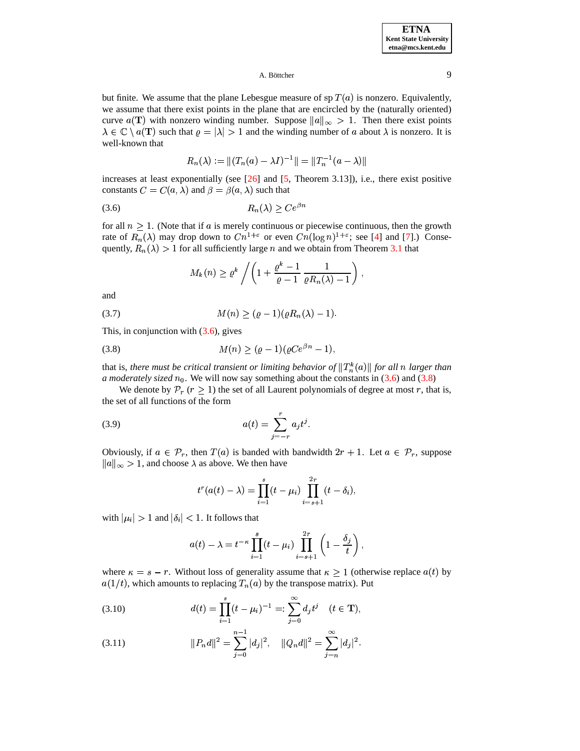but finite. We assume that the plane Lebesgue measure of sp $T(a)$ is nonzero. Equivalently, we assume that there exist points in the plane that are encircled by the (naturally oriented) curve $a(\mathbf{T})$ with nonzero winding number. Suppose $\|a\|_\infty > 1$. Then there exist points $\lambda \in \mathbb{C} \setminus a(\mathbf{T})$ such that $\varrho = |\lambda| > 1$ and the winding number of $a$ about $\lambda$ is nonzero. It is well-known that

$$R_n(\lambda) := \|(T_n(a) - \lambda I)^{-1}\| = \|T_n^{-1}(a - \lambda)\|$$

increases at least exponentially (see [26] and [5, Theorem 3.13]), i.e., there exist positive constants $C = C(a, \lambda)$ and $\beta = \beta(a, \lambda)$ such that

$$R_n(\lambda) \geq C e^{\beta n} \tag{3.6}$$

for all $n \geq 1$. (Note that if $a$ is merely continuous or piecewise continuous, then the growth rate of $R_n(\lambda)$ may drop down to $Cn^{1+\varepsilon}$ or even $Cn(\log n)^{1+\varepsilon}$; see [4] and [7].) Consequently, $R_n(\lambda) > 1$ for all sufficiently large $n$ and we obtain from Theorem 3.1 that

$$M_k(n) \geq \varrho^k \bigg/ \left(1 + \frac{\varrho^k - 1}{\varrho - 1} \, \frac{1}{\varrho R_n(\lambda) - 1}\right),$$

and

$$M(n) \geq (\varrho - 1)(\varrho R_n(\lambda) - 1). \tag{3.7}$$

This, in conjunction with (3.6), gives

$$M(n) \geq (\varrho - 1)(\varrho C e^{\beta n} - 1), \tag{3.8}$$

that is, *there must be critical transient or limiting behavior of* $\|T_n^k(a)\|$ *for all* $n$ *larger than a moderately sized* $n_0$. We will now say something about the constants in (3.6) and (3.8)

We denote by $\mathcal{P}_r$ ($r \geq 1$) the set of all Laurent polynomials of degree at most $r$, that is, the set of all functions of the form

$$a(t) = \sum_{j=-r}^{r} a_j t^j. \tag{3.9}$$

Obviously, if $a \in \mathcal{P}_r$, then $T(a)$ is banded with bandwidth $2r + 1$. Let $a \in \mathcal{P}_r$, suppose $\|a\|_\infty > 1$, and choose $\lambda$ as above. We then have

$$t^r(a(t) - \lambda) = \prod_{i=1}^{s}(t - \mu_i) \prod_{i=s+1}^{2r}(t - \delta_i),$$

with $|\mu_i| > 1$ and $|\delta_i| < 1$. It follows that

$$a(t) - \lambda = t^{-\kappa} \prod_{i=1}^{s}(t - \mu_i) \prod_{i=s+1}^{2r}\left(1 - \frac{\delta_j}{t}\right),$$

where $\kappa = s - r$. Without loss of generality assume that $\kappa \geq 1$ (otherwise replace $a(t)$ by $a(1/t)$, which amounts to replacing $T_n(a)$ by the transpose matrix). Put

$$d(t) = \prod_{i=1}^{s}(t - \mu_i)^{-1} =: \sum_{j=0}^{\infty} d_j t^j \quad (t \in \mathbf{T}), \tag{3.10}$$

$$\|P_n d\|^2 = \sum_{j=0}^{n-1} |d_j|^2, \quad \|Q_n d\|^2 = \sum_{j=n}^{\infty} |d_j|^2. \tag{3.11}$$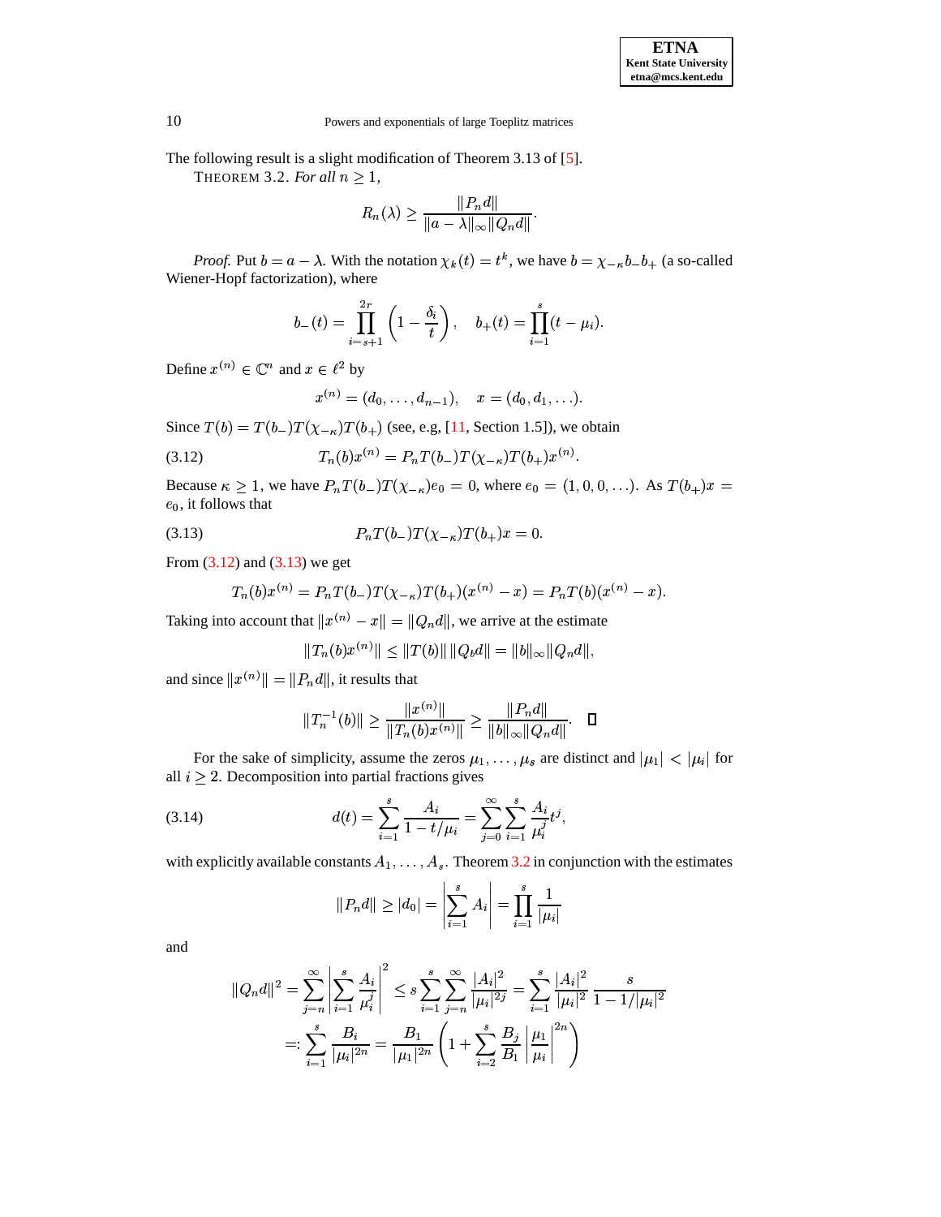The following result is a slight modification of Theorem 3.13 of [5].

THEOREM 3.2. *For all* $n \geq 1$,

$$R_n(\lambda) \geq \frac{\|P_n d\|}{\|a-\lambda\|_\infty \|Q_n d\|}.$$

*Proof.* Put $b = a - \lambda$. With the notation $\chi_k(t) = t^k$, we have $b = \chi_{-\kappa} b_- b_+$ (a so-called Wiener-Hopf factorization), where

$$b_-(t) = \prod_{i=s+1}^{2r} \left(1 - \frac{\delta_i}{t}\right), \quad b_+(t) = \prod_{i=1}^{s} (t - \mu_i).$$

Define $x^{(n)} \in \mathbb{C}^n$ and $x \in \ell^2$ by

$$x^{(n)} = (d_0, \ldots, d_{n-1}), \quad x = (d_0, d_1, \ldots).$$

Since $T(b) = T(b_-)T(\chi_{-\kappa})T(b_+)$ (see, e.g, [11, Section 1.5]), we obtain

$$T_n(b)x^{(n)} = P_n T(b_-)T(\chi_{-\kappa})T(b_+)x^{(n)}. \tag{3.12}$$

Because $\kappa \geq 1$, we have $P_n T(b_-)T(\chi_{-\kappa})e_0 = 0$, where $e_0 = (1, 0, 0, \ldots)$. As $T(b_+)x = e_0$, it follows that

$$P_n T(b_-)T(\chi_{-\kappa})T(b_+)x = 0. \tag{3.13}$$

From (3.12) and (3.13) we get

$$T_n(b)x^{(n)} = P_n T(b_-)T(\chi_{-\kappa})T(b_+)(x^{(n)} - x) = P_n T(b)(x^{(n)} - x).$$

Taking into account that $\|x^{(n)} - x\| = \|Q_n d\|$, we arrive at the estimate

$$\|T_n(b)x^{(n)}\| \leq \|T(b)\| \, \|Q_b d\| = \|b\|_\infty \|Q_n d\|,$$

and since $\|x^{(n)}\| = \|P_n d\|$, it results that

$$\|T_n^{-1}(b)\| \geq \frac{\|x^{(n)}\|}{\|T_n(b)x^{(n)}\|} \geq \frac{\|P_n d\|}{\|b\|_\infty \|Q_n d\|}. \qquad \square$$

For the sake of simplicity, assume the zeros $\mu_1, \ldots, \mu_s$ are distinct and $|\mu_1| < |\mu_i|$ for all $i \geq 2$. Decomposition into partial fractions gives

$$d(t) = \sum_{i=1}^{s} \frac{A_i}{1 - t/\mu_i} = \sum_{j=0}^{\infty} \sum_{i=1}^{s} \frac{A_i}{\mu_i^j} t^j, \tag{3.14}$$

with explicitly available constants $A_1, \ldots, A_s$. Theorem 3.2 in conjunction with the estimates

$$\|P_n d\| \geq |d_0| = \left| \sum_{i=1}^{s} A_i \right| = \prod_{i=1}^{s} \frac{1}{|\mu_i|}$$

and

$$\begin{aligned}
\|Q_n d\|^2 = \sum_{j=n}^{\infty} \left| \sum_{i=1}^{s} \frac{A_i}{\mu_i^j} \right|^2 &\leq s \sum_{i=1}^{s} \sum_{j=n}^{\infty} \frac{|A_i|^2}{|\mu_i|^{2j}} = \sum_{i=1}^{s} \frac{|A_i|^2}{|\mu_i|^2} \frac{s}{1 - 1/|\mu_i|^2} \\
&=: \sum_{i=1}^{s} \frac{B_i}{|\mu_i|^{2n}} = \frac{B_1}{|\mu_1|^{2n}} \left( 1 + \sum_{i=2}^{s} \frac{B_j}{B_1} \left| \frac{\mu_1}{\mu_i} \right|^{2n} \right)
\end{aligned}$$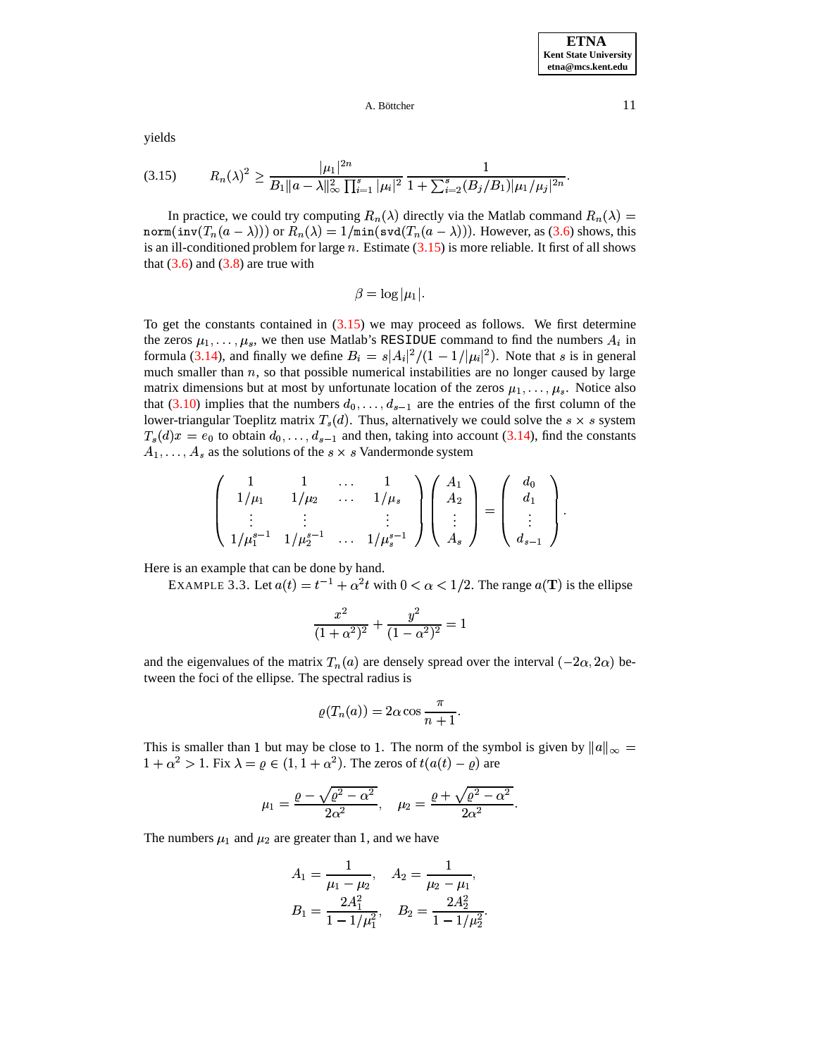yields

$$R_n(\lambda)^2 \geq \frac{|\mu_1|^{2n}}{B_1 \|a-\lambda\|_\infty^2 \prod_{i=1}^s |\mu_i|^2} \frac{1}{1+\sum_{i=2}^s (B_j/B_1)|\mu_1/\mu_j|^{2n}}. \tag{3.15}$$

In practice, we could try computing $R_n(\lambda)$ directly via the Matlab command $R_n(\lambda) = \texttt{norm}(\texttt{inv}(T_n(a-\lambda)))$ or $R_n(\lambda) = 1/\texttt{min}(\texttt{svd}(T_n(a-\lambda)))$. However, as (3.6) shows, this is an ill-conditioned problem for large $n$. Estimate (3.15) is more reliable. It first of all shows that (3.6) and (3.8) are true with

$$\beta = \log|\mu_1|.$$

To get the constants contained in (3.15) we may proceed as follows. We first determine the zeros $\mu_1, \ldots, \mu_s$, we then use Matlab's `RESIDUE` command to find the numbers $A_i$ in formula (3.14), and finally we define $B_i = s|A_i|^2/(1-1/|\mu_i|^2)$. Note that $s$ is in general much smaller than $n$, so that possible numerical instabilities are no longer caused by large matrix dimensions but at most by unfortunate location of the zeros $\mu_1, \ldots, \mu_s$. Notice also that (3.10) implies that the numbers $d_0, \ldots, d_{s-1}$ are the entries of the first column of the lower-triangular Toeplitz matrix $T_s(d)$. Thus, alternatively we could solve the $s \times s$ system $T_s(d)x = e_0$ to obtain $d_0, \ldots, d_{s-1}$ and then, taking into account (3.14), find the constants $A_1, \ldots, A_s$ as the solutions of the $s \times s$ Vandermonde system

$$\begin{pmatrix} 1 & 1 & \ldots & 1 \\ 1/\mu_1 & 1/\mu_2 & \ldots & 1/\mu_s \\ \vdots & \vdots & & \vdots \\ 1/\mu_1^{s-1} & 1/\mu_2^{s-1} & \ldots & 1/\mu_s^{s-1} \end{pmatrix} \begin{pmatrix} A_1 \\ A_2 \\ \vdots \\ A_s \end{pmatrix} = \begin{pmatrix} d_0 \\ d_1 \\ \vdots \\ d_{s-1} \end{pmatrix}.$$

Here is an example that can be done by hand.

EXAMPLE 3.3. Let $a(t) = t^{-1} + \alpha^2 t$ with $0 < \alpha < 1/2$. The range $a(\mathbf{T})$ is the ellipse

$$\frac{x^2}{(1+\alpha^2)^2} + \frac{y^2}{(1-\alpha^2)^2} = 1$$

and the eigenvalues of the matrix $T_n(a)$ are densely spread over the interval $(-2\alpha, 2\alpha)$ between the foci of the ellipse. The spectral radius is

$$\varrho(T_n(a)) = 2\alpha \cos \frac{\pi}{n+1}.$$

This is smaller than 1 but may be close to 1. The norm of the symbol is given by $\|a\|_\infty = 1+\alpha^2 > 1$. Fix $\lambda = \varrho \in (1, 1+\alpha^2)$. The zeros of $t(a(t)-\varrho)$ are

$$\mu_1 = \frac{\varrho - \sqrt{\varrho^2 - \alpha^2}}{2\alpha^2}, \quad \mu_2 = \frac{\varrho + \sqrt{\varrho^2 - \alpha^2}}{2\alpha^2}.$$

The numbers $\mu_1$ and $\mu_2$ are greater than 1, and we have

$$A_1 = \frac{1}{\mu_1 - \mu_2}, \quad A_2 = \frac{1}{\mu_2 - \mu_1},$$
$$B_1 = \frac{2A_1^2}{1-1/\mu_1^2}, \quad B_2 = \frac{2A_2^2}{1-1/\mu_2^2}.$$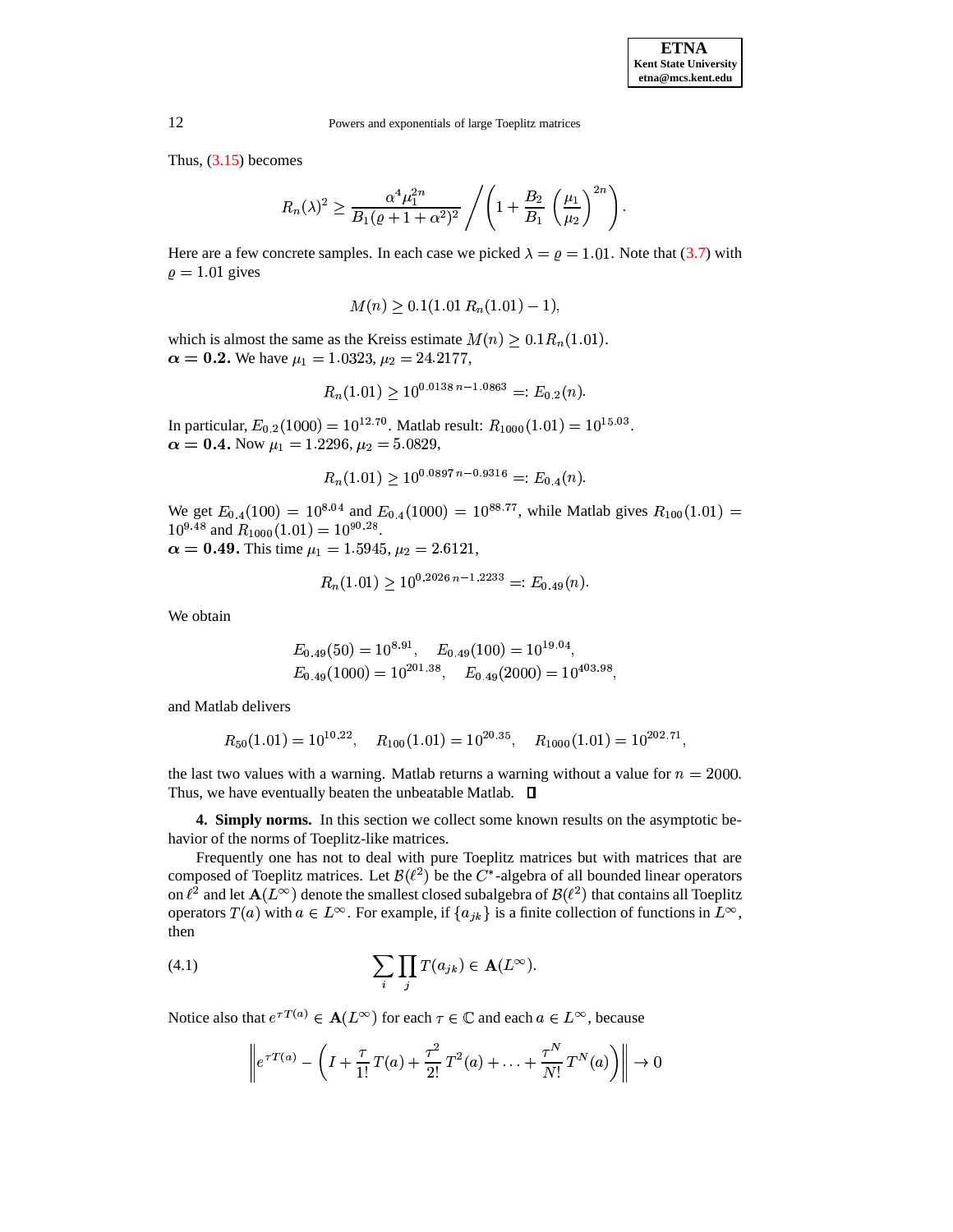Thus, (3.15) becomes

$$R_n(\lambda)^2 \geq \frac{\alpha^4 \mu_1^{2n}}{B_1(\varrho + 1 + \alpha^2)^2} \Bigg/ \left(1 + \frac{B_2}{B_1}\left(\frac{\mu_1}{\mu_2}\right)^{2n}\right).$$

Here are a few concrete samples. In each case we picked $\lambda = \varrho = 1.01$. Note that (3.7) with $\varrho = 1.01$ gives

$$M(n) \geq 0.1(1.01\, R_n(1.01) - 1),$$

which is almost the same as the Kreiss estimate $M(n) \geq 0.1 R_n(1.01)$.

$\boldsymbol{\alpha = 0.2.}$ We have $\mu_1 = 1.0323$, $\mu_2 = 24.2177$,

$$R_n(1.01) \geq 10^{0.0138\, n - 1.0863} =: E_{0.2}(n).$$

In particular, $E_{0.2}(1000) = 10^{12.70}$. Matlab result: $R_{1000}(1.01) = 10^{15.03}$.

$\boldsymbol{\alpha = 0.4.}$ Now $\mu_1 = 1.2296$, $\mu_2 = 5.0829$,

$$R_n(1.01) \geq 10^{0.0897\, n - 0.9316} =: E_{0.4}(n).$$

We get $E_{0.4}(100) = 10^{8.04}$ and $E_{0.4}(1000) = 10^{88.77}$, while Matlab gives $R_{100}(1.01) = 10^{9.48}$ and $R_{1000}(1.01) = 10^{90.28}$.

$\boldsymbol{\alpha = 0.49.}$ This time $\mu_1 = 1.5945$, $\mu_2 = 2.6121$,

$$R_n(1.01) \geq 10^{0.2026\, n - 1.2233} =: E_{0.49}(n).$$

We obtain

$$E_{0.49}(50) = 10^{8.91}, \quad E_{0.49}(100) = 10^{19.04},$$
$$E_{0.49}(1000) = 10^{201.38}, \quad E_{0.49}(2000) = 10^{403.98},$$

and Matlab delivers

$$R_{50}(1.01) = 10^{10.22}, \quad R_{100}(1.01) = 10^{20.35}, \quad R_{1000}(1.01) = 10^{202.71},$$

the last two values with a warning. Matlab returns a warning without a value for $n = 2000$. Thus, we have eventually beaten the unbeatable Matlab. ∎

**4. Simply norms.** In this section we collect some known results on the asymptotic behavior of the norms of Toeplitz-like matrices.

Frequently one has not to deal with pure Toeplitz matrices but with matrices that are composed of Toeplitz matrices. Let $\mathcal{B}(\ell^2)$ be the $C^*$-algebra of all bounded linear operators on $\ell^2$ and let $\mathbf{A}(L^\infty)$ denote the smallest closed subalgebra of $\mathcal{B}(\ell^2)$ that contains all Toeplitz operators $T(a)$ with $a \in L^\infty$. For example, if $\{a_{jk}\}$ is a finite collection of functions in $L^\infty$, then

$$\sum_i \prod_j T(a_{jk}) \in \mathbf{A}(L^\infty). \tag{4.1}$$

Notice also that $e^{\tau T(a)} \in \mathbf{A}(L^\infty)$ for each $\tau \in \mathbb{C}$ and each $a \in L^\infty$, because

$$\left\| e^{\tau T(a)} - \left(I + \frac{\tau}{1!}\, T(a) + \frac{\tau^2}{2!}\, T^2(a) + \ldots + \frac{\tau^N}{N!}\, T^N(a)\right)\right\| \to 0$$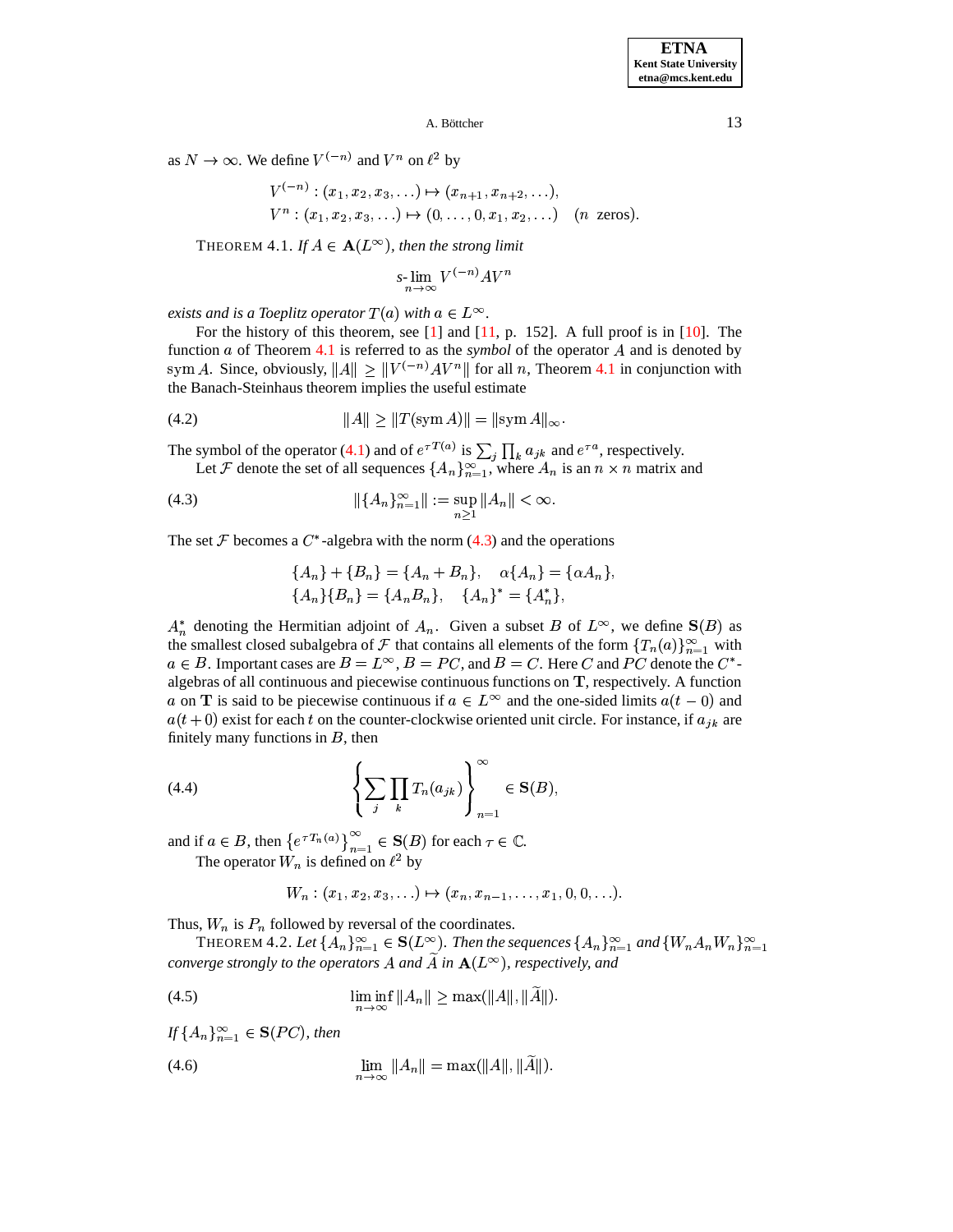as $N \to \infty$. We define $V^{(-n)}$ and $V^n$ on $\ell^2$ by

$$V^{(-n)} : (x_1, x_2, x_3, \ldots) \mapsto (x_{n+1}, x_{n+2}, \ldots),$$
$$V^n : (x_1, x_2, x_3, \ldots) \mapsto (0, \ldots, 0, x_1, x_2, \ldots) \quad (n \text{ zeros}).$$

THEOREM 4.1. *If $A \in \mathbf{A}(L^\infty)$, then the strong limit*

$$s\text{-}\lim_{n\to\infty} V^{(-n)} A V^n$$

*exists and is a Toeplitz operator $T(a)$ with $a \in L^\infty$.*

For the history of this theorem, see [1] and [11, p. 152]. A full proof is in [10]. The function $a$ of Theorem 4.1 is referred to as the *symbol* of the operator $A$ and is denoted by $\operatorname{sym} A$. Since, obviously, $\|A\| \geq \|V^{(-n)} A V^n\|$ for all $n$, Theorem 4.1 in conjunction with the Banach-Steinhaus theorem implies the useful estimate

$$\|A\| \geq \|T(\operatorname{sym} A)\| = \|\operatorname{sym} A\|_\infty. \tag{4.2}$$

The symbol of the operator (4.1) and of $e^{\tau T(a)}$ is $\sum_j \prod_k a_{jk}$ and $e^{\tau a}$, respectively.

Let $\mathcal{F}$ denote the set of all sequences $\{A_n\}_{n=1}^\infty$, where $A_n$ is an $n \times n$ matrix and

$$\|\{A_n\}_{n=1}^\infty\| := \sup_{n \geq 1} \|A_n\| < \infty. \tag{4.3}$$

The set $\mathcal{F}$ becomes a $C^*$-algebra with the norm (4.3) and the operations

$$\{A_n\} + \{B_n\} = \{A_n + B_n\}, \quad \alpha\{A_n\} = \{\alpha A_n\},$$
$$\{A_n\}\{B_n\} = \{A_n B_n\}, \quad \{A_n\}^* = \{A_n^*\},$$

$A_n^*$ denoting the Hermitian adjoint of $A_n$. Given a subset $B$ of $L^\infty$, we define $\mathbf{S}(B)$ as the smallest closed subalgebra of $\mathcal{F}$ that contains all elements of the form $\{T_n(a)\}_{n=1}^\infty$ with $a \in B$. Important cases are $B = L^\infty$, $B = PC$, and $B = C$. Here $C$ and $PC$ denote the $C^*$-algebras of all continuous and piecewise continuous functions on $\mathbf{T}$, respectively. A function $a$ on $\mathbf{T}$ is said to be piecewise continuous if $a \in L^\infty$ and the one-sided limits $a(t-0)$ and $a(t+0)$ exist for each $t$ on the counter-clockwise oriented unit circle. For instance, if $a_{jk}$ are finitely many functions in $B$, then

$$\left\{ \sum_j \prod_k T_n(a_{jk}) \right\}_{n=1}^\infty \in \mathbf{S}(B), \tag{4.4}$$

and if $a \in B$, then $\left\{e^{\tau T_n(a)}\right\}_{n=1}^\infty \in \mathbf{S}(B)$ for each $\tau \in \mathbb{C}$.

The operator $W_n$ is defined on $\ell^2$ by

$$W_n : (x_1, x_2, x_3, \ldots) \mapsto (x_n, x_{n-1}, \ldots, x_1, 0, 0, \ldots).$$

Thus, $W_n$ is $P_n$ followed by reversal of the coordinates.

THEOREM 4.2. *Let $\{A_n\}_{n=1}^\infty \in \mathbf{S}(L^\infty)$. Then the sequences $\{A_n\}_{n=1}^\infty$ and $\{W_n A_n W_n\}_{n=1}^\infty$ converge strongly to the operators $A$ and $\widetilde{A}$ in $\mathbf{A}(L^\infty)$, respectively, and*

$$\liminf_{n\to\infty} \|A_n\| \geq \max(\|A\|, \|\widetilde{A}\|). \tag{4.5}$$

*If $\{A_n\}_{n=1}^\infty \in \mathbf{S}(PC)$, then*

$$\lim_{n\to\infty} \|A_n\| = \max(\|A\|, \|\widetilde{A}\|). \tag{4.6}$$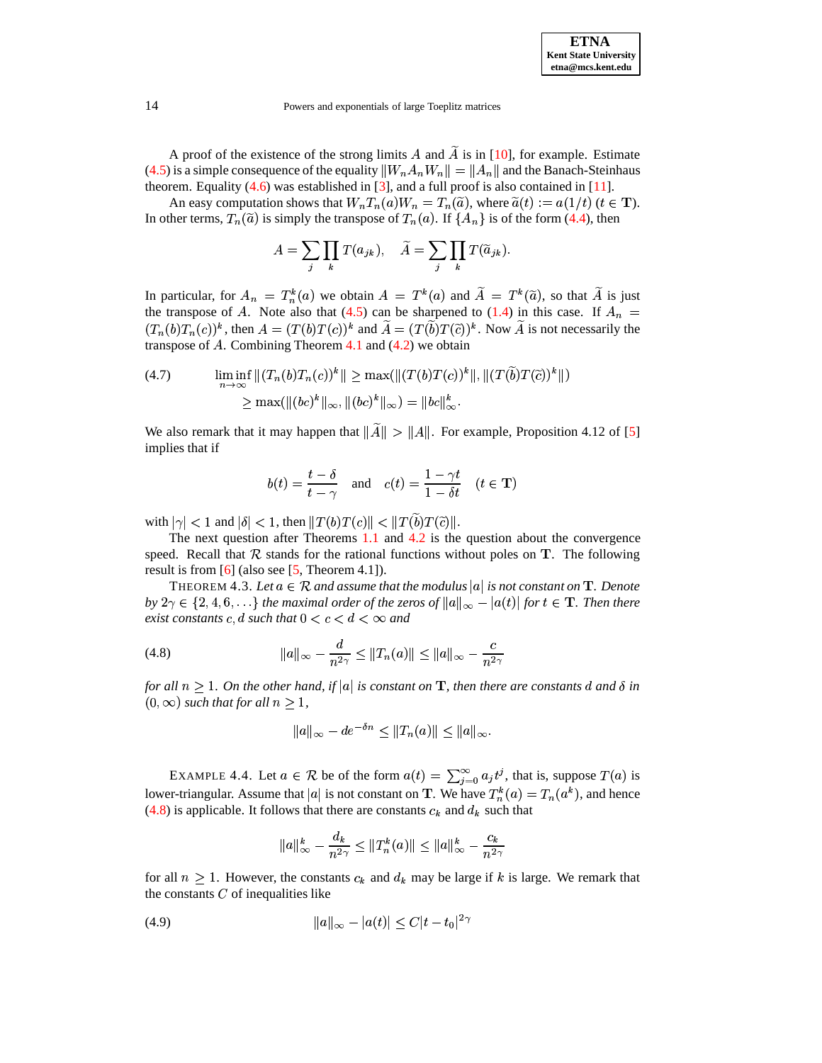A proof of the existence of the strong limits $A$ and $\widetilde{A}$ is in [10], for example. Estimate (4.5) is a simple consequence of the equality $\|W_n A_n W_n\| = \|A_n\|$ and the Banach-Steinhaus theorem. Equality (4.6) was established in [3], and a full proof is also contained in [11].

An easy computation shows that $W_n T_n(a) W_n = T_n(\widetilde{a})$, where $\widetilde{a}(t) := a(1/t)$ $(t \in \mathbf{T})$. In other terms, $T_n(\widetilde{a})$ is simply the transpose of $T_n(a)$. If $\{A_n\}$ is of the form (4.4), then

$$A = \sum_j \prod_k T(a_{jk}), \quad \widetilde{A} = \sum_j \prod_k T(\widetilde{a}_{jk}).$$

In particular, for $A_n = T_n^k(a)$ we obtain $A = T^k(a)$ and $\widetilde{A} = T^k(\widetilde{a})$, so that $\widetilde{A}$ is just the transpose of $A$. Note also that (4.5) can be sharpened to (1.4) in this case. If $A_n = (T_n(b)T_n(c))^k$, then $A = (T(b)T(c))^k$ and $\widetilde{A} = (T(\widetilde{b})T(\widetilde{c}))^k$. Now $\widetilde{A}$ is not necessarily the transpose of $A$. Combining Theorem 4.1 and (4.2) we obtain

$$\begin{aligned}
\text{(4.7)} \qquad \liminf_{n\to\infty} \|(T_n(b)T_n(c))^k\| &\geq \max(\|(T(b)T(c))^k\|, \|(T(\widetilde{b})T(\widetilde{c}))^k\|) \\
&\geq \max(\|(bc)^k\|_\infty, \|(bc)^k\|_\infty) = \|bc\|_\infty^k.
\end{aligned}$$

We also remark that it may happen that $\|\widetilde{A}\| > \|A\|$. For example, Proposition 4.12 of [5] implies that if

$$b(t) = \frac{t-\delta}{t-\gamma} \quad \text{and} \quad c(t) = \frac{1-\gamma t}{1-\delta t} \quad (t \in \mathbf{T})$$

with $|\gamma| < 1$ and $|\delta| < 1$, then $\|T(b)T(c)\| < \|T(\widetilde{b})T(\widetilde{c})\|$.

The next question after Theorems 1.1 and 4.2 is the question about the convergence speed. Recall that $\mathcal{R}$ stands for the rational functions without poles on $\mathbf{T}$. The following result is from [6] (also see [5, Theorem 4.1]).

THEOREM 4.3. *Let $a \in \mathcal{R}$ and assume that the modulus $|a|$ is not constant on $\mathbf{T}$. Denote by $2\gamma \in \{2, 4, 6, \ldots\}$ the maximal order of the zeros of $\|a\|_\infty - |a(t)|$ for $t \in \mathbf{T}$. Then there exist constants $c, d$ such that $0 < c < d < \infty$ and*

$$\|a\|_\infty - \frac{d}{n^{2\gamma}} \leq \|T_n(a)\| \leq \|a\|_\infty - \frac{c}{n^{2\gamma}} \tag{4.8}$$

*for all $n \geq 1$. On the other hand, if $|a|$ is constant on $\mathbf{T}$, then there are constants $d$ and $\delta$ in $(0, \infty)$ such that for all $n \geq 1$,*

$$\|a\|_\infty - de^{-\delta n} \leq \|T_n(a)\| \leq \|a\|_\infty.$$

EXAMPLE 4.4. Let $a \in \mathcal{R}$ be of the form $a(t) = \sum_{j=0}^\infty a_j t^j$, that is, suppose $T(a)$ is lower-triangular. Assume that $|a|$ is not constant on $\mathbf{T}$. We have $T_n^k(a) = T_n(a^k)$, and hence (4.8) is applicable. It follows that there are constants $c_k$ and $d_k$ such that

$$\|a\|_\infty^k - \frac{d_k}{n^{2\gamma}} \leq \|T_n^k(a)\| \leq \|a\|_\infty^k - \frac{c_k}{n^{2\gamma}}$$

for all $n \geq 1$. However, the constants $c_k$ and $d_k$ may be large if $k$ is large. We remark that the constants $C$ of inequalities like

$$\|a\|_\infty - |a(t)| \leq C|t - t_0|^{2\gamma} \tag{4.9}$$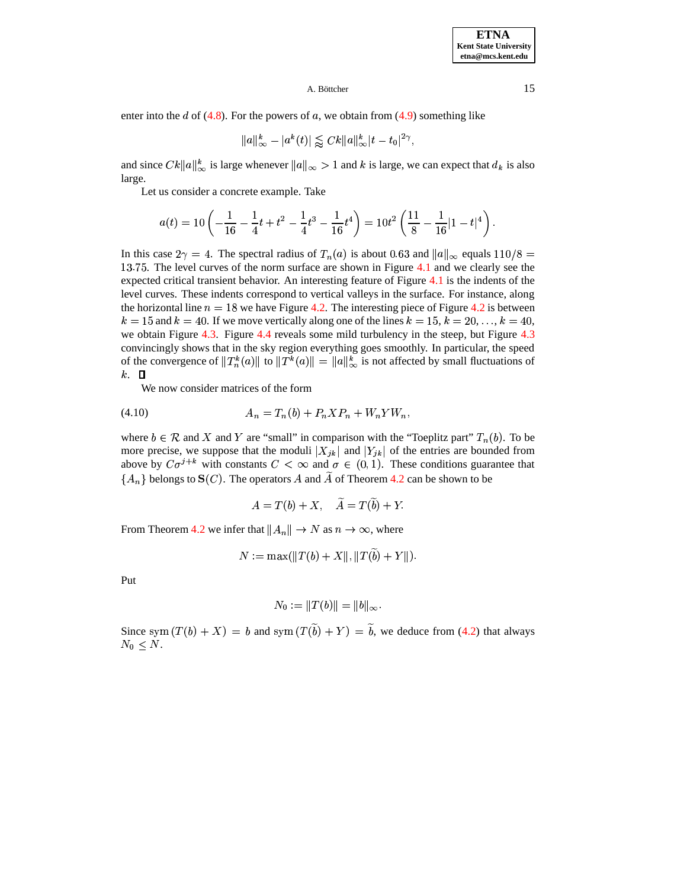enter into the $d$ of (4.8). For the powers of $a$, we obtain from (4.9) something like

$$\|a\|_\infty^k - |a^k(t)| \lessapprox Ck\|a\|_\infty^k |t - t_0|^{2\gamma},$$

and since $Ck\|a\|_\infty^k$ is large whenever $\|a\|_\infty > 1$ and $k$ is large, we can expect that $d_k$ is also large.

Let us consider a concrete example. Take

$$a(t) = 10\left(-\frac{1}{16} - \frac{1}{4}t + t^2 - \frac{1}{4}t^3 - \frac{1}{16}t^4\right) = 10t^2\left(\frac{11}{8} - \frac{1}{16}|1-t|^4\right).$$

In this case $2\gamma = 4$. The spectral radius of $T_n(a)$ is about $0.63$ and $\|a\|_\infty$ equals $110/8 = 13.75$. The level curves of the norm surface are shown in Figure 4.1 and we clearly see the expected critical transient behavior. An interesting feature of Figure 4.1 is the indents of the level curves. These indents correspond to vertical valleys in the surface. For instance, along the horizontal line $n = 18$ we have Figure 4.2. The interesting piece of Figure 4.2 is between $k = 15$ and $k = 40$. If we move vertically along one of the lines $k = 15, k = 20, \ldots, k = 40$, we obtain Figure 4.3. Figure 4.4 reveals some mild turbulency in the steep, but Figure 4.3 convincingly shows that in the sky region everything goes smoothly. In particular, the speed of the convergence of $\|T_n^k(a)\|$ to $\|T^k(a)\| = \|a\|_\infty^k$ is not affected by small fluctuations of $k$. $\square$

We now consider matrices of the form

$$A_n = T_n(b) + P_n X P_n + W_n Y W_n, \tag{4.10}$$

where $b \in \mathcal{R}$ and $X$ and $Y$ are "small" in comparison with the "Toeplitz part" $T_n(b)$. To be more precise, we suppose that the moduli $|X_{jk}|$ and $|Y_{jk}|$ of the entries are bounded from above by $C\sigma^{j+k}$ with constants $C < \infty$ and $\sigma \in (0,1)$. These conditions guarantee that $\{A_n\}$ belongs to $\mathbf{S}(C)$. The operators $A$ and $\widetilde{A}$ of Theorem 4.2 can be shown to be

$$A = T(b) + X, \quad \widetilde{A} = T(\widetilde{b}) + Y.$$

From Theorem 4.2 we infer that $\|A_n\| \to N$ as $n \to \infty$, where

$$N := \max(\|T(b) + X\|, \|T(\widetilde{b}) + Y\|).$$

Put

$$N_0 := \|T(b)\| = \|b\|_\infty.$$

Since $\operatorname{sym}(T(b) + X) = b$ and $\operatorname{sym}(T(\widetilde{b}) + Y) = \widetilde{b}$, we deduce from (4.2) that always $N_0 \le N$.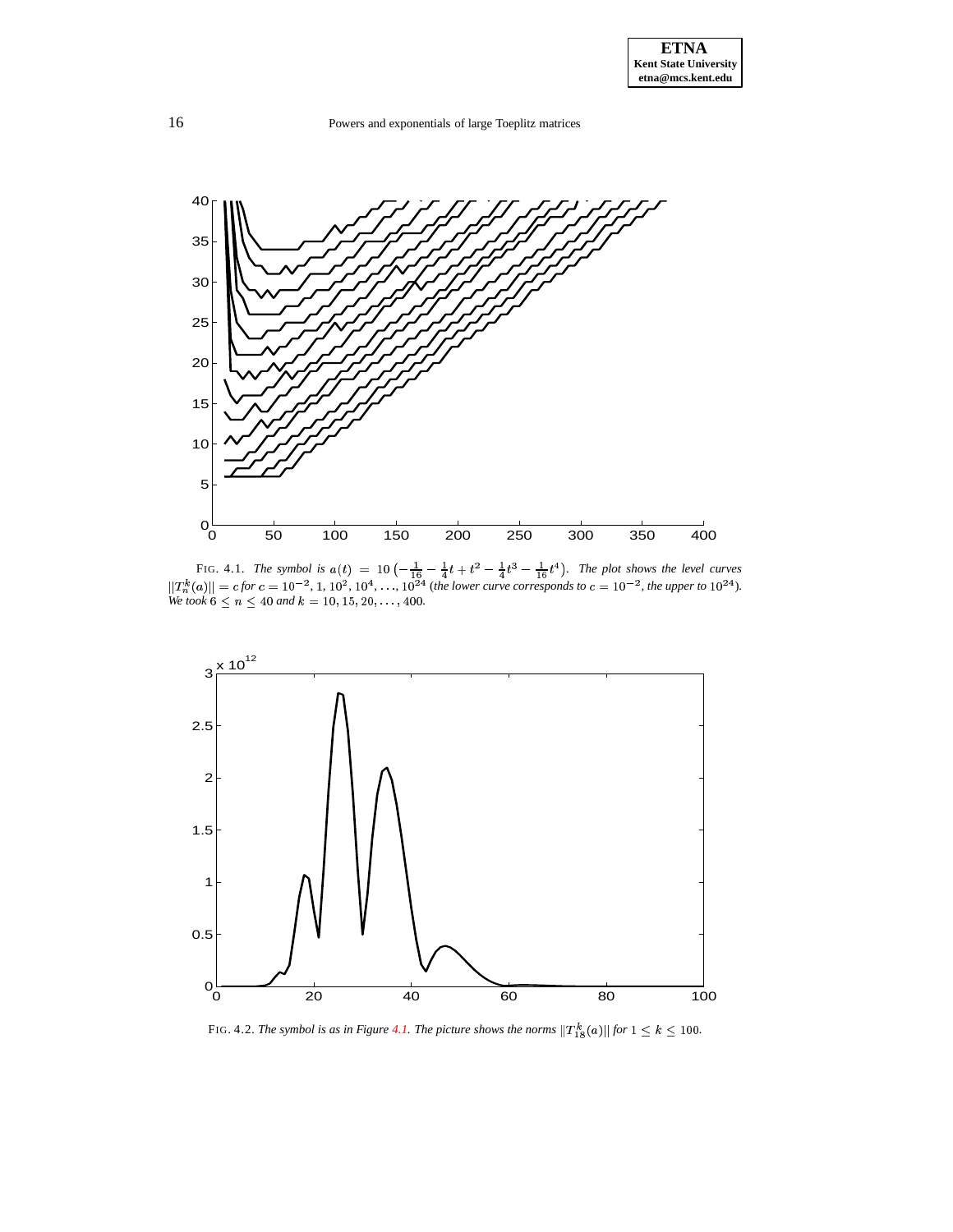FIG. 4.1. *The symbol is* $a(t) = 10\left(-\frac{1}{16} - \frac{1}{4}t + t^2 - \frac{1}{4}t^3 - \frac{1}{16}t^4\right)$. *The plot shows the level curves* $\|T_n^k(a)\| = c$ *for* $c = 10^{-2}, 1, 10^2, 10^4, \ldots, 10^{24}$ *(the lower curve corresponds to* $c = 10^{-2}$*, the upper to* $10^{24}$*). We took* $6 \le n \le 40$ *and* $k = 10, 15, 20, \ldots, 400$.

FIG. 4.2. *The symbol is as in Figure 4.1. The picture shows the norms* $\|T_{18}^k(a)\|$ *for* $1 \le k \le 100$.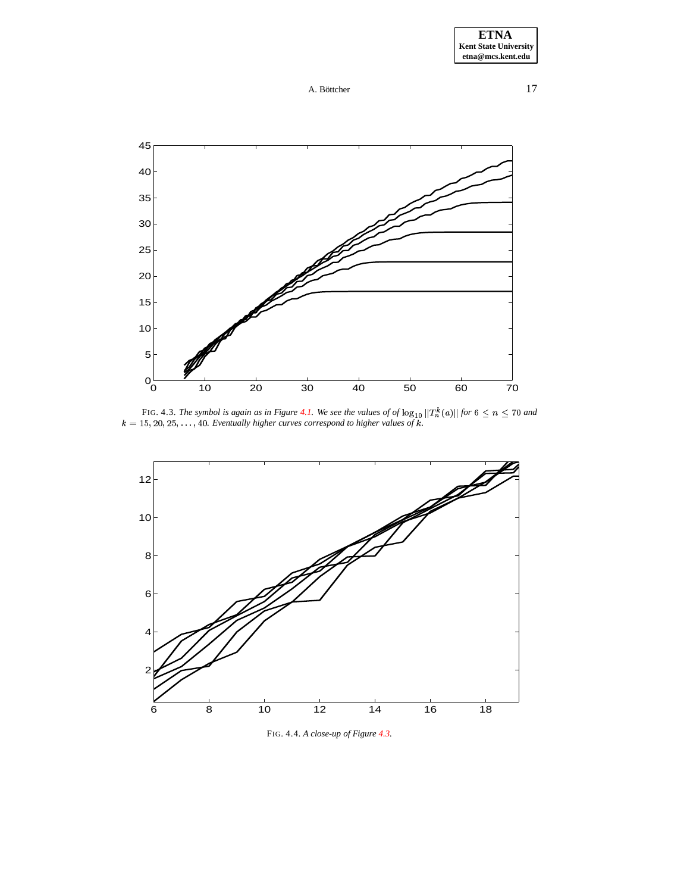FIG. 4.3. *The symbol is again as in Figure 4.1. We see the values of of* $\log_{10} \|T_n^k(a)\|$ *for* $6 \le n \le 70$ *and* $k = 15, 20, 25, \ldots, 40$*. Eventually higher curves correspond to higher values of* $k$*.*

FIG. 4.4. *A close-up of Figure 4.3.*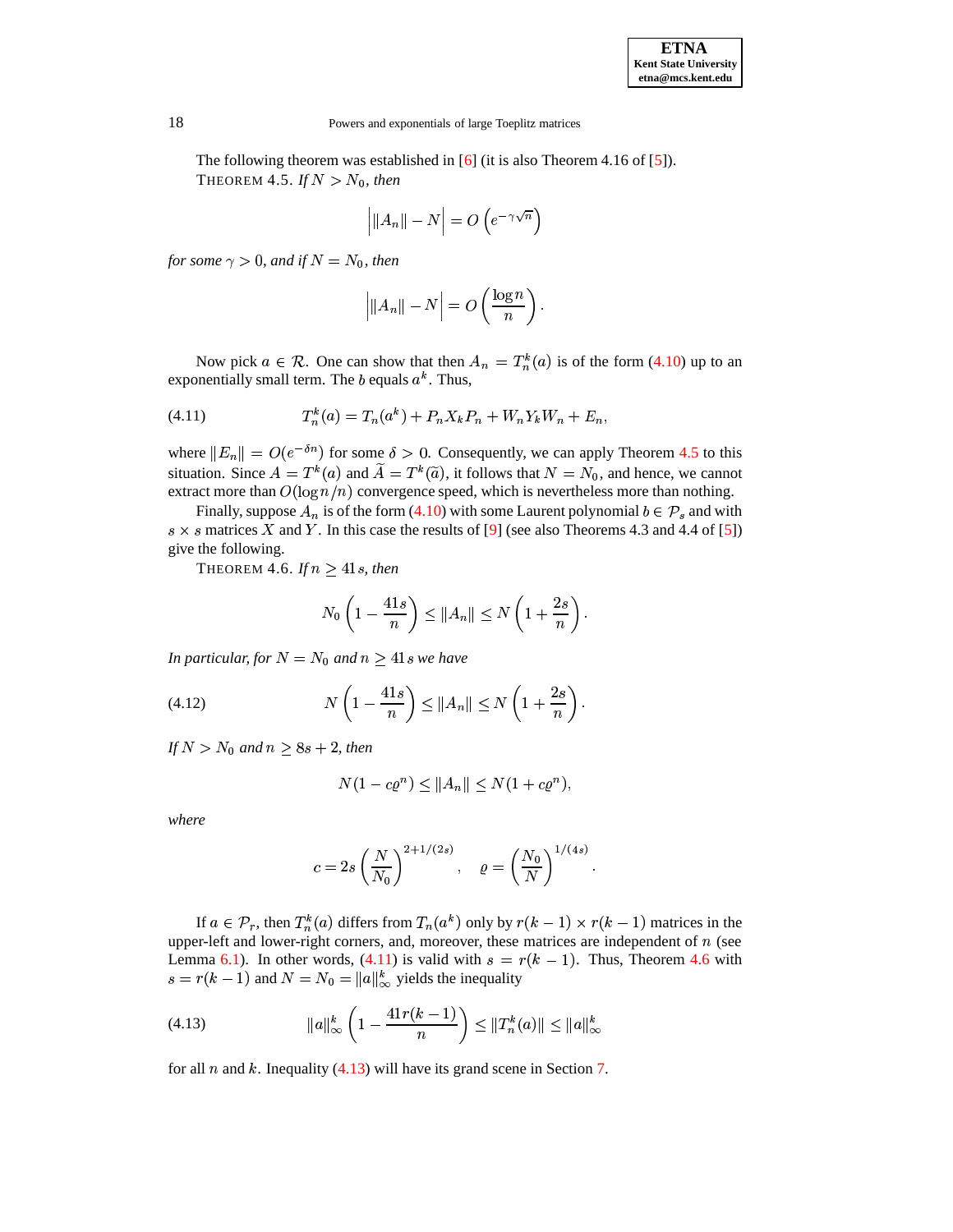The following theorem was established in [6] (it is also Theorem 4.16 of [5]).

THEOREM 4.5. *If $N > N_0$, then*

$$\Big| \|A_n\| - N \Big| = O\left(e^{-\gamma\sqrt{n}}\right)$$

*for some $\gamma > 0$, and if $N = N_0$, then*

$$\Big| \|A_n\| - N \Big| = O\left(\frac{\log n}{n}\right).$$

Now pick $a \in \mathcal{R}$. One can show that then $A_n = T_n^k(a)$ is of the form (4.10) up to an exponentially small term. The $b$ equals $a^k$. Thus,

$$T_n^k(a) = T_n(a^k) + P_n X_k P_n + W_n Y_k W_n + E_n, \tag{4.11}$$

where $\|E_n\| = O(e^{-\delta n})$ for some $\delta > 0$. Consequently, we can apply Theorem 4.5 to this situation. Since $A = T^k(a)$ and $\widetilde{A} = T^k(\widetilde{a})$, it follows that $N = N_0$, and hence, we cannot extract more than $O(\log n/n)$ convergence speed, which is nevertheless more than nothing.

Finally, suppose $A_n$ is of the form (4.10) with some Laurent polynomial $b \in \mathcal{P}_s$ and with $s \times s$ matrices $X$ and $Y$. In this case the results of [9] (see also Theorems 4.3 and 4.4 of [5]) give the following.

THEOREM 4.6. *If $n \geq 41\,s$, then*

$$N_0\left(1 - \frac{41s}{n}\right) \leq \|A_n\| \leq N\left(1 + \frac{2s}{n}\right).$$

*In particular, for $N = N_0$ and $n \geq 41\,s$ we have*

$$N\left(1 - \frac{41s}{n}\right) \leq \|A_n\| \leq N\left(1 + \frac{2s}{n}\right). \tag{4.12}$$

*If $N > N_0$ and $n \geq 8s + 2$, then*

$$N(1 - c\varrho^n) \leq \|A_n\| \leq N(1 + c\varrho^n),$$

*where*

$$c = 2s\left(\frac{N}{N_0}\right)^{2+1/(2s)}, \quad \varrho = \left(\frac{N_0}{N}\right)^{1/(4s)}.$$

If $a \in \mathcal{P}_r$, then $T_n^k(a)$ differs from $T_n(a^k)$ only by $r(k-1) \times r(k-1)$ matrices in the upper-left and lower-right corners, and, moreover, these matrices are independent of $n$ (see Lemma 6.1). In other words, (4.11) is valid with $s = r(k-1)$. Thus, Theorem 4.6 with $s = r(k-1)$ and $N = N_0 = \|a\|_\infty^k$ yields the inequality

$$\|a\|_\infty^k \left(1 - \frac{41r(k-1)}{n}\right) \leq \|T_n^k(a)\| \leq \|a\|_\infty^k \tag{4.13}$$

for all $n$ and $k$. Inequality (4.13) will have its grand scene in Section 7.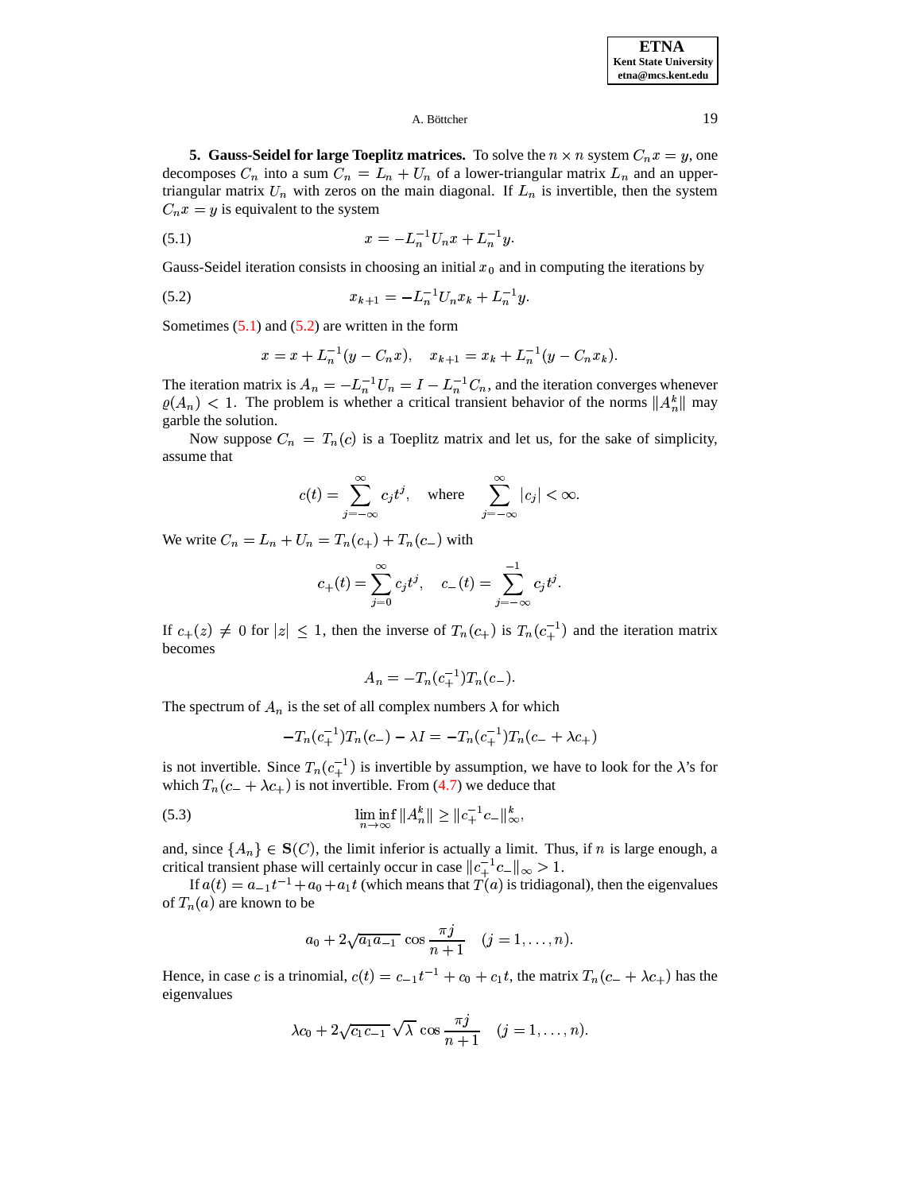## 5. Gauss-Seidel for large Toeplitz matrices.

To solve the $n \times n$ system $C_n x = y$, one decomposes $C_n$ into a sum $C_n = L_n + U_n$ of a lower-triangular matrix $L_n$ and an upper-triangular matrix $U_n$ with zeros on the main diagonal. If $L_n$ is invertible, then the system $C_n x = y$ is equivalent to the system

$$x = -L_n^{-1} U_n x + L_n^{-1} y. \tag{5.1}$$

Gauss-Seidel iteration consists in choosing an initial $x_0$ and in computing the iterations by

$$x_{k+1} = -L_n^{-1} U_n x_k + L_n^{-1} y. \tag{5.2}$$

Sometimes (5.1) and (5.2) are written in the form

$$x = x + L_n^{-1}(y - C_n x), \quad x_{k+1} = x_k + L_n^{-1}(y - C_n x_k).$$

The iteration matrix is $A_n = -L_n^{-1} U_n = I - L_n^{-1} C_n$, and the iteration converges whenever $\varrho(A_n) < 1$. The problem is whether a critical transient behavior of the norms $\|A_n^k\|$ may garble the solution.

Now suppose $C_n = T_n(c)$ is a Toeplitz matrix and let us, for the sake of simplicity, assume that

$$c(t) = \sum_{j=-\infty}^{\infty} c_j t^j, \quad \text{where} \quad \sum_{j=-\infty}^{\infty} |c_j| < \infty.$$

We write $C_n = L_n + U_n = T_n(c_+) + T_n(c_-)$ with

$$c_+(t) = \sum_{j=0}^{\infty} c_j t^j, \quad c_-(t) = \sum_{j=-\infty}^{-1} c_j t^j.$$

If $c_+(z) \neq 0$ for $|z| \leq 1$, then the inverse of $T_n(c_+)$ is $T_n(c_+^{-1})$ and the iteration matrix becomes

$$A_n = -T_n(c_+^{-1}) T_n(c_-).$$

The spectrum of $A_n$ is the set of all complex numbers $\lambda$ for which

$$-T_n(c_+^{-1}) T_n(c_-) - \lambda I = -T_n(c_+^{-1}) T_n(c_- + \lambda c_+)$$

is not invertible. Since $T_n(c_+^{-1})$ is invertible by assumption, we have to look for the $\lambda$'s for which $T_n(c_- + \lambda c_+)$ is not invertible. From (4.7) we deduce that

$$\liminf_{n \to \infty} \|A_n^k\| \geq \|c_+^{-1} c_-\|_\infty^k, \tag{5.3}$$

and, since $\{A_n\} \in \mathbf{S}(C)$, the limit inferior is actually a limit. Thus, if $n$ is large enough, a critical transient phase will certainly occur in case $\|c_+^{-1} c_-\|_\infty > 1$.

If $a(t) = a_{-1} t^{-1} + a_0 + a_1 t$ (which means that $T(a)$ is tridiagonal), then the eigenvalues of $T_n(a)$ are known to be

$$a_0 + 2\sqrt{a_1 a_{-1}} \cos \frac{\pi j}{n+1} \quad (j = 1, \ldots, n).$$

Hence, in case $c$ is a trinomial, $c(t) = c_{-1} t^{-1} + c_0 + c_1 t$, the matrix $T_n(c_- + \lambda c_+)$ has the eigenvalues

$$\lambda c_0 + 2\sqrt{c_1 c_{-1}} \sqrt{\lambda} \cos \frac{\pi j}{n+1} \quad (j = 1, \ldots, n).$$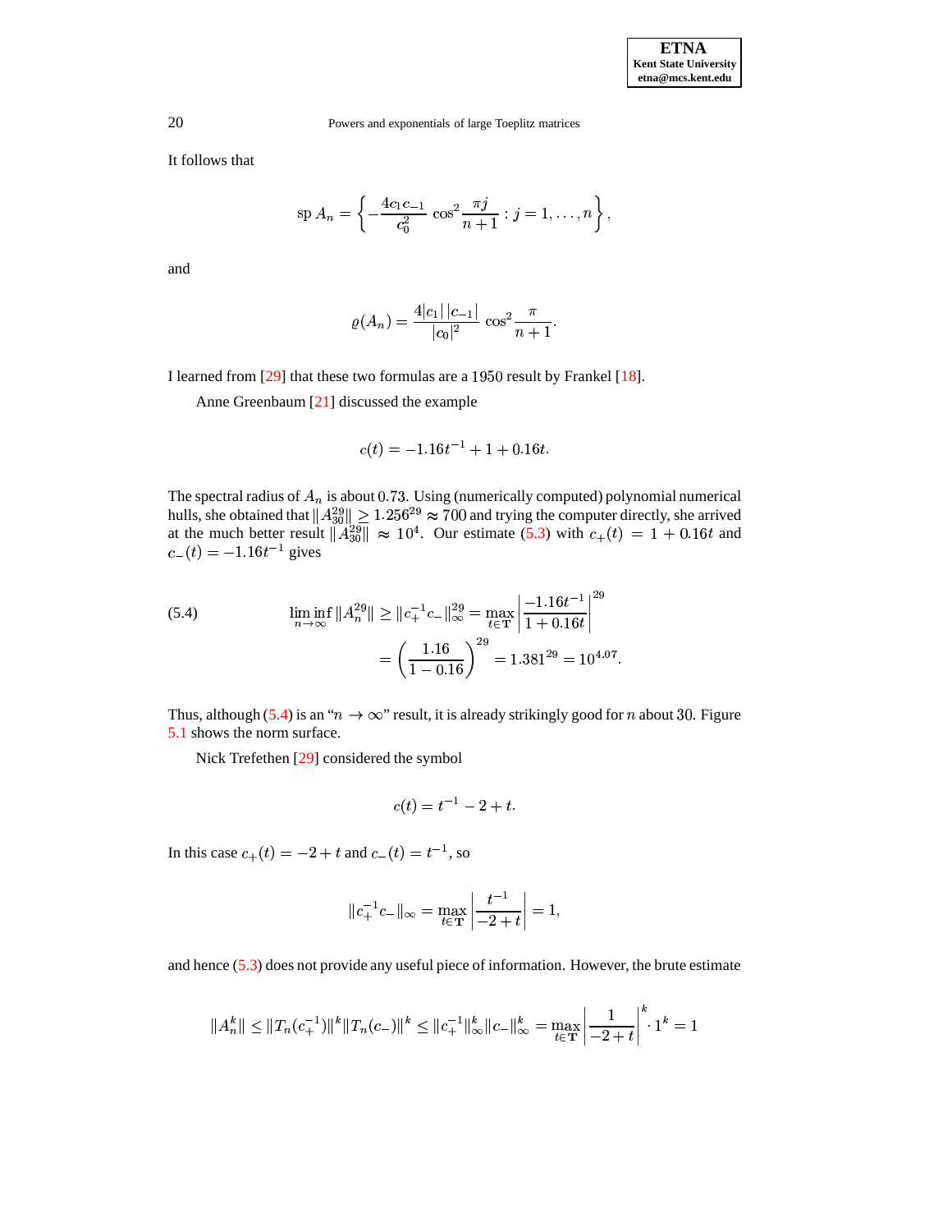It follows that

$$\mathrm{sp}\, A_n = \left\{ -\frac{4c_1 c_{-1}}{c_0^2} \cos^2 \frac{\pi j}{n+1} : j = 1, \ldots, n \right\},$$

and

$$\varrho(A_n) = \frac{4|c_1|\,|c_{-1}|}{|c_0|^2} \cos^2 \frac{\pi}{n+1}.$$

I learned from [29] that these two formulas are a 1950 result by Frankel [18].

Anne Greenbaum [21] discussed the example

$$c(t) = -1.16t^{-1} + 1 + 0.16t.$$

The spectral radius of $A_n$ is about $0.73$. Using (numerically computed) polynomial numerical hulls, she obtained that $\|A_{30}^{29}\| \geq 1.256^{29} \approx 700$ and trying the computer directly, she arrived at the much better result $\|A_{30}^{29}\| \approx 10^4$. Our estimate (5.3) with $c_+(t) = 1 + 0.16t$ and $c_-(t) = -1.16t^{-1}$ gives

$$\begin{aligned}
\text{(5.4)} \qquad \liminf_{n\to\infty} \|A_n^{29}\| \geq \|c_+^{-1} c_-\|_\infty^{29} &= \max_{t\in\mathbf{T}} \left| \frac{-1.16t^{-1}}{1+0.16t} \right|^{29} \\
&= \left( \frac{1.16}{1-0.16} \right)^{29} = 1.381^{29} = 10^{4.07}.
\end{aligned}$$

Thus, although (5.4) is an "$n \to \infty$" result, it is already strikingly good for $n$ about $30$. Figure 5.1 shows the norm surface.

Nick Trefethen [29] considered the symbol

$$c(t) = t^{-1} - 2 + t.$$

In this case $c_+(t) = -2 + t$ and $c_-(t) = t^{-1}$, so

$$\|c_+^{-1} c_-\|_\infty = \max_{t\in\mathbf{T}} \left| \frac{t^{-1}}{-2+t} \right| = 1,$$

and hence (5.3) does not provide any useful piece of information. However, the brute estimate

$$\|A_n^k\| \leq \|T_n(c_+^{-1})\|^k \|T_n(c_-)\|^k \leq \|c_+^{-1}\|_\infty^k \|c_-\|_\infty^k = \max_{t\in\mathbf{T}} \left| \frac{1}{-2+t} \right|^k \cdot 1^k = 1$$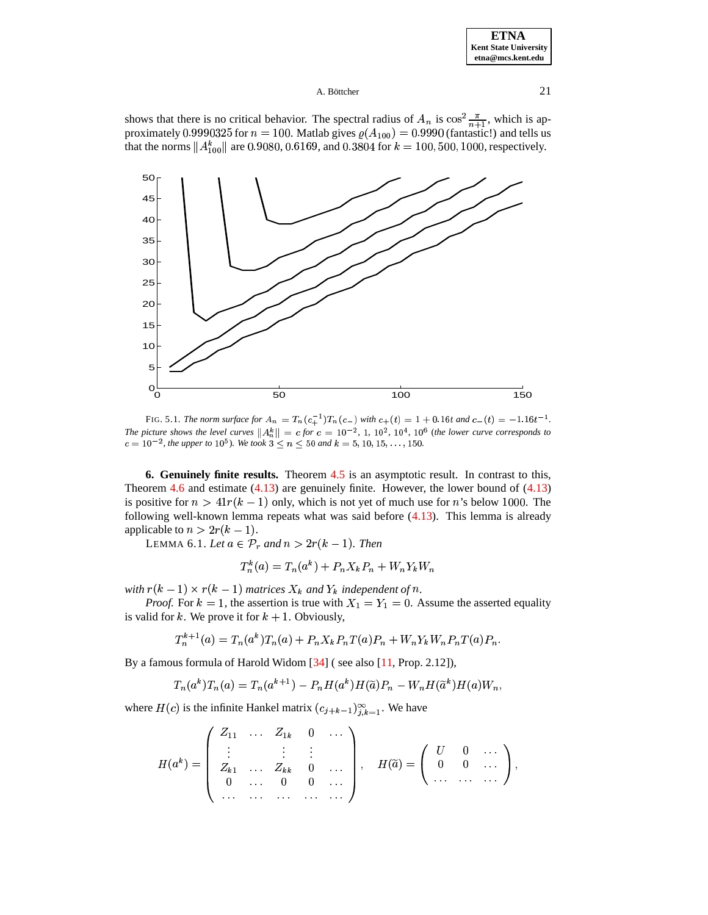shows that there is no critical behavior. The spectral radius of $A_n$ is $\cos^2 \frac{\pi}{n+1}$, which is approximately $0.9990325$ for $n = 100$. Matlab gives $\varrho(A_{100}) = 0.9990$ (fantastic!) and tells us that the norms $\|A_{100}^k\|$ are $0.9080$, $0.6169$, and $0.3804$ for $k = 100, 500, 1000$, respectively.

FIG. 5.1. *The norm surface for $A_n = T_n(c_+^{-1})T_n(c_-)$ with $c_+(t) = 1 + 0.16t$ and $c_-(t) = -1.16t^{-1}$. The picture shows the level curves $\|A_n^k\| = c$ for $c = 10^{-2}, 1, 10^2, 10^4, 10^6$ (the lower curve corresponds to $c = 10^{-2}$, the upper to $10^5$). We took $3 \le n \le 50$ and $k = 5, 10, 15, \ldots, 150$.*

**6. Genuinely finite results.** Theorem 4.5 is an asymptotic result. In contrast to this, Theorem 4.6 and estimate (4.13) are genuinely finite. However, the lower bound of (4.13) is positive for $n > 41r(k-1)$ only, which is not yet of much use for $n$'s below $1000$. The following well-known lemma repeats what was said before (4.13). This lemma is already applicable to $n > 2r(k-1)$.

LEMMA 6.1. *Let $a \in \mathcal{P}_r$ and $n > 2r(k-1)$. Then*

$$T_n^k(a) = T_n(a^k) + P_n X_k P_n + W_n Y_k W_n$$

*with $r(k-1) \times r(k-1)$ matrices $X_k$ and $Y_k$ independent of $n$.*

*Proof.* For $k = 1$, the assertion is true with $X_1 = Y_1 = 0$. Assume the asserted equality is valid for $k$. We prove it for $k+1$. Obviously,

$$T_n^{k+1}(a) = T_n(a^k)T_n(a) + P_n X_k P_n T(a) P_n + W_n Y_k W_n P_n T(a) P_n.$$

By a famous formula of Harold Widom [34] ( see also [11, Prop. 2.12]),

$$T_n(a^k)T_n(a) = T_n(a^{k+1}) - P_n H(a^k) H(\tilde{a}) P_n - W_n H(\tilde{a}^k) H(a) W_n,$$

where $H(c)$ is the infinite Hankel matrix $(c_{j+k-1})_{j,k=1}^{\infty}$. We have

$$H(a^k) = \begin{pmatrix} Z_{11} & \ldots & Z_{1k} & 0 & \ldots \\ \vdots & & \vdots & \vdots & \\ Z_{k1} & \ldots & Z_{kk} & 0 & \ldots \\ 0 & \ldots & 0 & 0 & \ldots \\ \ldots & \ldots & \ldots & \ldots & \ldots \end{pmatrix}, \quad H(\tilde{a}) = \begin{pmatrix} U & 0 & \ldots \\ 0 & 0 & \ldots \\ \ldots & \ldots & \ldots \end{pmatrix},$$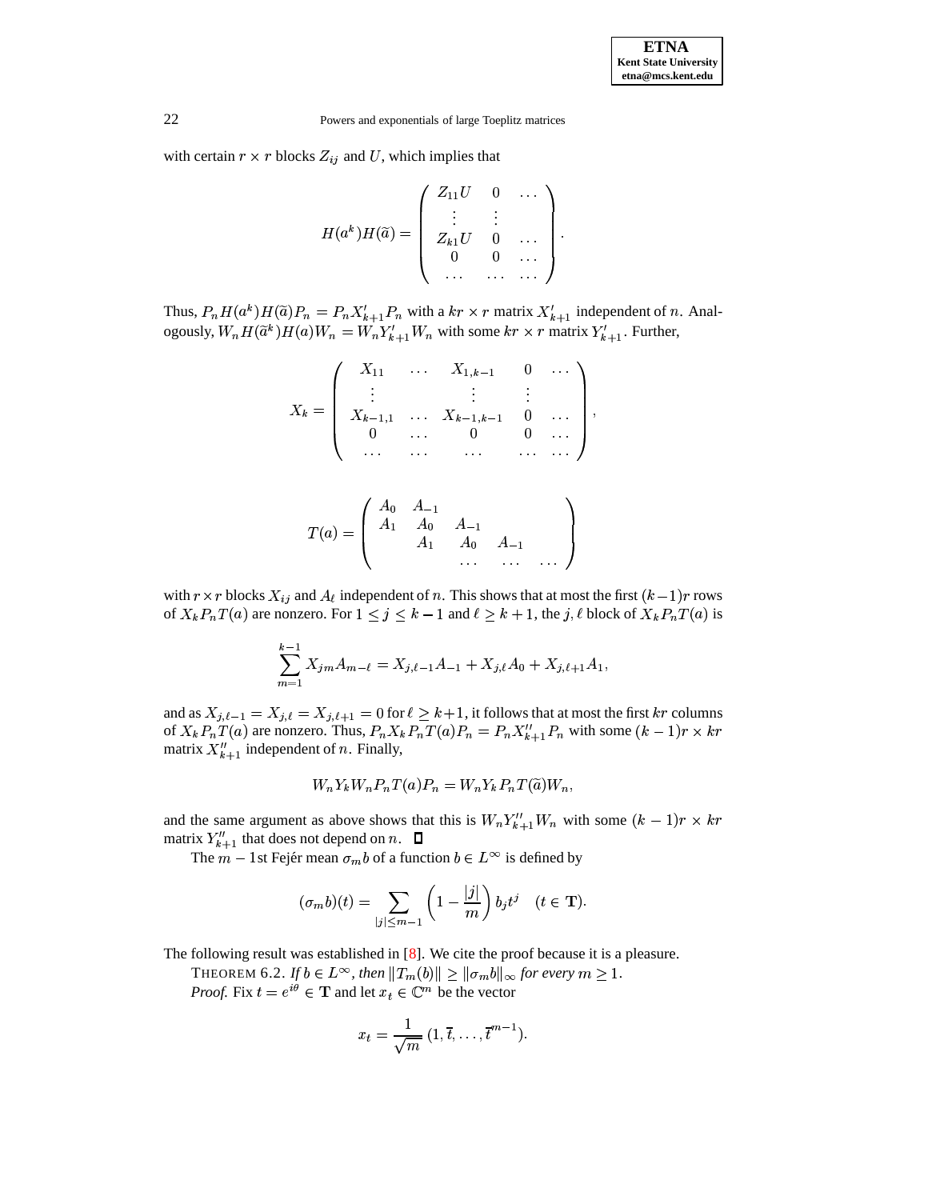with certain $r \times r$ blocks $Z_{ij}$ and $U$, which implies that

$$H(a^k)H(\widetilde{a}) = \begin{pmatrix} Z_{11}U & 0 & \dots \\ \vdots & \vdots & \\ Z_{k1}U & 0 & \dots \\ 0 & 0 & \dots \\ \dots & \dots & \dots \end{pmatrix}.$$

Thus, $P_n H(a^k)H(\widetilde{a})P_n = P_n X'_{k+1} P_n$ with a $kr \times r$ matrix $X'_{k+1}$ independent of $n$. Analogously, $W_n H(\widetilde{a}^k)H(a)W_n = W_n Y'_{k+1} W_n$ with some $kr \times r$ matrix $Y'_{k+1}$. Further,

$$X_k = \begin{pmatrix} X_{11} & \dots & X_{1,k-1} & 0 & \dots \\ \vdots & & \vdots & \vdots & \\ X_{k-1,1} & \dots & X_{k-1,k-1} & 0 & \dots \\ 0 & \dots & 0 & 0 & \dots \\ \dots & \dots & \dots & \dots & \dots \end{pmatrix},$$

$$T(a) = \begin{pmatrix} A_0 & A_{-1} & & & \\ A_1 & A_0 & A_{-1} & & \\ & A_1 & A_0 & A_{-1} & \\ & & \dots & \dots & \dots \end{pmatrix}$$

with $r \times r$ blocks $X_{ij}$ and $A_\ell$ independent of $n$. This shows that at most the first $(k-1)r$ rows of $X_k P_n T(a)$ are nonzero. For $1 \le j \le k-1$ and $\ell \ge k+1$, the $j,\ell$ block of $X_k P_n T(a)$ is

$$\sum_{m=1}^{k-1} X_{jm} A_{m-\ell} = X_{j,\ell-1}A_{-1} + X_{j,\ell}A_0 + X_{j,\ell+1}A_1,$$

and as $X_{j,\ell-1} = X_{j,\ell} = X_{j,\ell+1} = 0$ for $\ell \ge k+1$, it follows that at most the first $kr$ columns of $X_k P_n T(a)$ are nonzero. Thus, $P_n X_k P_n T(a) P_n = P_n X''_{k+1} P_n$ with some $(k-1)r \times kr$ matrix $X''_{k+1}$ independent of $n$. Finally,

$$W_n Y_k W_n P_n T(a) P_n = W_n Y_k P_n T(\widetilde{a}) W_n,$$

and the same argument as above shows that this is $W_n Y''_{k+1} W_n$ with some $(k-1)r \times kr$ matrix $Y''_{k+1}$ that does not depend on $n$. ◻

The $m-1$st Fejér mean $\sigma_m b$ of a function $b \in L^\infty$ is defined by

$$(\sigma_m b)(t) = \sum_{|j| \le m-1} \left(1 - \frac{|j|}{m}\right) b_j t^j \quad (t \in \mathbf{T}).$$

The following result was established in [8]. We cite the proof because it is a pleasure.

THEOREM 6.2. *If $b \in L^\infty$, then $\|T_m(b)\| \ge \|\sigma_m b\|_\infty$ for every $m \ge 1$.*

*Proof.* Fix $t = e^{i\theta} \in \mathbf{T}$ and let $x_t \in \mathbb{C}^m$ be the vector

$$x_t = \frac{1}{\sqrt{m}}\,(1, \overline{t}, \dots, \overline{t}^{m-1}).$$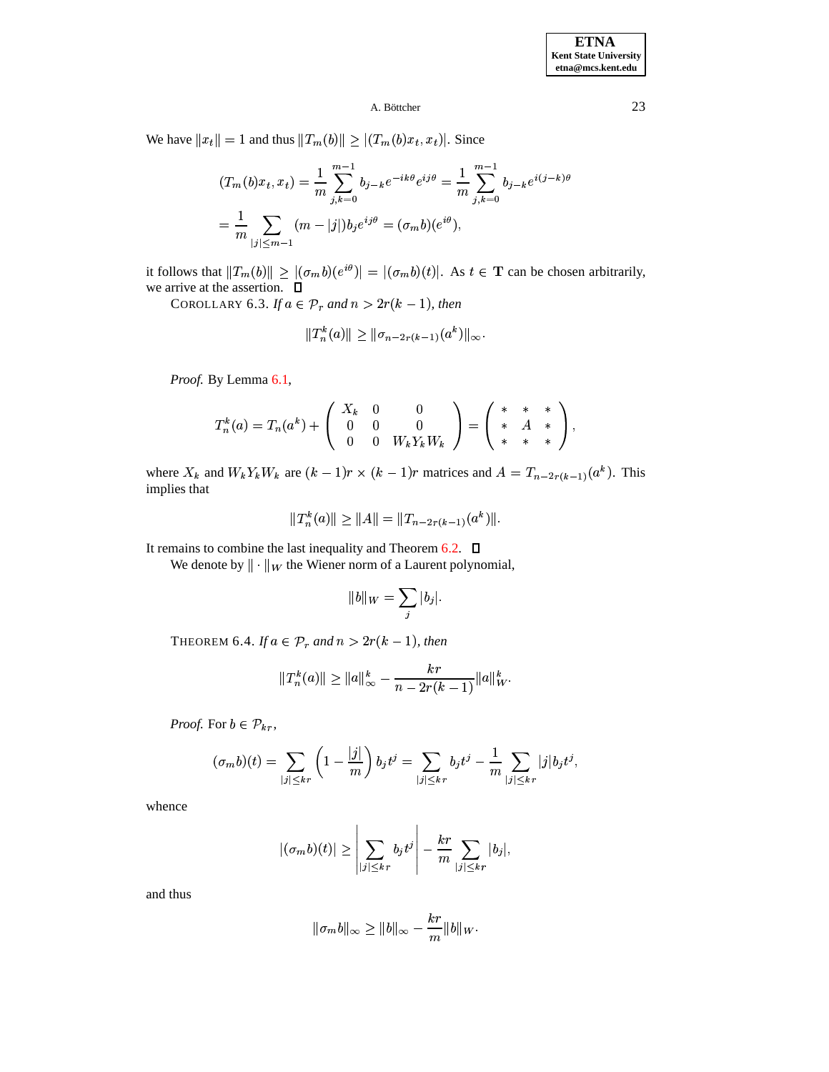We have $\|x_t\| = 1$ and thus $\|T_m(b)\| \geq |(T_m(b)x_t, x_t)|$. Since

$$(T_m(b)x_t, x_t) = \frac{1}{m} \sum_{j,k=0}^{m-1} b_{j-k} e^{-ik\theta} e^{ij\theta} = \frac{1}{m} \sum_{j,k=0}^{m-1} b_{j-k} e^{i(j-k)\theta}$$

$$= \frac{1}{m} \sum_{|j| \leq m-1} (m - |j|) b_j e^{ij\theta} = (\sigma_m b)(e^{i\theta}),$$

it follows that $\|T_m(b)\| \geq |(\sigma_m b)(e^{i\theta})| = |(\sigma_m b)(t)|$. As $t \in \mathbf{T}$ can be chosen arbitrarily, we arrive at the assertion. ◻

COROLLARY 6.3. *If $a \in \mathcal{P}_r$ and $n > 2r(k-1)$, then*

$$\|T_n^k(a)\| \geq \|\sigma_{n-2r(k-1)}(a^k)\|_\infty.$$

*Proof.* By Lemma 6.1,

$$T_n^k(a) = T_n(a^k) + \begin{pmatrix} X_k & 0 & 0 \\ 0 & 0 & 0 \\ 0 & 0 & W_k Y_k W_k \end{pmatrix} = \begin{pmatrix} * & * & * \\ * & A & * \\ * & * & * \end{pmatrix},$$

where $X_k$ and $W_k Y_k W_k$ are $(k-1)r \times (k-1)r$ matrices and $A = T_{n-2r(k-1)}(a^k)$. This implies that

$$\|T_n^k(a)\| \geq \|A\| = \|T_{n-2r(k-1)}(a^k)\|.$$

It remains to combine the last inequality and Theorem 6.2. ◻

We denote by $\|\cdot\|_W$ the Wiener norm of a Laurent polynomial,

$$\|b\|_W = \sum_j |b_j|.$$

THEOREM 6.4. *If $a \in \mathcal{P}_r$ and $n > 2r(k-1)$, then*

$$\|T_n^k(a)\| \geq \|a\|_\infty^k - \frac{kr}{n - 2r(k-1)} \|a\|_W^k.$$

*Proof.* For $b \in \mathcal{P}_{kr}$,

$$(\sigma_m b)(t) = \sum_{|j| \leq kr} \left(1 - \frac{|j|}{m}\right) b_j t^j = \sum_{|j| \leq kr} b_j t^j - \frac{1}{m} \sum_{|j| \leq kr} |j| b_j t^j,$$

whence

$$|(\sigma_m b)(t)| \geq \left| \sum_{|j| \leq kr} b_j t^j \right| - \frac{kr}{m} \sum_{|j| \leq kr} |b_j|,$$

and thus

$$\|\sigma_m b\|_\infty \geq \|b\|_\infty - \frac{kr}{m} \|b\|_W.$$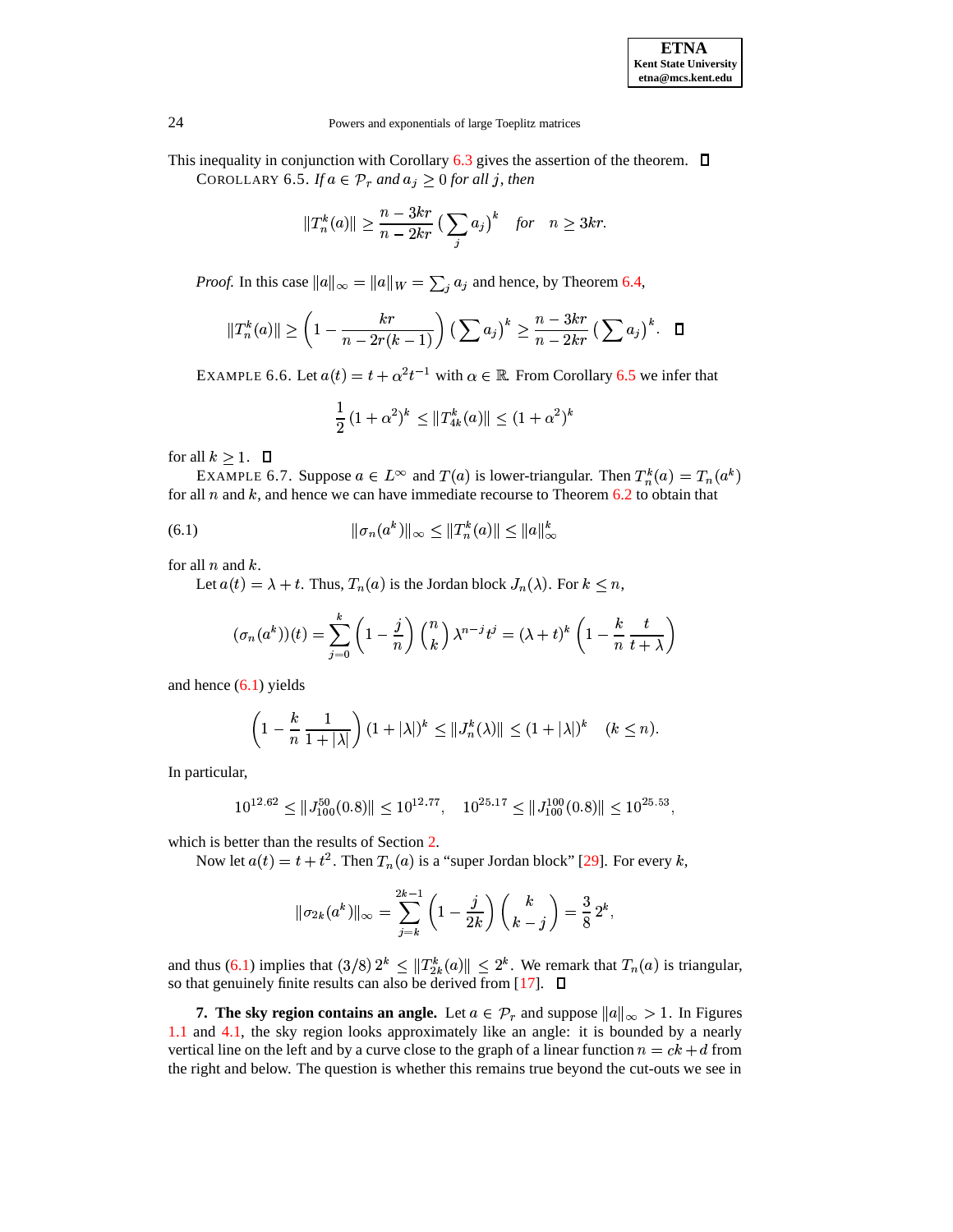This inequality in conjunction with Corollary 6.3 gives the assertion of the theorem. ☐

COROLLARY 6.5. *If $a \in \mathcal{P}_r$ and $a_j \geq 0$ for all $j$, then*

$$\|T_n^k(a)\| \geq \frac{n-3kr}{n-2kr} \left(\sum_j a_j\right)^k \quad \text{for} \quad n \geq 3kr.$$

*Proof.* In this case $\|a\|_\infty = \|a\|_W = \sum_j a_j$ and hence, by Theorem 6.4,

$$\|T_n^k(a)\| \geq \left(1 - \frac{kr}{n - 2r(k-1)}\right) \left(\sum a_j\right)^k \geq \frac{n-3kr}{n-2kr} \left(\sum a_j\right)^k. \quad ☐$$

EXAMPLE 6.6. Let $a(t) = t + \alpha^2 t^{-1}$ with $\alpha \in \mathbb{R}$. From Corollary 6.5 we infer that

$$\frac{1}{2}\,(1+\alpha^2)^k \leq \|T_{4k}^k(a)\| \leq (1+\alpha^2)^k$$

for all $k \geq 1$. ☐

EXAMPLE 6.7. Suppose $a \in L^\infty$ and $T(a)$ is lower-triangular. Then $T_n^k(a) = T_n(a^k)$ for all $n$ and $k$, and hence we can have immediate recourse to Theorem 6.2 to obtain that

$$\|\sigma_n(a^k)\|_\infty \leq \|T_n^k(a)\| \leq \|a\|_\infty^k \tag{6.1}$$

for all $n$ and $k$.

Let $a(t) = \lambda + t$. Thus, $T_n(a)$ is the Jordan block $J_n(\lambda)$. For $k \leq n$,

$$(\sigma_n(a^k))(t) = \sum_{j=0}^{k} \left(1 - \frac{j}{n}\right) \binom{n}{k} \lambda^{n-j} t^j = (\lambda + t)^k \left(1 - \frac{k}{n}\,\frac{t}{t+\lambda}\right)$$

and hence (6.1) yields

$$\left(1 - \frac{k}{n}\,\frac{1}{1+|\lambda|}\right)(1+|\lambda|)^k \leq \|J_n^k(\lambda)\| \leq (1+|\lambda|)^k \quad (k \leq n).$$

In particular,

$$10^{12.62} \leq \|J_{100}^{50}(0.8)\| \leq 10^{12.77}, \quad 10^{25.17} \leq \|J_{100}^{100}(0.8)\| \leq 10^{25.53},$$

which is better than the results of Section 2.

Now let $a(t) = t + t^2$. Then $T_n(a)$ is a "super Jordan block" [29]. For every $k$,

$$\|\sigma_{2k}(a^k)\|_\infty = \sum_{j=k}^{2k-1} \left(1 - \frac{j}{2k}\right) \binom{k}{k-j} = \frac{3}{8}\,2^k,$$

and thus (6.1) implies that $(3/8)\,2^k \leq \|T_{2k}^k(a)\| \leq 2^k$. We remark that $T_n(a)$ is triangular, so that genuinely finite results can also be derived from [17]. ☐

**7. The sky region contains an angle.** Let $a \in \mathcal{P}_r$ and suppose $\|a\|_\infty > 1$. In Figures 1.1 and 4.1, the sky region looks approximately like an angle: it is bounded by a nearly vertical line on the left and by a curve close to the graph of a linear function $n = ck + d$ from the right and below. The question is whether this remains true beyond the cut-outs we see in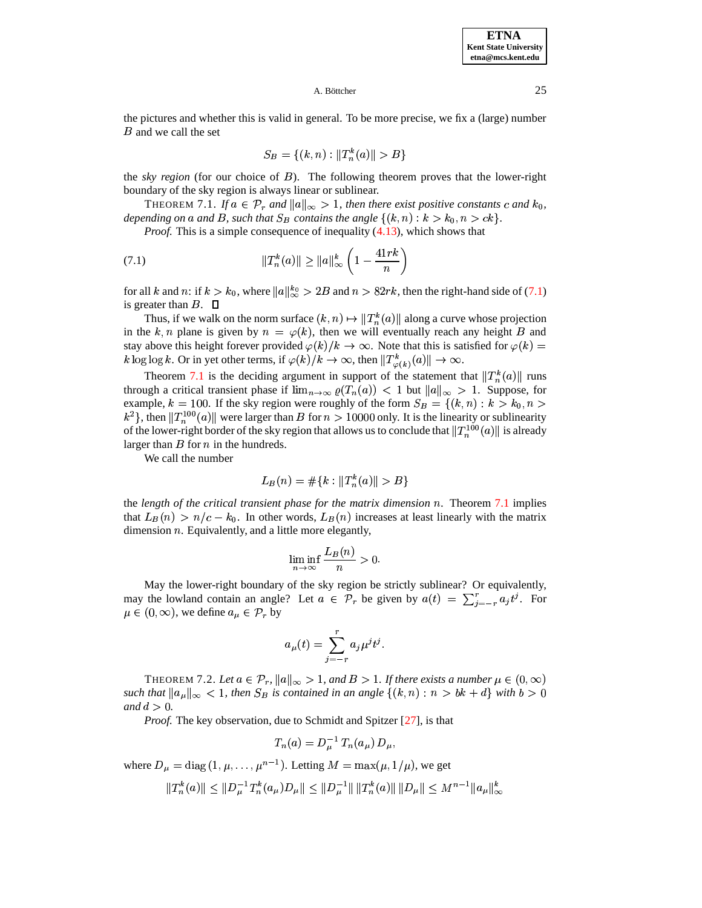the pictures and whether this is valid in general. To be more precise, we fix a (large) number $B$ and we call the set

$$S_B = \{(k,n) : \|T_n^k(a)\| > B\}$$

the *sky region* (for our choice of $B$). The following theorem proves that the lower-right boundary of the sky region is always linear or sublinear.

THEOREM 7.1. *If $a \in \mathcal{P}_r$ and $\|a\|_\infty > 1$, then there exist positive constants $c$ and $k_0$, depending on $a$ and $B$, such that $S_B$ contains the angle $\{(k,n) : k > k_0, n > ck\}$.*

*Proof.* This is a simple consequence of inequality (4.13), which shows that

$$\|T_n^k(a)\| \ge \|a\|_\infty^k \left(1 - \frac{41rk}{n}\right) \tag{7.1}$$

for all $k$ and $n$: if $k > k_0$, where $\|a\|_\infty^{k_0} > 2B$ and $n > 82rk$, then the right-hand side of (7.1) is greater than $B$. ☐

Thus, if we walk on the norm surface $(k,n) \mapsto \|T_n^k(a)\|$ along a curve whose projection in the $k,n$ plane is given by $n = \varphi(k)$, then we will eventually reach any height $B$ and stay above this height forever provided $\varphi(k)/k \to \infty$. Note that this is satisfied for $\varphi(k) = k \log\log k$. Or in yet other terms, if $\varphi(k)/k \to \infty$, then $\|T_{\varphi(k)}^k(a)\| \to \infty$.

Theorem 7.1 is the deciding argument in support of the statement that $\|T_n^k(a)\|$ runs through a critical transient phase if $\lim_{n\to\infty} \varrho(T_n(a)) < 1$ but $\|a\|_\infty > 1$. Suppose, for example, $k = 100$. If the sky region were roughly of the form $S_B = \{(k,n) : k > k_0, n > k^2\}$, then $\|T_n^{100}(a)\|$ were larger than $B$ for $n > 10000$ only. It is the linearity or sublinearity of the lower-right border of the sky region that allows us to conclude that $\|T_n^{100}(a)\|$ is already larger than $B$ for $n$ in the hundreds.

We call the number

$$L_B(n) = \#\{k : \|T_n^k(a)\| > B\}$$

the *length of the critical transient phase for the matrix dimension $n$*. Theorem 7.1 implies that $L_B(n) > n/c - k_0$. In other words, $L_B(n)$ increases at least linearly with the matrix dimension $n$. Equivalently, and a little more elegantly,

$$\liminf_{n\to\infty} \frac{L_B(n)}{n} > 0.$$

May the lower-right boundary of the sky region be strictly sublinear? Or equivalently, may the lowland contain an angle? Let $a \in \mathcal{P}_r$ be given by $a(t) = \sum_{j=-r}^{r} a_j t^j$. For $\mu \in (0,\infty)$, we define $a_\mu \in \mathcal{P}_r$ by

$$a_\mu(t) = \sum_{j=-r}^{r} a_j \mu^j t^j.$$

THEOREM 7.2. *Let $a \in \mathcal{P}_r$, $\|a\|_\infty > 1$, and $B > 1$. If there exists a number $\mu \in (0,\infty)$ such that $\|a_\mu\|_\infty < 1$, then $S_B$ is contained in an angle $\{(k,n) : n > bk + d\}$ with $b > 0$ and $d > 0$.*

*Proof.* The key observation, due to Schmidt and Spitzer [27], is that

$$T_n(a) = D_\mu^{-1}\, T_n(a_\mu)\, D_\mu,$$

where $D_\mu = \operatorname{diag}(1, \mu, \dots, \mu^{n-1})$. Letting $M = \max(\mu, 1/\mu)$, we get

$$\|T_n^k(a)\| \le \|D_\mu^{-1} T_n^k(a_\mu) D_\mu\| \le \|D_\mu^{-1}\|\, \|T_n^k(a)\|\, \|D_\mu\| \le M^{n-1}\|a_\mu\|_\infty^k$$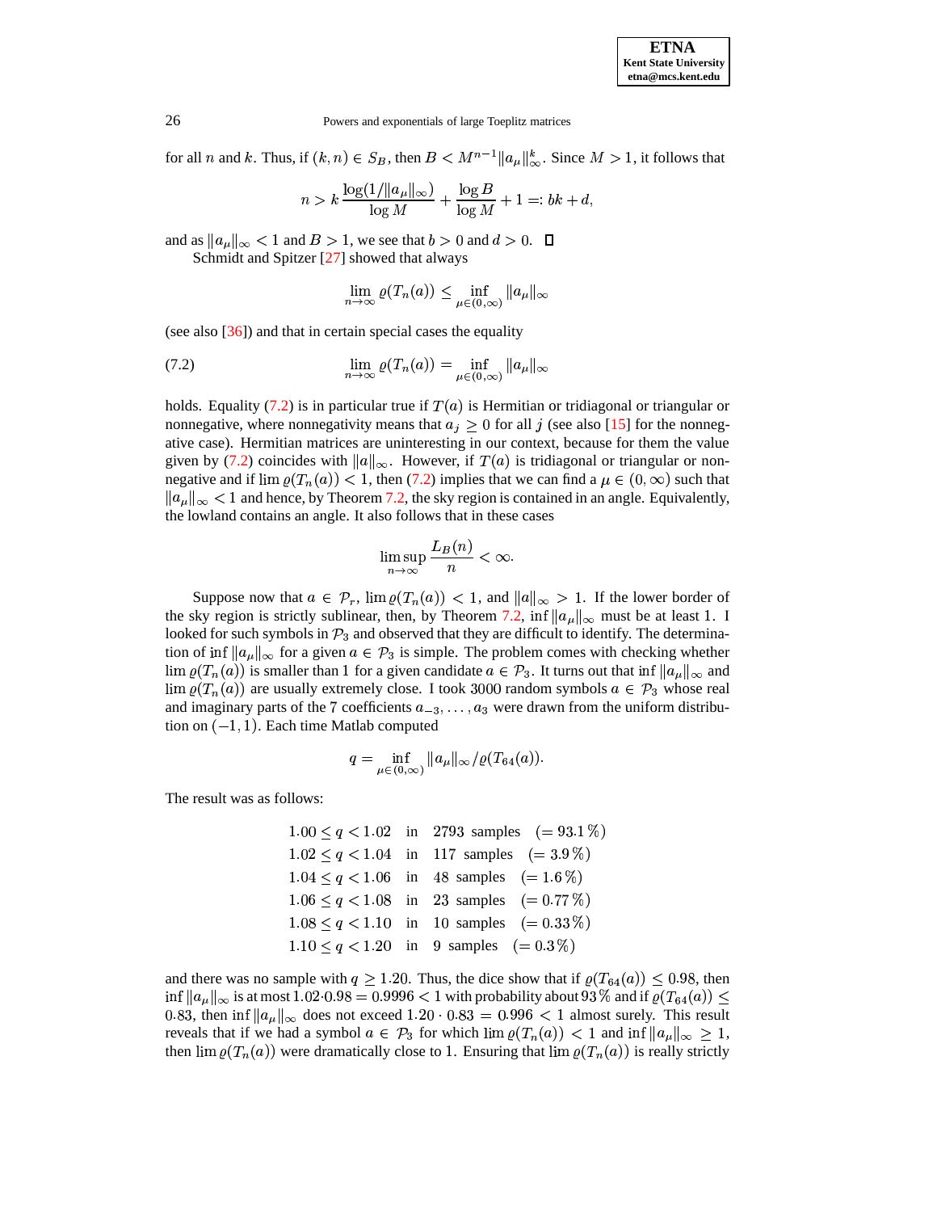for all $n$ and $k$. Thus, if $(k, n) \in S_B$, then $B < M^{n-1}\|a_\mu\|_\infty^k$. Since $M > 1$, it follows that

$$n > k\,\frac{\log(1/\|a_\mu\|_\infty)}{\log M} + \frac{\log B}{\log M} + 1 =: bk + d,$$

and as $\|a_\mu\|_\infty < 1$ and $B > 1$, we see that $b > 0$ and $d > 0$. $\square$

Schmidt and Spitzer [27] showed that always

$$\lim_{n\to\infty} \varrho(T_n(a)) \le \inf_{\mu\in(0,\infty)} \|a_\mu\|_\infty$$

(see also [36]) and that in certain special cases the equality

$$\lim_{n\to\infty} \varrho(T_n(a)) = \inf_{\mu\in(0,\infty)} \|a_\mu\|_\infty \tag{7.2}$$

holds. Equality (7.2) is in particular true if $T(a)$ is Hermitian or tridiagonal or triangular or nonnegative, where nonnegativity means that $a_j \ge 0$ for all $j$ (see also [15] for the nonnegative case). Hermitian matrices are uninteresting in our context, because for them the value given by (7.2) coincides with $\|a\|_\infty$. However, if $T(a)$ is tridiagonal or triangular or nonnegative and if $\lim \varrho(T_n(a)) < 1$, then (7.2) implies that we can find a $\mu \in (0, \infty)$ such that $\|a_\mu\|_\infty < 1$ and hence, by Theorem 7.2, the sky region is contained in an angle. Equivalently, the lowland contains an angle. It also follows that in these cases

$$\limsup_{n\to\infty} \frac{L_B(n)}{n} < \infty.$$

Suppose now that $a \in \mathcal{P}_r$, $\lim \varrho(T_n(a)) < 1$, and $\|a\|_\infty > 1$. If the lower border of the sky region is strictly sublinear, then, by Theorem 7.2, $\inf \|a_\mu\|_\infty$ must be at least 1. I looked for such symbols in $\mathcal{P}_3$ and observed that they are difficult to identify. The determination of $\inf \|a_\mu\|_\infty$ for a given $a \in \mathcal{P}_3$ is simple. The problem comes with checking whether $\lim \varrho(T_n(a))$ is smaller than 1 for a given candidate $a \in \mathcal{P}_3$. It turns out that $\inf \|a_\mu\|_\infty$ and $\lim \varrho(T_n(a))$ are usually extremely close. I took 3000 random symbols $a \in \mathcal{P}_3$ whose real and imaginary parts of the 7 coefficients $a_{-3}, \ldots, a_3$ were drawn from the uniform distribution on $(-1, 1)$. Each time Matlab computed

$$q = \inf_{\mu\in(0,\infty)} \|a_\mu\|_\infty / \varrho(T_{64}(a)).$$

The result was as follows:

$$\begin{array}{lll}
1.00 \le q < 1.02 & \text{in} & 2793 \text{ samples} \quad (= 93.1\,\%) \\
1.02 \le q < 1.04 & \text{in} & 117 \text{ samples} \quad (= 3.9\,\%) \\
1.04 \le q < 1.06 & \text{in} & 48 \text{ samples} \quad (= 1.6\,\%) \\
1.06 \le q < 1.08 & \text{in} & 23 \text{ samples} \quad (= 0.77\,\%) \\
1.08 \le q < 1.10 & \text{in} & 10 \text{ samples} \quad (= 0.33\,\%) \\
1.10 \le q < 1.20 & \text{in} & 9 \text{ samples} \quad (= 0.3\,\%)
\end{array}$$

and there was no sample with $q \ge 1.20$. Thus, the dice show that if $\varrho(T_{64}(a)) \le 0.98$, then $\inf \|a_\mu\|_\infty$ is at most $1.02 \cdot 0.98 = 0.9996 < 1$ with probability about $93\,\%$ and if $\varrho(T_{64}(a)) \le 0.83$, then $\inf \|a_\mu\|_\infty$ does not exceed $1.20 \cdot 0.83 = 0.996 < 1$ almost surely. This result reveals that if we had a symbol $a \in \mathcal{P}_3$ for which $\lim \varrho(T_n(a)) < 1$ and $\inf \|a_\mu\|_\infty \ge 1$, then $\lim \varrho(T_n(a))$ were dramatically close to 1. Ensuring that $\lim \varrho(T_n(a))$ is really strictly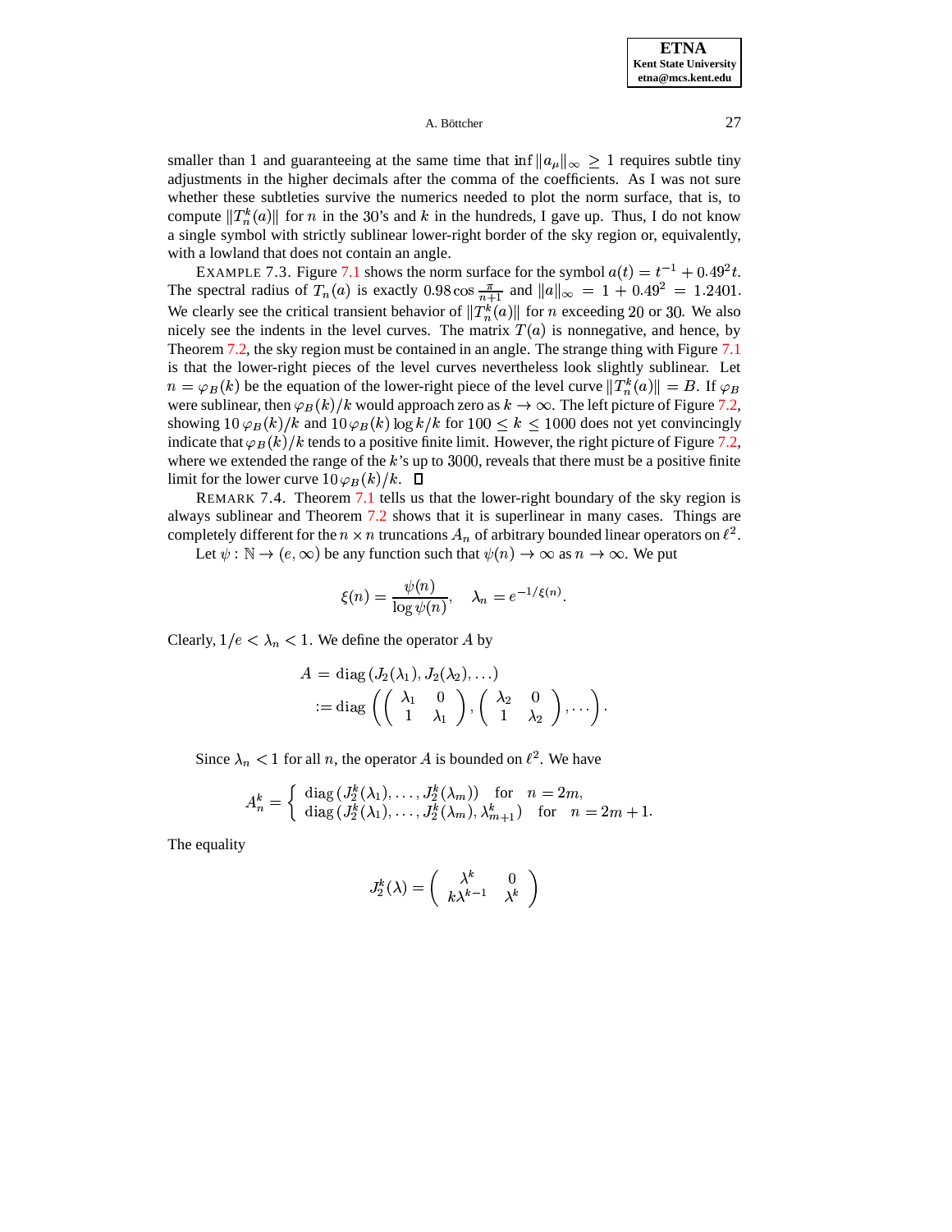smaller than 1 and guaranteeing at the same time that $\inf \|a_\mu\|_\infty \geq 1$ requires subtle tiny adjustments in the higher decimals after the comma of the coefficients. As I was not sure whether these subtleties survive the numerics needed to plot the norm surface, that is, to compute $\|T_n^k(a)\|$ for $n$ in the 30's and $k$ in the hundreds, I gave up. Thus, I do not know a single symbol with strictly sublinear lower-right border of the sky region or, equivalently, with a lowland that does not contain an angle.

EXAMPLE 7.3. Figure 7.1 shows the norm surface for the symbol $a(t) = t^{-1} + 0.49^2 t$. The spectral radius of $T_n(a)$ is exactly $0.98 \cos \frac{\pi}{n+1}$ and $\|a\|_\infty = 1 + 0.49^2 = 1.2401$. We clearly see the critical transient behavior of $\|T_n^k(a)\|$ for $n$ exceeding $20$ or $30$. We also nicely see the indents in the level curves. The matrix $T(a)$ is nonnegative, and hence, by Theorem 7.2, the sky region must be contained in an angle. The strange thing with Figure 7.1 is that the lower-right pieces of the level curves nevertheless look slightly sublinear. Let $n = \varphi_B(k)$ be the equation of the lower-right piece of the level curve $\|T_n^k(a)\| = B$. If $\varphi_B$ were sublinear, then $\varphi_B(k)/k$ would approach zero as $k \to \infty$. The left picture of Figure 7.2, showing $10\,\varphi_B(k)/k$ and $10\,\varphi_B(k)\log k/k$ for $100 \leq k \leq 1000$ does not yet convincingly indicate that $\varphi_B(k)/k$ tends to a positive finite limit. However, the right picture of Figure 7.2, where we extended the range of the $k$'s up to $3000$, reveals that there must be a positive finite limit for the lower curve $10\,\varphi_B(k)/k$. □

REMARK 7.4. Theorem 7.1 tells us that the lower-right boundary of the sky region is always sublinear and Theorem 7.2 shows that it is superlinear in many cases. Things are completely different for the $n \times n$ truncations $A_n$ of arbitrary bounded linear operators on $\ell^2$.

Let $\psi : \mathbb{N} \to (e, \infty)$ be any function such that $\psi(n) \to \infty$ as $n \to \infty$. We put

$$\xi(n) = \frac{\psi(n)}{\log \psi(n)}, \quad \lambda_n = e^{-1/\xi(n)}.$$

Clearly, $1/e < \lambda_n < 1$. We define the operator $A$ by

$$\begin{aligned} A &= \operatorname{diag}\,(J_2(\lambda_1), J_2(\lambda_2), \ldots) \\ &:= \operatorname{diag}\left( \begin{pmatrix} \lambda_1 & 0 \\ 1 & \lambda_1 \end{pmatrix}, \begin{pmatrix} \lambda_2 & 0 \\ 1 & \lambda_2 \end{pmatrix}, \ldots \right). \end{aligned}$$

Since $\lambda_n < 1$ for all $n$, the operator $A$ is bounded on $\ell^2$. We have

$$A_n^k = \begin{cases} \operatorname{diag}\,(J_2^k(\lambda_1), \ldots, J_2^k(\lambda_m)) & \text{for} \quad n = 2m, \\ \operatorname{diag}\,(J_2^k(\lambda_1), \ldots, J_2^k(\lambda_m), \lambda_{m+1}^k) & \text{for} \quad n = 2m+1. \end{cases}$$

The equality

$$J_2^k(\lambda) = \begin{pmatrix} \lambda^k & 0 \\ k\lambda^{k-1} & \lambda^k \end{pmatrix}$$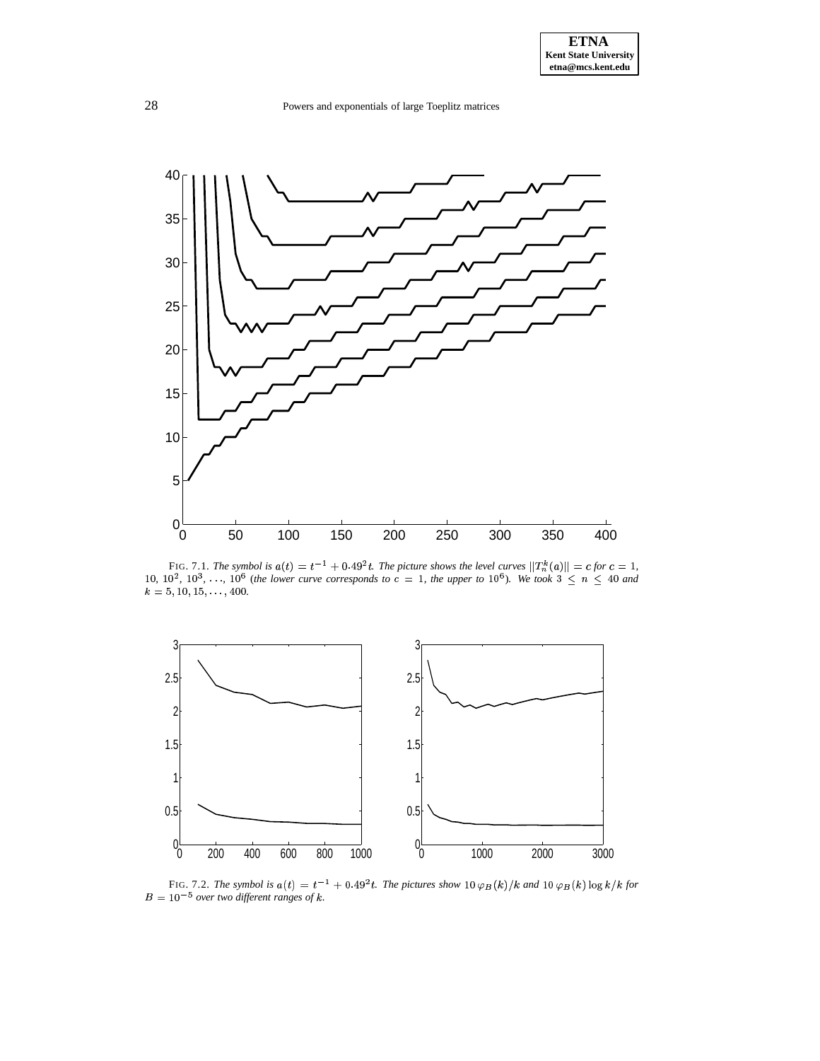FIG. 7.1. *The symbol is $a(t) = t^{-1} + 0.49^2 t$. The picture shows the level curves $\|T_n^k(a)\| = c$ for $c = 1$, $10$, $10^2$, $10^3$, $\ldots$, $10^6$ (the lower curve corresponds to $c = 1$, the upper to $10^6$). We took $3 \le n \le 40$ and $k = 5, 10, 15, \ldots, 400$.*

FIG. 7.2. *The symbol is $a(t) = t^{-1} + 0.49^2 t$. The pictures show $10\,\varphi_B(k)/k$ and $10\,\varphi_B(k)\log k/k$ for $B = 10^{-5}$ over two different ranges of $k$.*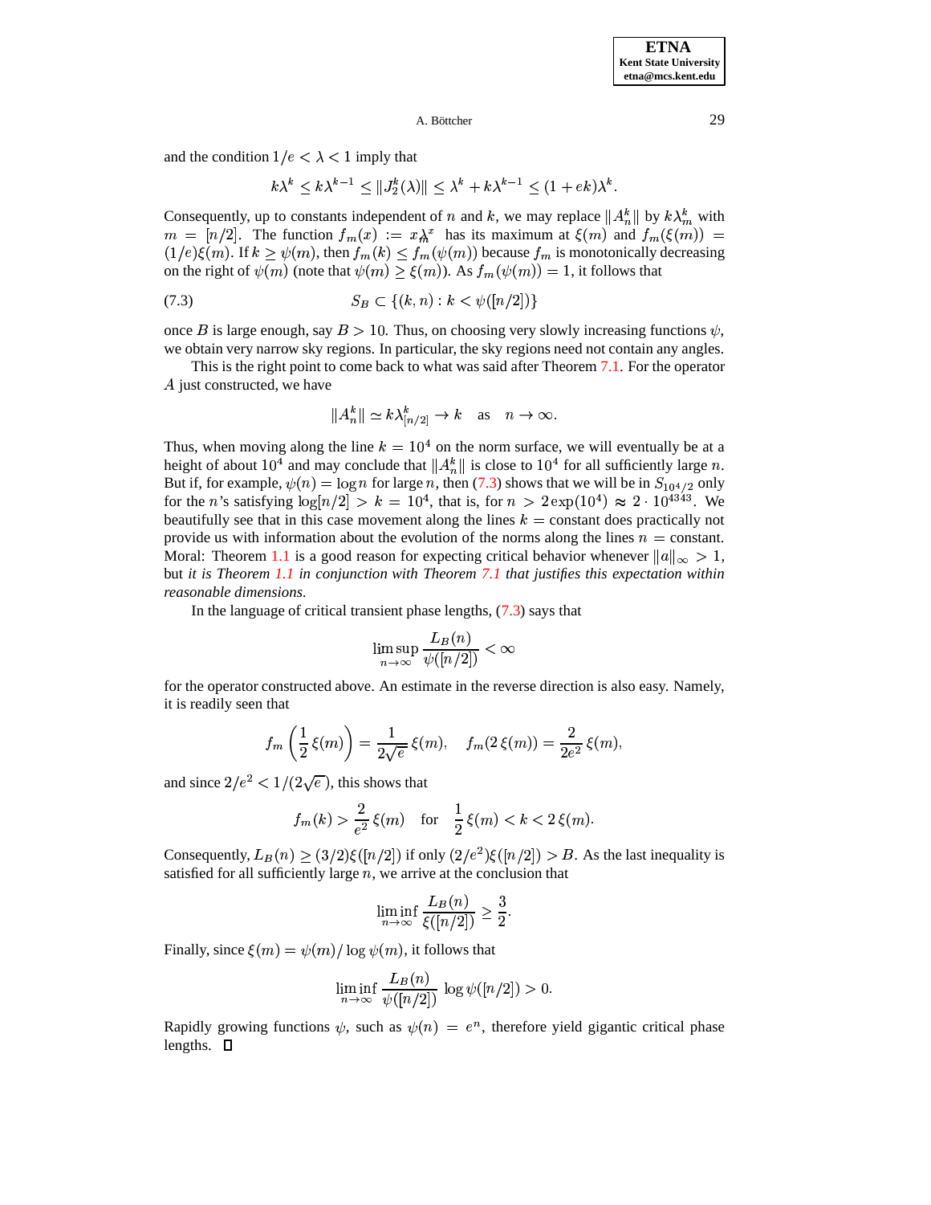and the condition $1/e < \lambda < 1$ imply that

$$k\lambda^k \leq k\lambda^{k-1} \leq \|J_2^k(\lambda)\| \leq \lambda^k + k\lambda^{k-1} \leq (1+ek)\lambda^k.$$

Consequently, up to constants independent of $n$ and $k$, we may replace $\|A_n^k\|$ by $k\lambda_m^k$ with $m = [n/2]$. The function $f_m(x) := x\lambda_m^x$ has its maximum at $\xi(m)$ and $f_m(\xi(m)) = (1/e)\xi(m)$. If $k \geq \psi(m)$, then $f_m(k) \leq f_m(\psi(m))$ because $f_m$ is monotonically decreasing on the right of $\psi(m)$ (note that $\psi(m) \geq \xi(m)$). As $f_m(\psi(m)) = 1$, it follows that

$$S_B \subset \{(k,n) : k < \psi([n/2])\} \tag{7.3}$$

once $B$ is large enough, say $B > 10$. Thus, on choosing very slowly increasing functions $\psi$, we obtain very narrow sky regions. In particular, the sky regions need not contain any angles.

This is the right point to come back to what was said after Theorem 7.1. For the operator $A$ just constructed, we have

$$\|A_n^k\| \simeq k\lambda_{[n/2]}^k \to k \quad \text{as} \quad n \to \infty.$$

Thus, when moving along the line $k = 10^4$ on the norm surface, we will eventually be at a height of about $10^4$ and may conclude that $\|A_n^k\|$ is close to $10^4$ for all sufficiently large $n$. But if, for example, $\psi(n) = \log n$ for large $n$, then (7.3) shows that we will be in $S_{10^4/2}$ only for the $n$'s satisfying $\log[n/2] > k = 10^4$, that is, for $n > 2\exp(10^4) \approx 2 \cdot 10^{4343}$. We beautifully see that in this case movement along the lines $k =$ constant does practically not provide us with information about the evolution of the norms along the lines $n =$ constant. Moral: Theorem 1.1 is a good reason for expecting critical behavior whenever $\|a\|_\infty > 1$, but *it is Theorem 1.1 in conjunction with Theorem 7.1 that justifies this expectation within reasonable dimensions.*

In the language of critical transient phase lengths, (7.3) says that

$$\limsup_{n\to\infty} \frac{L_B(n)}{\psi([n/2])} < \infty$$

for the operator constructed above. An estimate in the reverse direction is also easy. Namely, it is readily seen that

$$f_m\left(\frac{1}{2}\,\xi(m)\right) = \frac{1}{2\sqrt{e}}\,\xi(m), \quad f_m(2\,\xi(m)) = \frac{2}{2e^2}\,\xi(m),$$

and since $2/e^2 < 1/(2\sqrt{e})$, this shows that

$$f_m(k) > \frac{2}{e^2}\,\xi(m) \quad \text{for} \quad \frac{1}{2}\,\xi(m) < k < 2\,\xi(m).$$

Consequently, $L_B(n) \geq (3/2)\xi([n/2])$ if only $(2/e^2)\xi([n/2]) > B$. As the last inequality is satisfied for all sufficiently large $n$, we arrive at the conclusion that

$$\liminf_{n\to\infty} \frac{L_B(n)}{\xi([n/2])} \geq \frac{3}{2}.$$

Finally, since $\xi(m) = \psi(m)/\log\psi(m)$, it follows that

$$\liminf_{n\to\infty} \frac{L_B(n)}{\psi([n/2])}\,\log\psi([n/2]) > 0.$$

Rapidly growing functions $\psi$, such as $\psi(n) = e^n$, therefore yield gigantic critical phase lengths. $\square$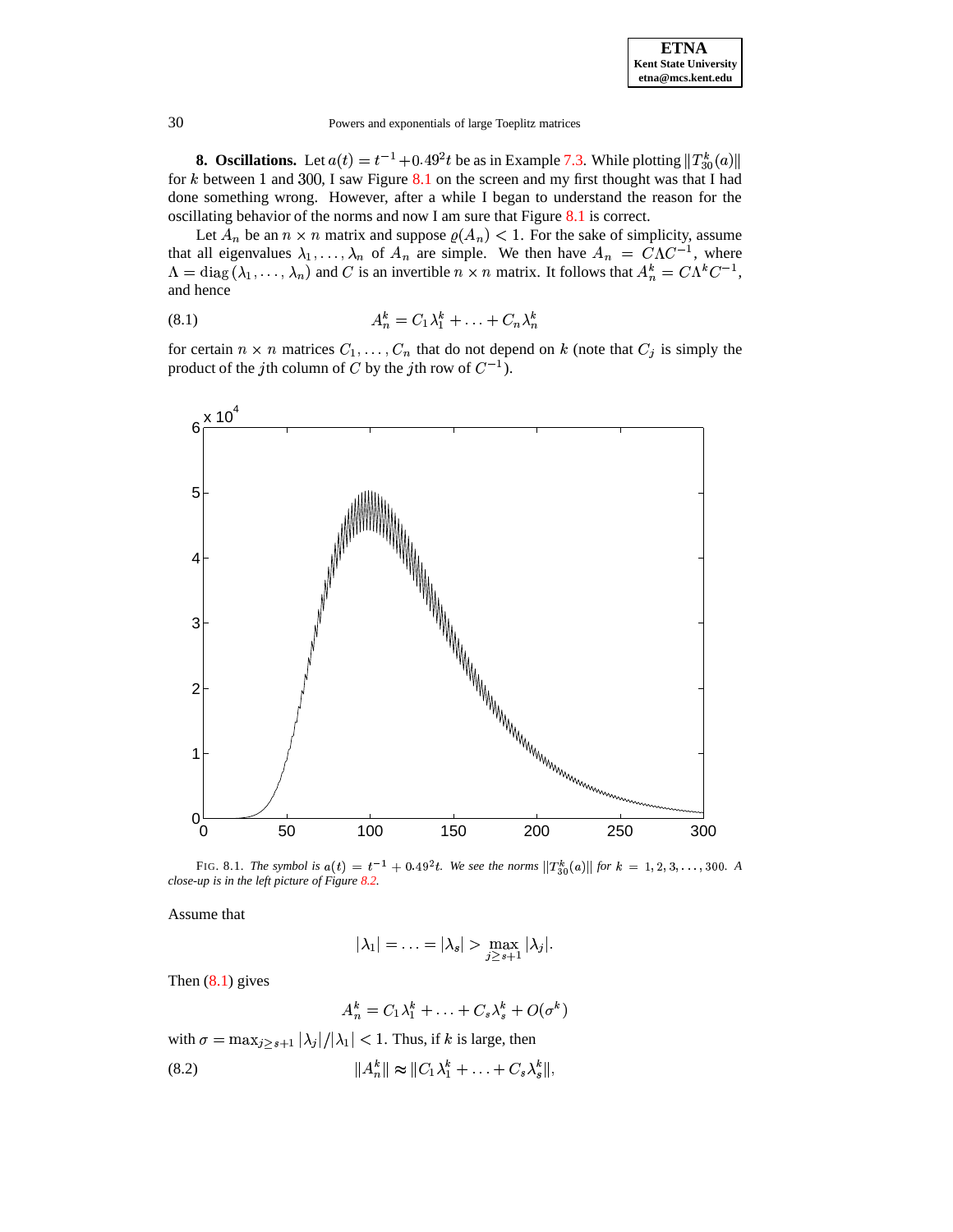**8. Oscillations.** Let $a(t) = t^{-1} + 0.49^2 t$ be as in Example 7.3. While plotting $\|T_{30}^k(a)\|$ for $k$ between 1 and 300, I saw Figure 8.1 on the screen and my first thought was that I had done something wrong. However, after a while I began to understand the reason for the oscillating behavior of the norms and now I am sure that Figure 8.1 is correct.

Let $A_n$ be an $n \times n$ matrix and suppose $\varrho(A_n) < 1$. For the sake of simplicity, assume that all eigenvalues $\lambda_1, \ldots, \lambda_n$ of $A_n$ are simple. We then have $A_n = C\Lambda C^{-1}$, where $\Lambda = \operatorname{diag}(\lambda_1, \ldots, \lambda_n)$ and $C$ is an invertible $n \times n$ matrix. It follows that $A_n^k = C\Lambda^k C^{-1}$, and hence

$$A_n^k = C_1 \lambda_1^k + \ldots + C_n \lambda_n^k \tag{8.1}$$

for certain $n \times n$ matrices $C_1, \ldots, C_n$ that do not depend on $k$ (note that $C_j$ is simply the product of the $j$th column of $C$ by the $j$th row of $C^{-1}$).

FIG. 8.1. *The symbol is $a(t) = t^{-1} + 0.49^2 t$. We see the norms $\|T_{30}^k(a)\|$ for $k = 1, 2, 3, \ldots, 300$. A close-up is in the left picture of Figure 8.2.*

Assume that

$$|\lambda_1| = \ldots = |\lambda_s| > \max_{j \geq s+1} |\lambda_j|.$$

Then (8.1) gives

$$A_n^k = C_1 \lambda_1^k + \ldots + C_s \lambda_s^k + O(\sigma^k)$$

with $\sigma = \max_{j \geq s+1} |\lambda_j| / |\lambda_1| < 1$. Thus, if $k$ is large, then

$$\|A_n^k\| \approx \|C_1 \lambda_1^k + \ldots + C_s \lambda_s^k\|, \tag{8.2}$$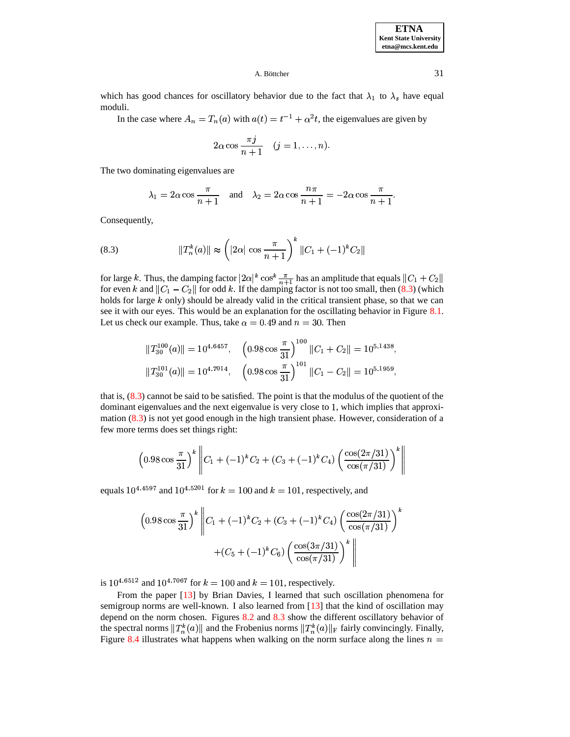which has good chances for oscillatory behavior due to the fact that $\lambda_1$ to $\lambda_s$ have equal moduli.

In the case where $A_n = T_n(a)$ with $a(t) = t^{-1} + \alpha^2 t$, the eigenvalues are given by

$$2\alpha \cos \frac{\pi j}{n+1} \quad (j = 1, \ldots, n).$$

The two dominating eigenvalues are

$$\lambda_1 = 2\alpha \cos \frac{\pi}{n+1} \quad \text{and} \quad \lambda_2 = 2\alpha \cos \frac{n\pi}{n+1} = -2\alpha \cos \frac{\pi}{n+1}.$$

Consequently,

$$\|T_n^k(a)\| \approx \left(|2\alpha| \cos \frac{\pi}{n+1}\right)^k \|C_1 + (-1)^k C_2\| \tag{8.3}$$

for large $k$. Thus, the damping factor $|2\alpha|^k \cos^k \frac{\pi}{n+1}$ has an amplitude that equals $\|C_1 + C_2\|$ for even $k$ and $\|C_1 - C_2\|$ for odd $k$. If the damping factor is not too small, then (8.3) (which holds for large $k$ only) should be already valid in the critical transient phase, so that we can see it with our eyes. This would be an explanation for the oscillating behavior in Figure 8.1. Let us check our example. Thus, take $\alpha = 0.49$ and $n = 30$. Then

$$\|T_{30}^{100}(a)\| = 10^{4.6457}, \quad \left(0.98 \cos \frac{\pi}{31}\right)^{100} \|C_1 + C_2\| = 10^{5.1438},$$
$$\|T_{30}^{101}(a)\| = 10^{4.7014}, \quad \left(0.98 \cos \frac{\pi}{31}\right)^{101} \|C_1 - C_2\| = 10^{5.1959},$$

that is, (8.3) cannot be said to be satisfied. The point is that the modulus of the quotient of the dominant eigenvalues and the next eigenvalue is very close to 1, which implies that approximation (8.3) is not yet good enough in the high transient phase. However, consideration of a few more terms does set things right:

$$\left(0.98 \cos \frac{\pi}{31}\right)^k \left\| C_1 + (-1)^k C_2 + (C_3 + (-1)^k C_4) \left(\frac{\cos(2\pi/31)}{\cos(\pi/31)}\right)^k \right\|$$

equals $10^{4.4597}$ and $10^{4.5201}$ for $k = 100$ and $k = 101$, respectively, and

$$\left(0.98 \cos \frac{\pi}{31}\right)^k \left\| C_1 + (-1)^k C_2 + (C_3 + (-1)^k C_4) \left(\frac{\cos(2\pi/31)}{\cos(\pi/31)}\right)^k + (C_5 + (-1)^k C_6) \left(\frac{\cos(3\pi/31)}{\cos(\pi/31)}\right)^k \right\|$$

is $10^{4.6512}$ and $10^{4.7067}$ for $k = 100$ and $k = 101$, respectively.

From the paper [13] by Brian Davies, I learned that such oscillation phenomena for semigroup norms are well-known. I also learned from [13] that the kind of oscillation may depend on the norm chosen. Figures 8.2 and 8.3 show the different oscillatory behavior of the spectral norms $\|T_n^k(a)\|$ and the Frobenius norms $\|T_n^k(a)\|_{\mathrm{F}}$ fairly convincingly. Finally, Figure 8.4 illustrates what happens when walking on the norm surface along the lines $n =$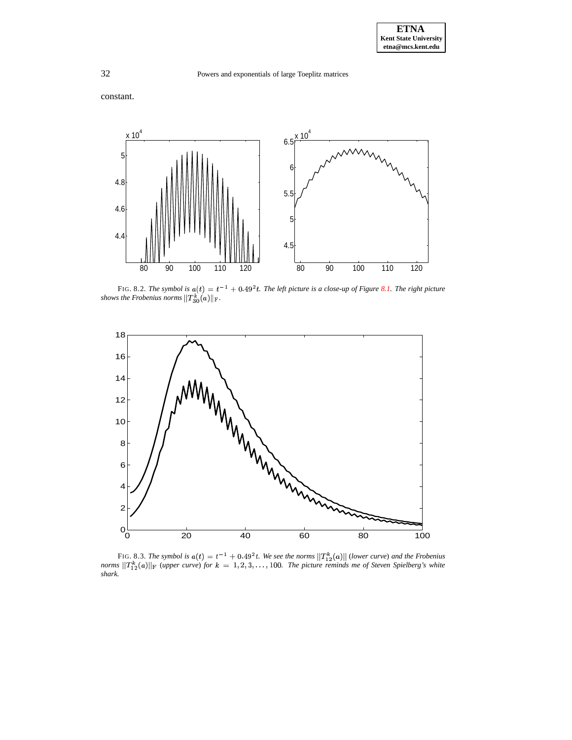constant.

FIG. 8.2. *The symbol is $a(t) = t^{-1} + 0.49^2 t$. The left picture is a close-up of Figure 8.1. The right picture shows the Frobenius norms $\|T_{30}^k(a)\|_{\rm F}$.*

FIG. 8.3. *The symbol is $a(t) = t^{-1} + 0.49^2 t$. We see the norms $\|T_{12}^k(a)\|$ (lower curve) and the Frobenius norms $\|T_{12}^k(a)\|_{\rm F}$ (upper curve) for $k = 1, 2, 3, \ldots, 100$. The picture reminds me of Steven Spielberg's white shark.*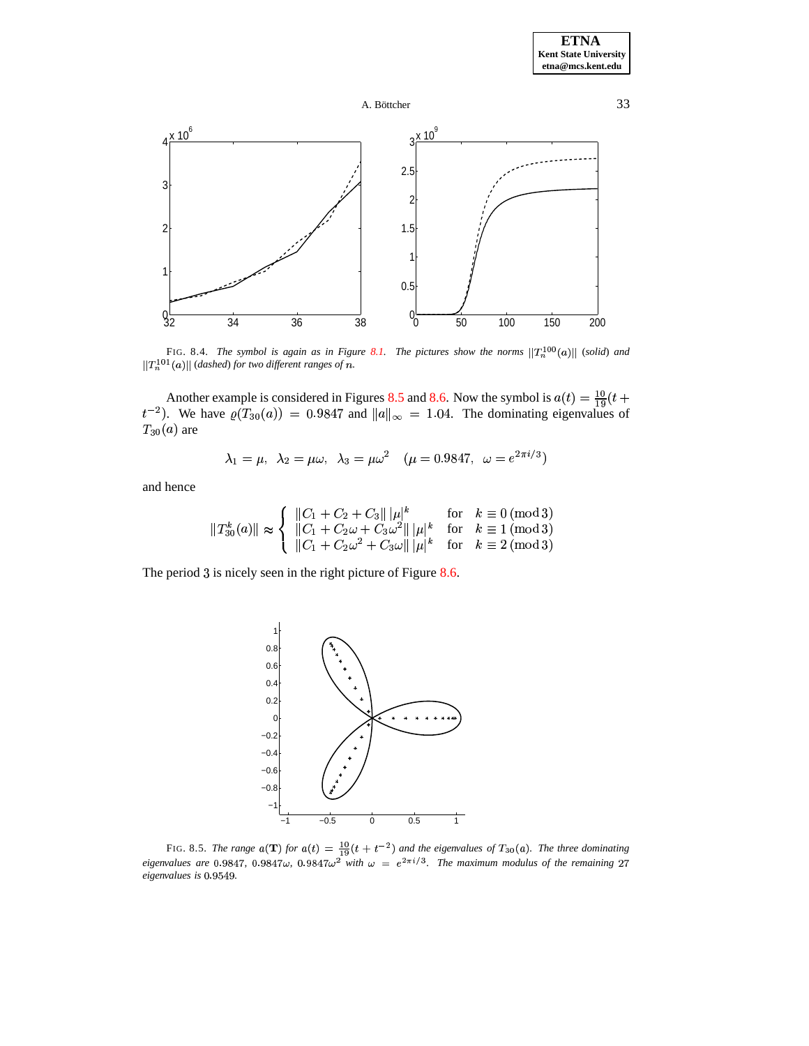FIG. 8.4. *The symbol is again as in Figure 8.1. The pictures show the norms* $\|T_n^{100}(a)\|$ (*solid*) *and* $\|T_n^{101}(a)\|$ (*dashed*) *for two different ranges of* $n$.

Another example is considered in Figures 8.5 and 8.6. Now the symbol is $a(t) = \frac{10}{19}(t + t^{-2})$. We have $\varrho(T_{30}(a)) = 0.9847$ and $\|a\|_\infty = 1.04$. The dominating eigenvalues of $T_{30}(a)$ are

$$\lambda_1 = \mu, \;\; \lambda_2 = \mu\omega, \;\; \lambda_3 = \mu\omega^2 \quad (\mu = 0.9847, \;\; \omega = e^{2\pi i/3})$$

and hence

$$\|T_{30}^k(a)\| \approx \begin{cases} \|C_1 + C_2 + C_3\| \, |\mu|^k & \text{for} \quad k \equiv 0 \,(\mathrm{mod}\, 3) \\ \|C_1 + C_2\omega + C_3\omega^2\| \, |\mu|^k & \text{for} \quad k \equiv 1 \,(\mathrm{mod}\, 3) \\ \|C_1 + C_2\omega^2 + C_3\omega\| \, |\mu|^k & \text{for} \quad k \equiv 2 \,(\mathrm{mod}\, 3) \end{cases}$$

The period 3 is nicely seen in the right picture of Figure 8.6.

FIG. 8.5. *The range* $a(\mathbf{T})$ *for* $a(t) = \frac{10}{19}(t + t^{-2})$ *and the eigenvalues of* $T_{30}(a)$. *The three dominating eigenvalues are* $0.9847$, $0.9847\omega$, $0.9847\omega^2$ *with* $\omega = e^{2\pi i/3}$. *The maximum modulus of the remaining* $27$ *eigenvalues is* $0.9549$.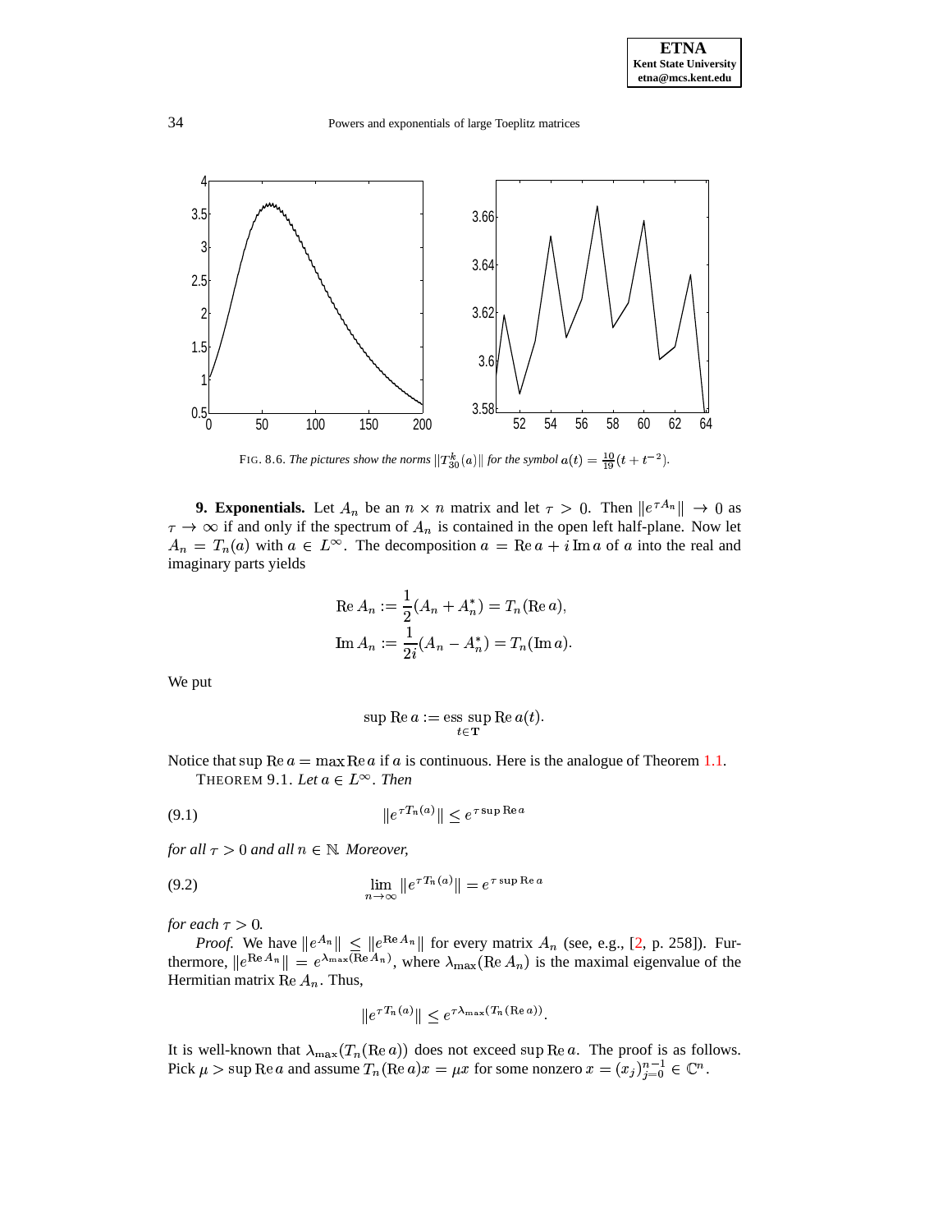FIG. 8.6. *The pictures show the norms $\|T_{30}^k(a)\|$ for the symbol $a(t) = \frac{10}{19}(t + t^{-2})$.*

## 9. Exponentials.

Let $A_n$ be an $n \times n$ matrix and let $\tau > 0$. Then $\|e^{\tau A_n}\| \to 0$ as $\tau \to \infty$ if and only if the spectrum of $A_n$ is contained in the open left half-plane. Now let $A_n = T_n(a)$ with $a \in L^\infty$. The decomposition $a = \operatorname{Re} a + i \operatorname{Im} a$ of $a$ into the real and imaginary parts yields

$$\operatorname{Re} A_n := \frac{1}{2}(A_n + A_n^*) = T_n(\operatorname{Re} a),$$
$$\operatorname{Im} A_n := \frac{1}{2i}(A_n - A_n^*) = T_n(\operatorname{Im} a).$$

We put

$$\sup \operatorname{Re} a := \operatorname*{ess\,sup}_{t \in \mathbf{T}} \operatorname{Re} a(t).$$

Notice that $\sup \operatorname{Re} a = \max \operatorname{Re} a$ if $a$ is continuous. Here is the analogue of Theorem 1.1.

THEOREM 9.1. *Let $a \in L^\infty$. Then*

$$\|e^{\tau T_n(a)}\| \le e^{\tau \sup \operatorname{Re} a} \tag{9.1}$$

*for all $\tau > 0$ and all $n \in \mathbb{N}$. Moreover,*

$$\lim_{n \to \infty} \|e^{\tau T_n(a)}\| = e^{\tau \sup \operatorname{Re} a} \tag{9.2}$$

*for each $\tau > 0$.*

*Proof.* We have $\|e^{A_n}\| \le \|e^{\operatorname{Re} A_n}\|$ for every matrix $A_n$ (see, e.g., [2, p. 258]). Furthermore, $\|e^{\operatorname{Re} A_n}\| = e^{\lambda_{\max}(\operatorname{Re} A_n)}$, where $\lambda_{\max}(\operatorname{Re} A_n)$ is the maximal eigenvalue of the Hermitian matrix $\operatorname{Re} A_n$. Thus,

$$\|e^{\tau T_n(a)}\| \le e^{\tau \lambda_{\max}(T_n(\operatorname{Re} a))}.$$

It is well-known that $\lambda_{\max}(T_n(\operatorname{Re} a))$ does not exceed $\sup \operatorname{Re} a$. The proof is as follows. Pick $\mu > \sup \operatorname{Re} a$ and assume $T_n(\operatorname{Re} a)x = \mu x$ for some nonzero $x = (x_j)_{j=0}^{n-1} \in \mathbb{C}^n$.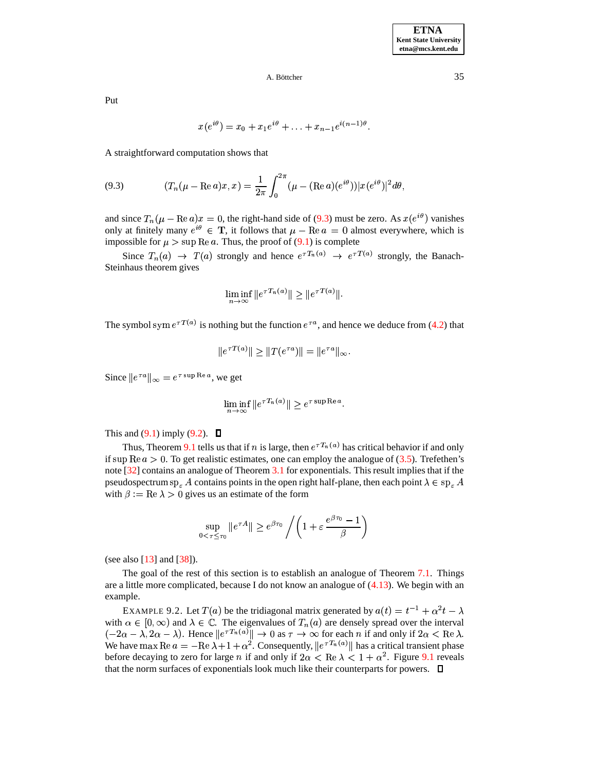Put

$$x(e^{i\theta}) = x_0 + x_1 e^{i\theta} + \ldots + x_{n-1} e^{i(n-1)\theta}.$$

A straightforward computation shows that

$$(T_n(\mu - \operatorname{Re} a)x, x) = \frac{1}{2\pi} \int_0^{2\pi} (\mu - (\operatorname{Re} a)(e^{i\theta}))|x(e^{i\theta})|^2 d\theta, \tag{9.3}$$

and since $T_n(\mu - \operatorname{Re} a)x = 0$, the right-hand side of (9.3) must be zero. As $x(e^{i\theta})$ vanishes only at finitely many $e^{i\theta} \in \mathbf{T}$, it follows that $\mu - \operatorname{Re} a = 0$ almost everywhere, which is impossible for $\mu > \sup \operatorname{Re} a$. Thus, the proof of (9.1) is complete

Since $T_n(a) \to T(a)$ strongly and hence $e^{\tau T_n(a)} \to e^{\tau T(a)}$ strongly, the Banach-Steinhaus theorem gives

$$\liminf_{n\to\infty} \|e^{\tau T_n(a)}\| \geq \|e^{\tau T(a)}\|.$$

The symbol $\operatorname{sym} e^{\tau T(a)}$ is nothing but the function $e^{\tau a}$, and hence we deduce from (4.2) that

$$\|e^{\tau T(a)}\| \geq \|T(e^{\tau a})\| = \|e^{\tau a}\|_\infty.$$

Since $\|e^{\tau a}\|_\infty = e^{\tau \sup \operatorname{Re} a}$, we get

$$\liminf_{n\to\infty} \|e^{\tau T_n(a)}\| \geq e^{\tau \sup \operatorname{Re} a}.$$

This and (9.1) imply (9.2). ◻

Thus, Theorem 9.1 tells us that if $n$ is large, then $e^{\tau T_n(a)}$ has critical behavior if and only if $\sup \operatorname{Re} a > 0$. To get realistic estimates, one can employ the analogue of (3.5). Trefethen's note [32] contains an analogue of Theorem 3.1 for exponentials. This result implies that if the pseudospectrum $\operatorname{sp}_\varepsilon A$ contains points in the open right half-plane, then each point $\lambda \in \operatorname{sp}_\varepsilon A$ with $\beta := \operatorname{Re} \lambda > 0$ gives us an estimate of the form

$$\sup_{0<\tau\leq\tau_0} \|e^{\tau A}\| \geq e^{\beta\tau_0} \Bigg/ \left(1 + \varepsilon \frac{e^{\beta\tau_0} - 1}{\beta}\right)$$

(see also [13] and [38]).

The goal of the rest of this section is to establish an analogue of Theorem 7.1. Things are a little more complicated, because I do not know an analogue of (4.13). We begin with an example.

EXAMPLE 9.2. Let $T(a)$ be the tridiagonal matrix generated by $a(t) = t^{-1} + \alpha^2 t - \lambda$ with $\alpha \in [0, \infty)$ and $\lambda \in \mathbb{C}$. The eigenvalues of $T_n(a)$ are densely spread over the interval $(-2\alpha - \lambda, 2\alpha - \lambda)$. Hence $\|e^{\tau T_n(a)}\| \to 0$ as $\tau \to \infty$ for each $n$ if and only if $2\alpha < \operatorname{Re} \lambda$. We have $\max \operatorname{Re} a = -\operatorname{Re} \lambda + 1 + \alpha^2$. Consequently, $\|e^{\tau T_n(a)}\|$ has a critical transient phase before decaying to zero for large $n$ if and only if $2\alpha < \operatorname{Re} \lambda < 1 + \alpha^2$. Figure 9.1 reveals that the norm surfaces of exponentials look much like their counterparts for powers. ◻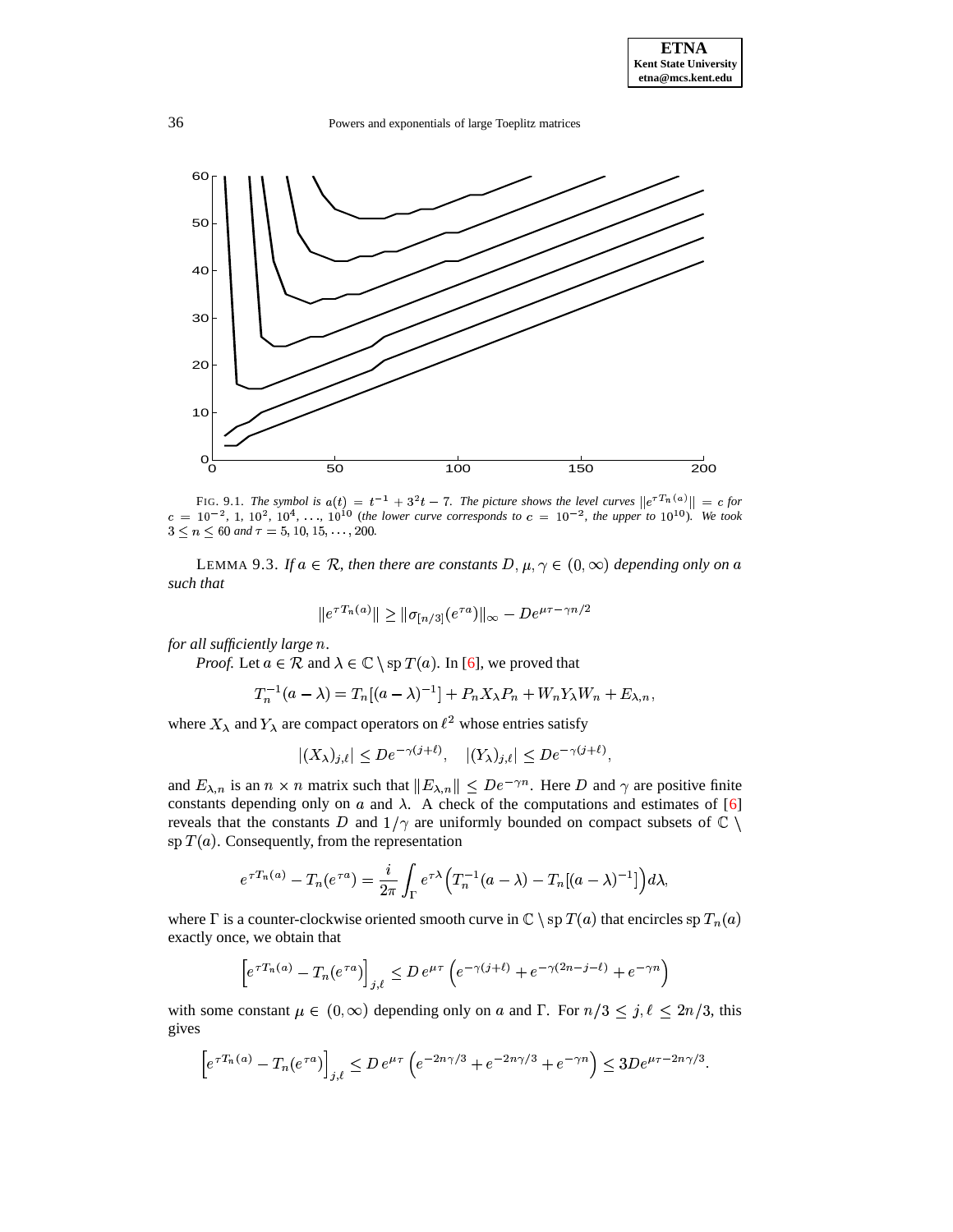FIG. 9.1. *The symbol is $a(t) = t^{-1} + 3^2 t - 7$. The picture shows the level curves $\|e^{\tau T_n(a)}\| = c$ for $c = 10^{-2}, 1, 10^2, 10^4, \ldots, 10^{10}$ (the lower curve corresponds to $c = 10^{-2}$, the upper to $10^{10}$). We took $3 \le n \le 60$ and $\tau = 5, 10, 15, \ldots, 200$.*

LEMMA 9.3. *If $a \in \mathcal{R}$, then there are constants $D, \mu, \gamma \in (0, \infty)$ depending only on $a$ such that*

$$\|e^{\tau T_n(a)}\| \ge \|\sigma_{[n/3]}(e^{\tau a})\|_\infty - D e^{\mu\tau - \gamma n/2}$$

*for all sufficiently large $n$.*

*Proof.* Let $a \in \mathcal{R}$ and $\lambda \in \mathbb{C} \setminus \operatorname{sp} T(a)$. In [6], we proved that

$$T_n^{-1}(a - \lambda) = T_n[(a-\lambda)^{-1}] + P_n X_\lambda P_n + W_n Y_\lambda W_n + E_{\lambda,n},$$

where $X_\lambda$ and $Y_\lambda$ are compact operators on $\ell^2$ whose entries satisfy

$$|(X_\lambda)_{j,\ell}| \le D e^{-\gamma(j+\ell)}, \quad |(Y_\lambda)_{j,\ell}| \le D e^{-\gamma(j+\ell)},$$

and $E_{\lambda,n}$ is an $n \times n$ matrix such that $\|E_{\lambda,n}\| \le D e^{-\gamma n}$. Here $D$ and $\gamma$ are positive finite constants depending only on $a$ and $\lambda$. A check of the computations and estimates of [6] reveals that the constants $D$ and $1/\gamma$ are uniformly bounded on compact subsets of $\mathbb{C} \setminus \operatorname{sp} T(a)$. Consequently, from the representation

$$e^{\tau T_n(a)} - T_n(e^{\tau a}) = \frac{i}{2\pi} \int_\Gamma e^{\tau\lambda} \Big( T_n^{-1}(a - \lambda) - T_n[(a-\lambda)^{-1}] \Big) d\lambda,$$

where $\Gamma$ is a counter-clockwise oriented smooth curve in $\mathbb{C} \setminus \operatorname{sp} T(a)$ that encircles $\operatorname{sp} T_n(a)$ exactly once, we obtain that

$$\Big[ e^{\tau T_n(a)} - T_n(e^{\tau a}) \Big]_{j,\ell} \le D\, e^{\mu\tau} \left( e^{-\gamma(j+\ell)} + e^{-\gamma(2n-j-\ell)} + e^{-\gamma n} \right)$$

with some constant $\mu \in (0, \infty)$ depending only on $a$ and $\Gamma$. For $n/3 \le j, \ell \le 2n/3$, this gives

$$\Big[ e^{\tau T_n(a)} - T_n(e^{\tau a}) \Big]_{j,\ell} \le D\, e^{\mu\tau} \left( e^{-2n\gamma/3} + e^{-2n\gamma/3} + e^{-\gamma n} \right) \le 3 D e^{\mu\tau - 2n\gamma/3}.$$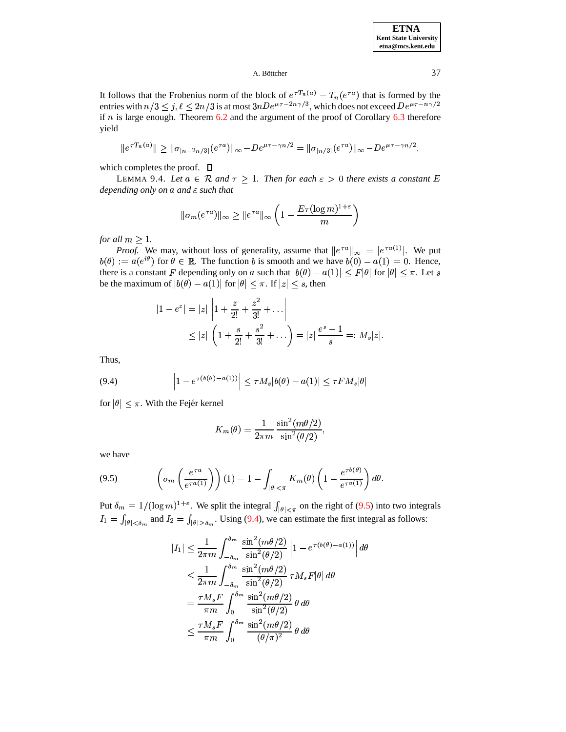It follows that the Frobenius norm of the block of $e^{\tau T_n(a)} - T_n(e^{\tau a})$ that is formed by the entries with $n/3 \le j, \ell \le 2n/3$ is at most $3nDe^{\mu\tau - 2n\gamma/3}$, which does not exceed $De^{\mu\tau - n\gamma/2}$ if $n$ is large enough. Theorem 6.2 and the argument of the proof of Corollary 6.3 therefore yield

$$\|e^{\tau T_n(a)}\| \ge \|\sigma_{[n-2n/3]}(e^{\tau a})\|_\infty - De^{\mu\tau-\gamma n/2} = \|\sigma_{[n/3]}(e^{\tau a})\|_\infty - De^{\mu\tau - \gamma n/2},$$

which completes the proof. ◻

LEMMA 9.4. *Let $a \in \mathcal{R}$ and $\tau \ge 1$. Then for each $\varepsilon > 0$ there exists a constant $E$ depending only on $a$ and $\varepsilon$ such that*

$$\|\sigma_m(e^{\tau a})\|_\infty \ge \|e^{\tau a}\|_\infty \left(1 - \frac{E\tau(\log m)^{1+\varepsilon}}{m}\right)$$

*for all $m \ge 1$.*

*Proof.* We may, without loss of generality, assume that $\|e^{\tau a}\|_\infty = |e^{\tau a(1)}|$. We put $b(\theta) := a(e^{i\theta})$ for $\theta \in \mathbb{R}$. The function $b$ is smooth and we have $b(0) - a(1) = 0$. Hence, there is a constant $F$ depending only on $a$ such that $|b(\theta) - a(1)| \le F|\theta|$ for $|\theta| \le \pi$. Let $s$ be the maximum of $|b(\theta) - a(1)|$ for $|\theta| \le \pi$. If $|z| \le s$, then

$$\begin{aligned} |1 - e^z| &= |z| \left|1 + \frac{z}{2!} + \frac{z^2}{3!} + \dots\right| \\ &\le |z| \left(1 + \frac{s}{2!} + \frac{s^2}{3!} + \dots\right) = |z| \, \frac{e^s - 1}{s} =: M_s|z|. \end{aligned}$$

Thus,

$$\left|1 - e^{\tau(b(\theta) - a(1))}\right| \le \tau M_s |b(\theta) - a(1)| \le \tau F M_s |\theta| \tag{9.4}$$

for $|\theta| \le \pi$. With the Fejér kernel

$$K_m(\theta) = \frac{1}{2\pi m} \, \frac{\sin^2(m\theta/2)}{\sin^2(\theta/2)},$$

we have

$$\left(\sigma_m\left(\frac{e^{\tau a}}{e^{\tau a(1)}}\right)\right)(1) = 1 - \int_{|\theta|<\pi} K_m(\theta)\left(1 - \frac{e^{\tau b(\theta)}}{e^{\tau a(1)}}\right) d\theta. \tag{9.5}$$

Put $\delta_m = 1/(\log m)^{1+\varepsilon}$. We split the integral $\int_{|\theta|<\pi}$ on the right of (9.5) into two integrals $I_1 = \int_{|\theta|<\delta_m}$ and $I_2 = \int_{|\theta|>\delta_m}$. Using (9.4), we can estimate the first integral as follows:

$$\begin{aligned} |I_1| &\le \frac{1}{2\pi m} \int_{-\delta_m}^{\delta_m} \frac{\sin^2(m\theta/2)}{\sin^2(\theta/2)} \left|1 - e^{\tau(b(\theta)-a(1))}\right| d\theta \\ &\le \frac{1}{2\pi m} \int_{-\delta_m}^{\delta_m} \frac{\sin^2(m\theta/2)}{\sin^2(\theta/2)} \, \tau M_s F|\theta| \, d\theta \\ &= \frac{\tau M_s F}{\pi m} \int_0^{\delta_m} \frac{\sin^2(m\theta/2)}{\sin^2(\theta/2)} \, \theta \, d\theta \\ &\le \frac{\tau M_s F}{\pi m} \int_0^{\delta_m} \frac{\sin^2(m\theta/2)}{(\theta/\pi)^2} \, \theta \, d\theta \end{aligned}$$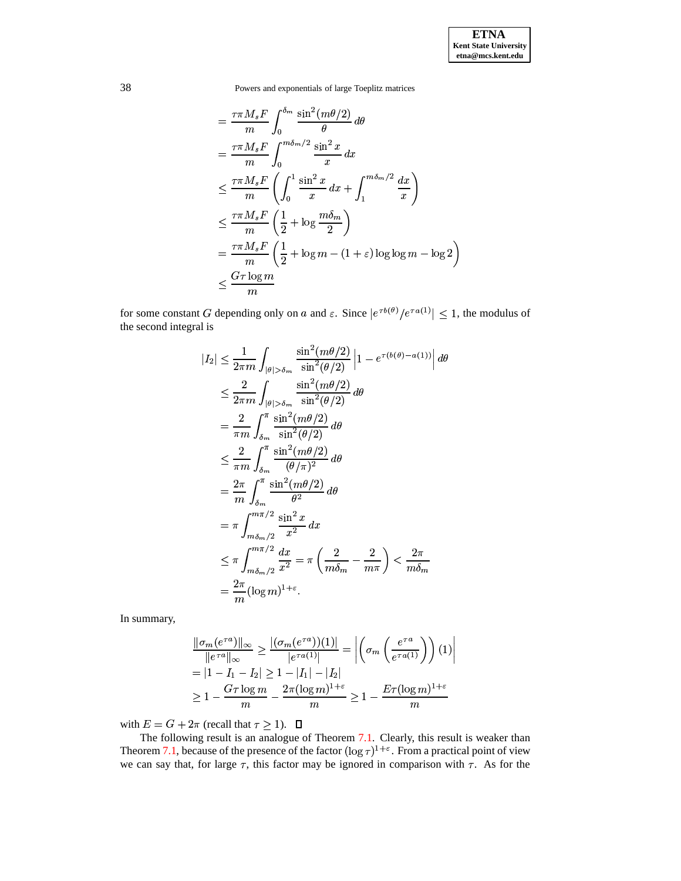$$
\begin{aligned}
&= \frac{\tau\pi M_s F}{m} \int_0^{\delta_m} \frac{\sin^2(m\theta/2)}{\theta}\, d\theta \\
&= \frac{\tau\pi M_s F}{m} \int_0^{m\delta_m/2} \frac{\sin^2 x}{x}\, dx \\
&\le \frac{\tau\pi M_s F}{m} \left( \int_0^1 \frac{\sin^2 x}{x}\, dx + \int_1^{m\delta_m/2} \frac{dx}{x} \right) \\
&\le \frac{\tau\pi M_s F}{m} \left( \frac{1}{2} + \log \frac{m\delta_m}{2} \right) \\
&= \frac{\tau\pi M_s F}{m} \left( \frac{1}{2} + \log m - (1+\varepsilon)\log\log m - \log 2 \right) \\
&\le \frac{G\tau \log m}{m}
\end{aligned}
$$

for some constant $G$ depending only on $a$ and $\varepsilon$. Since $|e^{\tau b(\theta)}/e^{\tau a(1)}| \le 1$, the modulus of the second integral is

$$
\begin{aligned}
|I_2| &\le \frac{1}{2\pi m} \int_{|\theta|>\delta_m} \frac{\sin^2(m\theta/2)}{\sin^2(\theta/2)} \left| 1 - e^{\tau(b(\theta)-a(1))} \right| d\theta \\
&\le \frac{2}{2\pi m} \int_{|\theta|>\delta_m} \frac{\sin^2(m\theta/2)}{\sin^2(\theta/2)}\, d\theta \\
&= \frac{2}{\pi m} \int_{\delta_m}^{\pi} \frac{\sin^2(m\theta/2)}{\sin^2(\theta/2)}\, d\theta \\
&\le \frac{2}{\pi m} \int_{\delta_m}^{\pi} \frac{\sin^2(m\theta/2)}{(\theta/\pi)^2}\, d\theta \\
&= \frac{2\pi}{m} \int_{\delta_m}^{\pi} \frac{\sin^2(m\theta/2)}{\theta^2}\, d\theta \\
&= \pi \int_{m\delta_m/2}^{m\pi/2} \frac{\sin^2 x}{x^2}\, dx \\
&\le \pi \int_{m\delta_m/2}^{m\pi/2} \frac{dx}{x^2} = \pi \left( \frac{2}{m\delta_m} - \frac{2}{m\pi} \right) < \frac{2\pi}{m\delta_m} \\
&= \frac{2\pi}{m} (\log m)^{1+\varepsilon}.
\end{aligned}
$$

In summary,

$$
\begin{aligned}
&\frac{\|\sigma_m(e^{\tau a})\|_\infty}{\|e^{\tau a}\|_\infty} \ge \frac{|(\sigma_m(e^{\tau a}))(1)|}{|e^{\tau a(1)}|} = \left| \left( \sigma_m \left( \frac{e^{\tau a}}{e^{\tau a(1)}} \right) \right)(1) \right| \\
&= |1 - I_1 - I_2| \ge 1 - |I_1| - |I_2| \\
&\ge 1 - \frac{G\tau \log m}{m} - \frac{2\pi (\log m)^{1+\varepsilon}}{m} \ge 1 - \frac{E\tau (\log m)^{1+\varepsilon}}{m}
\end{aligned}
$$

with $E = G + 2\pi$ (recall that $\tau \ge 1$). $\square$

The following result is an analogue of Theorem 7.1. Clearly, this result is weaker than Theorem 7.1, because of the presence of the factor $(\log \tau)^{1+\varepsilon}$. From a practical point of view we can say that, for large $\tau$, this factor may be ignored in comparison with $\tau$. As for the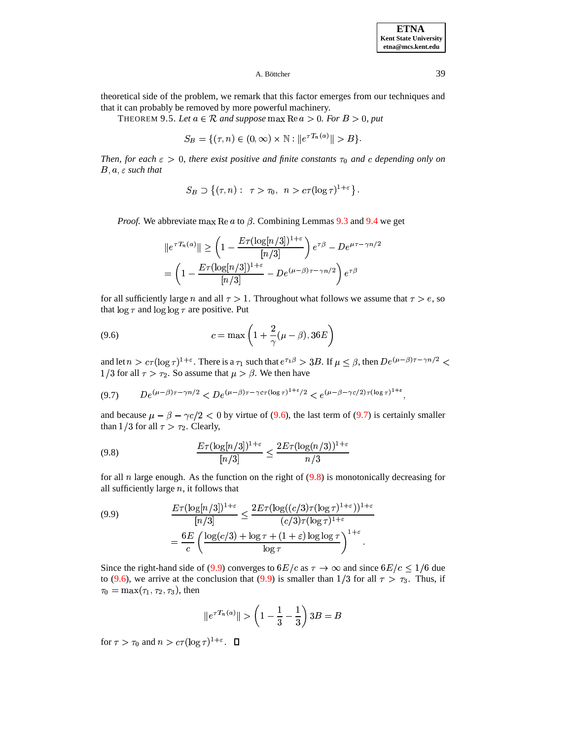theoretical side of the problem, we remark that this factor emerges from our techniques and that it can probably be removed by more powerful machinery.

THEOREM 9.5. *Let $a \in \mathcal{R}$ and suppose $\max \operatorname{Re} a > 0$. For $B > 0$, put*

$$S_B = \{(\tau, n) \in (0, \infty) \times \mathbb{N} : \|e^{\tau T_n(a)}\| > B\}.$$

*Then, for each $\varepsilon > 0$, there exist positive and finite constants $\tau_0$ and $c$ depending only on $B, a, \varepsilon$ such that*

$$S_B \supset \left\{(\tau, n) : \ \tau > \tau_0, \ n > c\tau(\log \tau)^{1+\varepsilon}\right\}.$$

*Proof.* We abbreviate $\max \operatorname{Re} a$ to $\beta$. Combining Lemmas 9.3 and 9.4 we get

$$\begin{aligned}\|e^{\tau T_n(a)}\| &\geq \left(1 - \frac{E\tau(\log[n/3])^{1+\varepsilon}}{[n/3]}\right) e^{\tau\beta} - De^{\mu\tau - \gamma n/2} \\ &= \left(1 - \frac{E\tau(\log[n/3])^{1+\varepsilon}}{[n/3]} - De^{(\mu-\beta)\tau - \gamma n/2}\right) e^{\tau\beta}\end{aligned}$$

for all sufficiently large $n$ and all $\tau > 1$. Throughout what follows we assume that $\tau > e$, so that $\log \tau$ and $\log \log \tau$ are positive. Put

$$c = \max\left(1 + \frac{2}{\gamma}(\mu - \beta), 36E\right) \tag{9.6}$$

and let $n > c\tau(\log \tau)^{1+\varepsilon}$. There is a $\tau_1$ such that $e^{\tau_1 \beta} > 3B$. If $\mu \leq \beta$, then $De^{(\mu-\beta)\tau - \gamma n/2} < 1/3$ for all $\tau > \tau_2$. So assume that $\mu > \beta$. We then have

$$De^{(\mu-\beta)\tau - \gamma n/2} < De^{(\mu-\beta)\tau - \gamma c\tau(\log\tau)^{1+\varepsilon}/2} < e^{(\mu - \beta - \gamma c/2)\tau(\log \tau)^{1+\varepsilon}}, \tag{9.7}$$

and because $\mu - \beta - \gamma c/2 < 0$ by virtue of (9.6), the last term of (9.7) is certainly smaller than $1/3$ for all $\tau > \tau_2$. Clearly,

$$\frac{E\tau(\log[n/3])^{1+\varepsilon}}{[n/3]} \leq \frac{2E\tau(\log(n/3))^{1+\varepsilon}}{n/3} \tag{9.8}$$

for all $n$ large enough. As the function on the right of (9.8) is monotonically decreasing for all sufficiently large $n$, it follows that

$$\begin{aligned}\frac{E\tau(\log[n/3])^{1+\varepsilon}}{[n/3]} &\leq \frac{2E\tau(\log((c/3)\tau(\log\tau)^{1+\varepsilon}))^{1+\varepsilon}}{(c/3)\tau(\log\tau)^{1+\varepsilon}} \\ &= \frac{6E}{c}\left(\frac{\log(c/3) + \log\tau + (1+\varepsilon)\log\log\tau}{\log\tau}\right)^{1+\varepsilon}.\end{aligned} \tag{9.9}$$

Since the right-hand side of (9.9) converges to $6E/c$ as $\tau \to \infty$ and since $6E/c \leq 1/6$ due to (9.6), we arrive at the conclusion that (9.9) is smaller than $1/3$ for all $\tau > \tau_3$. Thus, if $\tau_0 = \max(\tau_1, \tau_2, \tau_3)$, then

$$\|e^{\tau T_n(a)}\| > \left(1 - \frac{1}{3} - \frac{1}{3}\right) 3B = B$$

for $\tau > \tau_0$ and $n > c\tau(\log\tau)^{1+\varepsilon}$. ∎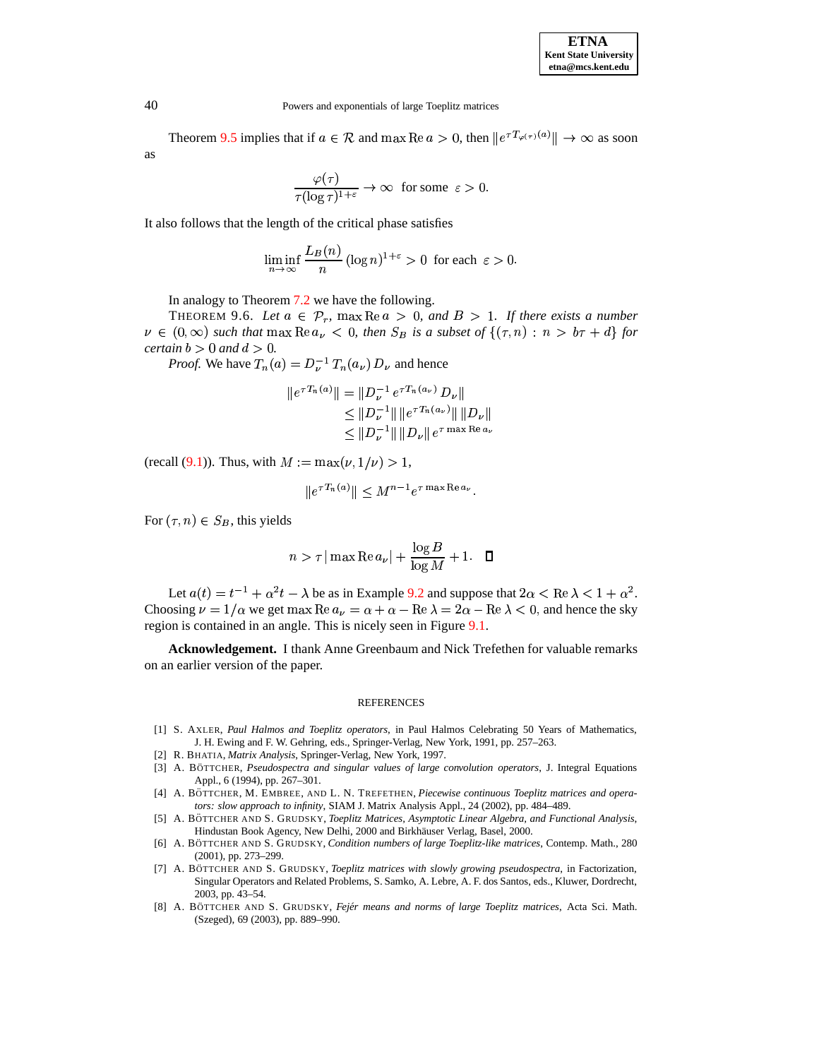Theorem 9.5 implies that if $a \in \mathcal{R}$ and $\max \operatorname{Re} a > 0$, then $\|e^{\tau T_{\varphi(\tau)}(a)}\| \to \infty$ as soon as

$$\frac{\varphi(\tau)}{\tau(\log \tau)^{1+\varepsilon}} \to \infty \quad \text{for some } \varepsilon > 0.$$

It also follows that the length of the critical phase satisfies

$$\liminf_{n\to\infty} \frac{L_B(n)}{n} (\log n)^{1+\varepsilon} > 0 \quad \text{for each } \varepsilon > 0.$$

In analogy to Theorem 7.2 we have the following.

THEOREM 9.6. *Let $a \in \mathcal{P}_r$, $\max \operatorname{Re} a > 0$, and $B > 1$. If there exists a number $\nu \in (0, \infty)$ such that $\max \operatorname{Re} a_\nu < 0$, then $S_B$ is a subset of $\{(\tau, n) : n > b\tau + d\}$ for certain $b > 0$ and $d > 0$.*

*Proof.* We have $T_n(a) = D_\nu^{-1} T_n(a_\nu) D_\nu$ and hence

$$\begin{aligned}
\|e^{\tau T_n(a)}\| &= \|D_\nu^{-1} e^{\tau T_n(a_\nu)} D_\nu\| \\
&\leq \|D_\nu^{-1}\| \, \|e^{\tau T_n(a_\nu)}\| \, \|D_\nu\| \\
&\leq \|D_\nu^{-1}\| \, \|D_\nu\| \, e^{\tau \max \operatorname{Re} a_\nu}
\end{aligned}$$

(recall (9.1)). Thus, with $M := \max(\nu, 1/\nu) > 1$,

$$\|e^{\tau T_n(a)}\| \leq M^{n-1} e^{\tau \max \operatorname{Re} a_\nu}.$$

For $(\tau, n) \in S_B$, this yields

$$n > \tau \, |\max \operatorname{Re} a_\nu| + \frac{\log B}{\log M} + 1. \quad \square$$

Let $a(t) = t^{-1} + \alpha^2 t - \lambda$ be as in Example 9.2 and suppose that $2\alpha < \operatorname{Re} \lambda < 1 + \alpha^2$. Choosing $\nu = 1/\alpha$ we get $\max \operatorname{Re} a_\nu = \alpha + \alpha - \operatorname{Re} \lambda = 2\alpha - \operatorname{Re} \lambda < 0$, and hence the sky region is contained in an angle. This is nicely seen in Figure 9.1.

**Acknowledgement.** I thank Anne Greenbaum and Nick Trefethen for valuable remarks on an earlier version of the paper.

## REFERENCES

[1] S. AXLER, *Paul Halmos and Toeplitz operators*, in Paul Halmos Celebrating 50 Years of Mathematics, J. H. Ewing and F. W. Gehring, eds., Springer-Verlag, New York, 1991, pp. 257–263.

[2] R. BHATIA, *Matrix Analysis*, Springer-Verlag, New York, 1997.

[3] A. BÖTTCHER, *Pseudospectra and singular values of large convolution operators*, J. Integral Equations Appl., 6 (1994), pp. 267–301.

[4] A. BÖTTCHER, M. EMBREE, AND L. N. TREFETHEN, *Piecewise continuous Toeplitz matrices and operators: slow approach to infinity*, SIAM J. Matrix Analysis Appl., 24 (2002), pp. 484–489.

[5] A. BÖTTCHER AND S. GRUDSKY, *Toeplitz Matrices, Asymptotic Linear Algebra, and Functional Analysis*, Hindustan Book Agency, New Delhi, 2000 and Birkhäuser Verlag, Basel, 2000.

[6] A. BÖTTCHER AND S. GRUDSKY, *Condition numbers of large Toeplitz-like matrices*, Contemp. Math., 280 (2001), pp. 273–299.

[7] A. BÖTTCHER AND S. GRUDSKY, *Toeplitz matrices with slowly growing pseudospectra*, in Factorization, Singular Operators and Related Problems, S. Samko, A. Lebre, A. F. dos Santos, eds., Kluwer, Dordrecht, 2003, pp. 43–54.

[8] A. BÖTTCHER AND S. GRUDSKY, *Fejér means and norms of large Toeplitz matrices*, Acta Sci. Math. (Szeged), 69 (2003), pp. 889–990.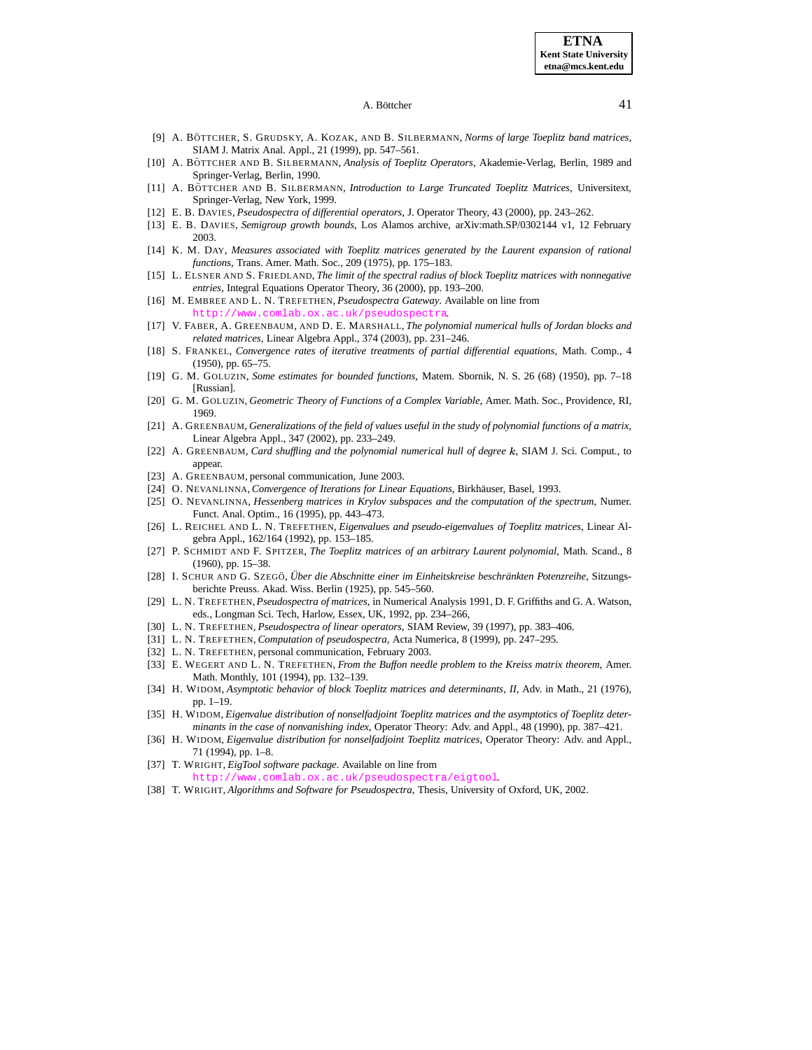[9] A. Böttcher, S. Grudsky, A. Kozak, and B. Silbermann, *Norms of large Toeplitz band matrices*, SIAM J. Matrix Anal. Appl., 21 (1999), pp. 547–561.

[10] A. Böttcher and B. Silbermann, *Analysis of Toeplitz Operators*, Akademie-Verlag, Berlin, 1989 and Springer-Verlag, Berlin, 1990.

[11] A. Böttcher and B. Silbermann, *Introduction to Large Truncated Toeplitz Matrices*, Universitext, Springer-Verlag, New York, 1999.

[12] E. B. Davies, *Pseudospectra of differential operators*, J. Operator Theory, 43 (2000), pp. 243–262.

[13] E. B. Davies, *Semigroup growth bounds*, Los Alamos archive, arXiv:math.SP/0302144 v1, 12 February 2003.

[14] K. M. Day, *Measures associated with Toeplitz matrices generated by the Laurent expansion of rational functions*, Trans. Amer. Math. Soc., 209 (1975), pp. 175–183.

[15] L. Elsner and S. Friedland, *The limit of the spectral radius of block Toeplitz matrices with nonnegative entries*, Integral Equations Operator Theory, 36 (2000), pp. 193–200.

[16] M. Embree and L. N. Trefethen, *Pseudospectra Gateway*. Available on line from http://www.comlab.ox.ac.uk/pseudospectra.

[17] V. Faber, A. Greenbaum, and D. E. Marshall, *The polynomial numerical hulls of Jordan blocks and related matrices*, Linear Algebra Appl., 374 (2003), pp. 231–246.

[18] S. Frankel, *Convergence rates of iterative treatments of partial differential equations*, Math. Comp., 4 (1950), pp. 65–75.

[19] G. M. Goluzin, *Some estimates for bounded functions*, Matem. Sbornik, N. S. 26 (68) (1950), pp. 7–18 [Russian].

[20] G. M. Goluzin, *Geometric Theory of Functions of a Complex Variable*, Amer. Math. Soc., Providence, RI, 1969.

[21] A. Greenbaum, *Generalizations of the field of values useful in the study of polynomial functions of a matrix*, Linear Algebra Appl., 347 (2002), pp. 233–249.

[22] A. Greenbaum, *Card shuffling and the polynomial numerical hull of degree $k$*, SIAM J. Sci. Comput., to appear.

[23] A. Greenbaum, personal communication, June 2003.

[24] O. Nevanlinna, *Convergence of Iterations for Linear Equations*, Birkhäuser, Basel, 1993.

[25] O. Nevanlinna, *Hessenberg matrices in Krylov subspaces and the computation of the spectrum*, Numer. Funct. Anal. Optim., 16 (1995), pp. 443–473.

[26] L. Reichel and L. N. Trefethen, *Eigenvalues and pseudo-eigenvalues of Toeplitz matrices*, Linear Algebra Appl., 162/164 (1992), pp. 153–185.

[27] P. Schmidt and F. Spitzer, *The Toeplitz matrices of an arbitrary Laurent polynomial*, Math. Scand., 8 (1960), pp. 15–38.

[28] I. Schur and G. Szegö, *Über die Abschnitte einer im Einheitskreise beschränkten Potenzreihe*, Sitzungsberichte Preuss. Akad. Wiss. Berlin (1925), pp. 545–560.

[29] L. N. Trefethen, *Pseudospectra of matrices*, in Numerical Analysis 1991, D. F. Griffiths and G. A. Watson, eds., Longman Sci. Tech, Harlow, Essex, UK, 1992, pp. 234–266,

[30] L. N. Trefethen, *Pseudospectra of linear operators*, SIAM Review, 39 (1997), pp. 383–406.

[31] L. N. Trefethen, *Computation of pseudospectra*, Acta Numerica, 8 (1999), pp. 247–295.

[32] L. N. Trefethen, personal communication, February 2003.

[33] E. Wegert and L. N. Trefethen, *From the Buffon needle problem to the Kreiss matrix theorem*, Amer. Math. Monthly, 101 (1994), pp. 132–139.

[34] H. Widom, *Asymptotic behavior of block Toeplitz matrices and determinants, II*, Adv. in Math., 21 (1976), pp. 1–19.

[35] H. Widom, *Eigenvalue distribution of nonselfadjoint Toeplitz matrices and the asymptotics of Toeplitz determinants in the case of nonvanishing index*, Operator Theory: Adv. and Appl., 48 (1990), pp. 387–421.

[36] H. Widom, *Eigenvalue distribution for nonselfadjoint Toeplitz matrices*, Operator Theory: Adv. and Appl., 71 (1994), pp. 1–8.

[37] T. Wright, *EigTool software package*. Available on line from http://www.comlab.ox.ac.uk/pseudospectra/eigtool.

[38] T. Wright, *Algorithms and Software for Pseudospectra*, Thesis, University of Oxford, UK, 2002.